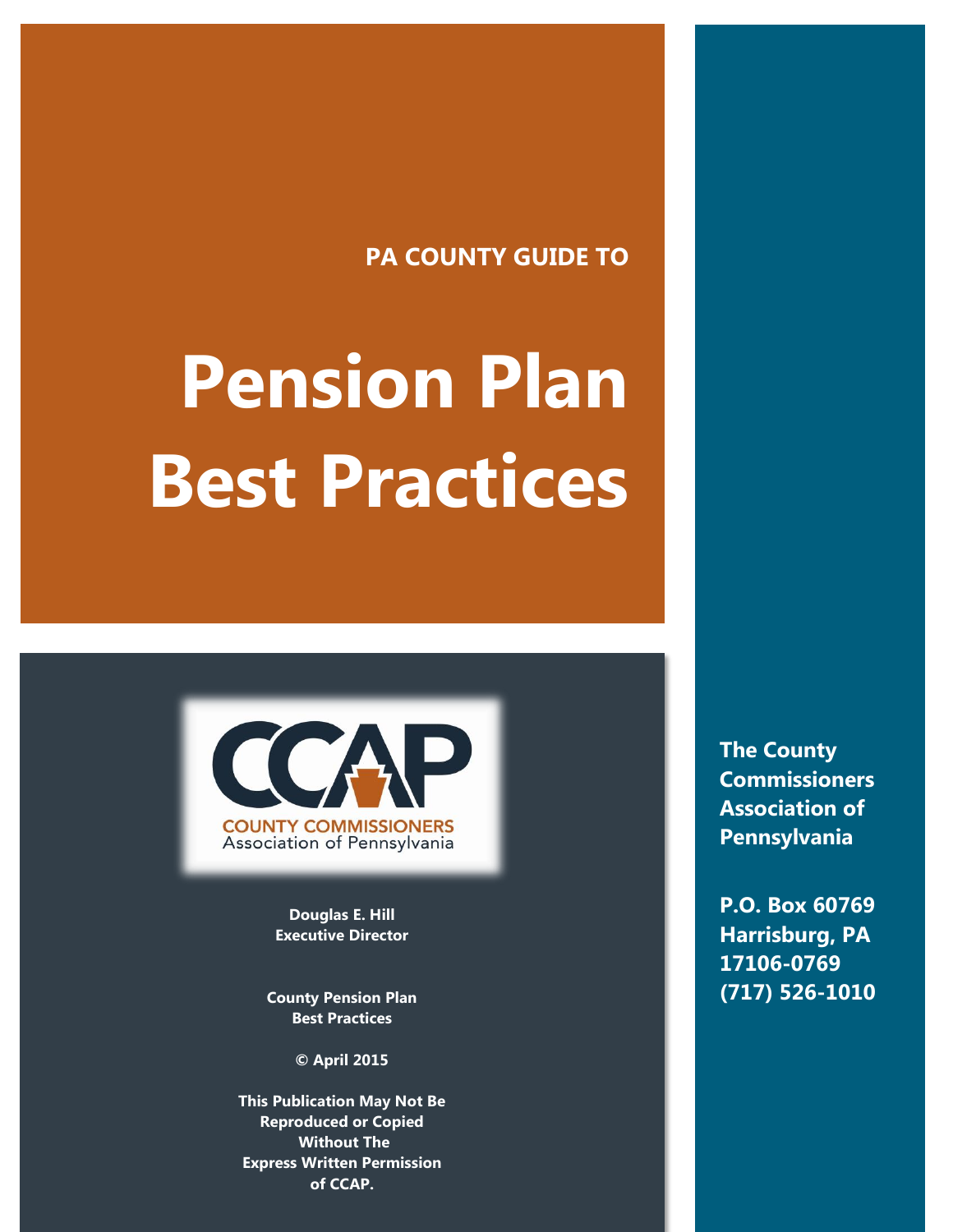PA COUNTY GUIDE TO

# Pension Plan Best Practices

CCAP

COUNTY COMMISSIONERS Association of Pennsylvania

**Douglas E. Hill**
**Executive Director**

**County Pension Plan**
**Best Practices**

**© April 2015**

**This Publication May Not Be Reproduced or Copied Without The Express Written Permission of CCAP.**

**The County Commissioners Association of Pennsylvania**

**P.O. Box 60769**
**Harrisburg, PA**
**17106-0769**
**(717) 526-1010**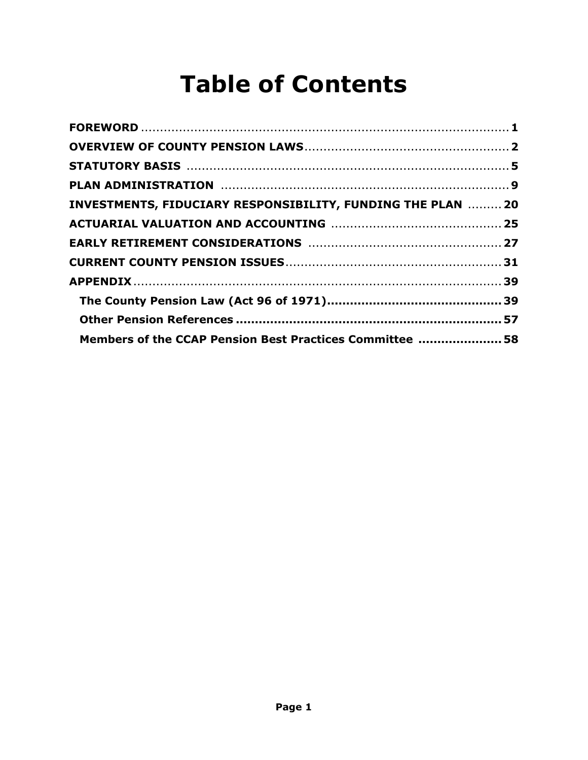# Table of Contents

**FOREWORD** ..... 1

**OVERVIEW OF COUNTY PENSION LAWS** ..... 2

**STATUTORY BASIS** ..... 5

**PLAN ADMINISTRATION** ..... 9

**INVESTMENTS, FIDUCIARY RESPONSIBILITY, FUNDING THE PLAN** ..... 20

**ACTUARIAL VALUATION AND ACCOUNTING** ..... 25

**EARLY RETIREMENT CONSIDERATIONS** ..... 27

**CURRENT COUNTY PENSION ISSUES** ..... 31

**APPENDIX** ..... 39

- **The County Pension Law (Act 96 of 1971)** ..... 39
- **Other Pension References** ..... 57
- **Members of the CCAP Pension Best Practices Committee** ..... 58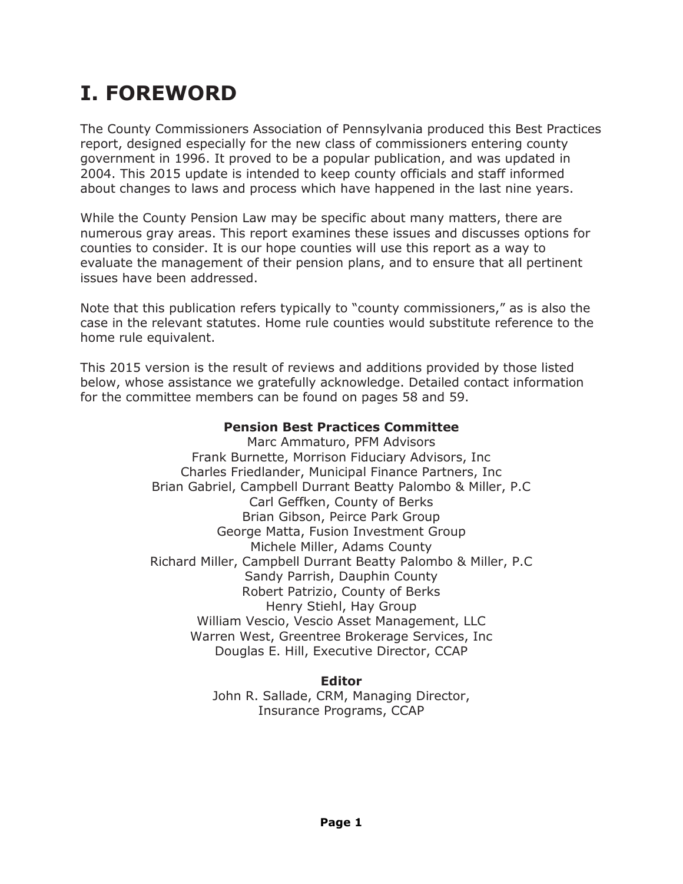# I. FOREWORD

The County Commissioners Association of Pennsylvania produced this Best Practices report, designed especially for the new class of commissioners entering county government in 1996. It proved to be a popular publication, and was updated in 2004. This 2015 update is intended to keep county officials and staff informed about changes to laws and process which have happened in the last nine years.

While the County Pension Law may be specific about many matters, there are numerous gray areas. This report examines these issues and discusses options for counties to consider. It is our hope counties will use this report as a way to evaluate the management of their pension plans, and to ensure that all pertinent issues have been addressed.

Note that this publication refers typically to "county commissioners," as is also the case in the relevant statutes. Home rule counties would substitute reference to the home rule equivalent.

This 2015 version is the result of reviews and additions provided by those listed below, whose assistance we gratefully acknowledge. Detailed contact information for the committee members can be found on pages 58 and 59.

**Pension Best Practices Committee**

Marc Ammaturo, PFM Advisors
Frank Burnette, Morrison Fiduciary Advisors, Inc
Charles Friedlander, Municipal Finance Partners, Inc
Brian Gabriel, Campbell Durrant Beatty Palombo & Miller, P.C
Carl Geffken, County of Berks
Brian Gibson, Peirce Park Group
George Matta, Fusion Investment Group
Michele Miller, Adams County
Richard Miller, Campbell Durrant Beatty Palombo & Miller, P.C
Sandy Parrish, Dauphin County
Robert Patrizio, County of Berks
Henry Stiehl, Hay Group
William Vescio, Vescio Asset Management, LLC
Warren West, Greentree Brokerage Services, Inc
Douglas E. Hill, Executive Director, CCAP

**Editor**

John R. Sallade, CRM, Managing Director,
Insurance Programs, CCAP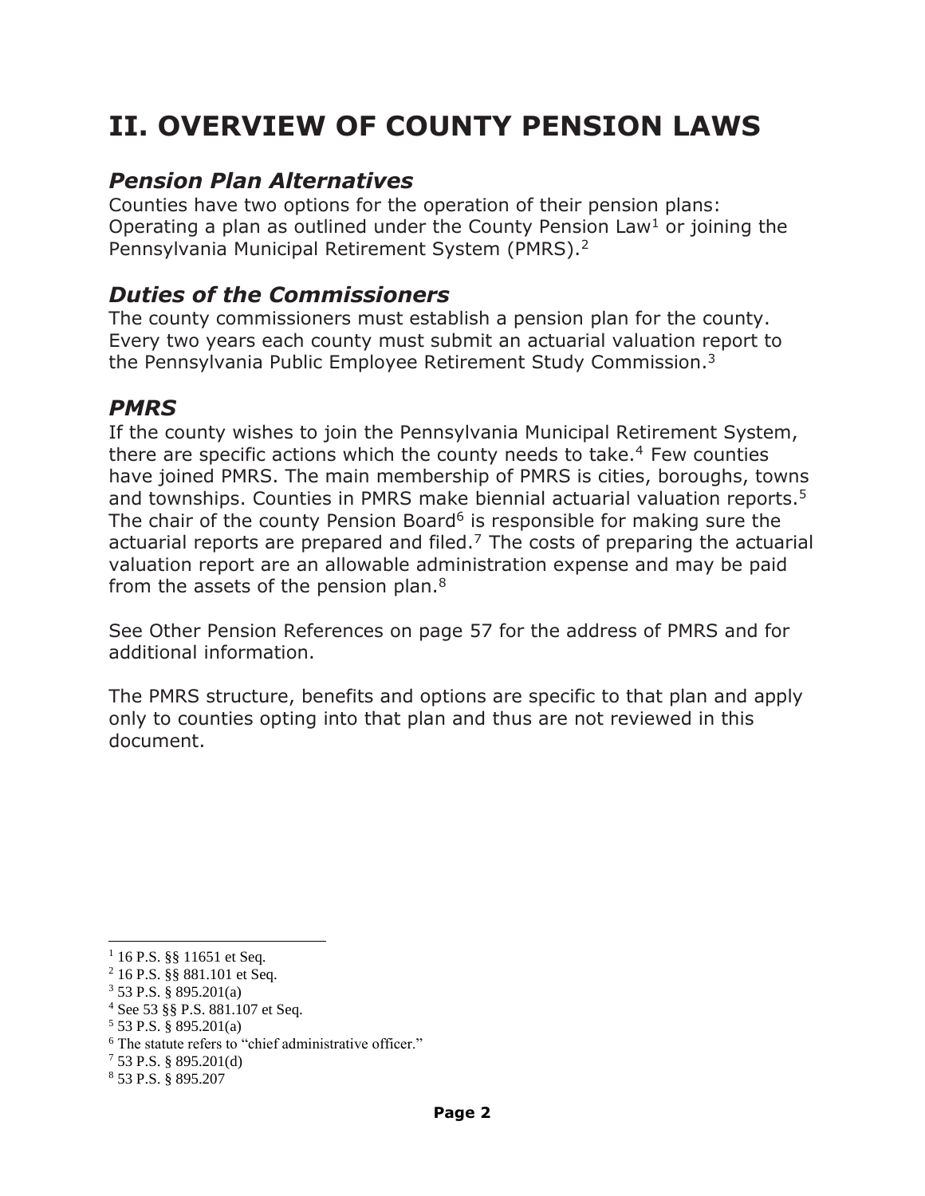# II. OVERVIEW OF COUNTY PENSION LAWS

## *Pension Plan Alternatives*

Counties have two options for the operation of their pension plans: Operating a plan as outlined under the County Pension Law[1] or joining the Pennsylvania Municipal Retirement System (PMRS).[2]

## *Duties of the Commissioners*

The county commissioners must establish a pension plan for the county. Every two years each county must submit an actuarial valuation report to the Pennsylvania Public Employee Retirement Study Commission.[3]

## *PMRS*

If the county wishes to join the Pennsylvania Municipal Retirement System, there are specific actions which the county needs to take.[4] Few counties have joined PMRS. The main membership of PMRS is cities, boroughs, towns and townships. Counties in PMRS make biennial actuarial valuation reports.[5] The chair of the county Pension Board[6] is responsible for making sure the actuarial reports are prepared and filed.[7] The costs of preparing the actuarial valuation report are an allowable administration expense and may be paid from the assets of the pension plan.[8]

See Other Pension References on page 57 for the address of PMRS and for additional information.

The PMRS structure, benefits and options are specific to that plan and apply only to counties opting into that plan and thus are not reviewed in this document.

---

[1] 16 P.S. §§ 11651 et Seq.
[2] 16 P.S. §§ 881.101 et Seq.
[3] 53 P.S. § 895.201(a)
[4] See 53 §§ P.S. 881.107 et Seq.
[5] 53 P.S. § 895.201(a)
[6] The statute refers to "chief administrative officer."
[7] 53 P.S. § 895.201(d)
[8] 53 P.S. § 895.207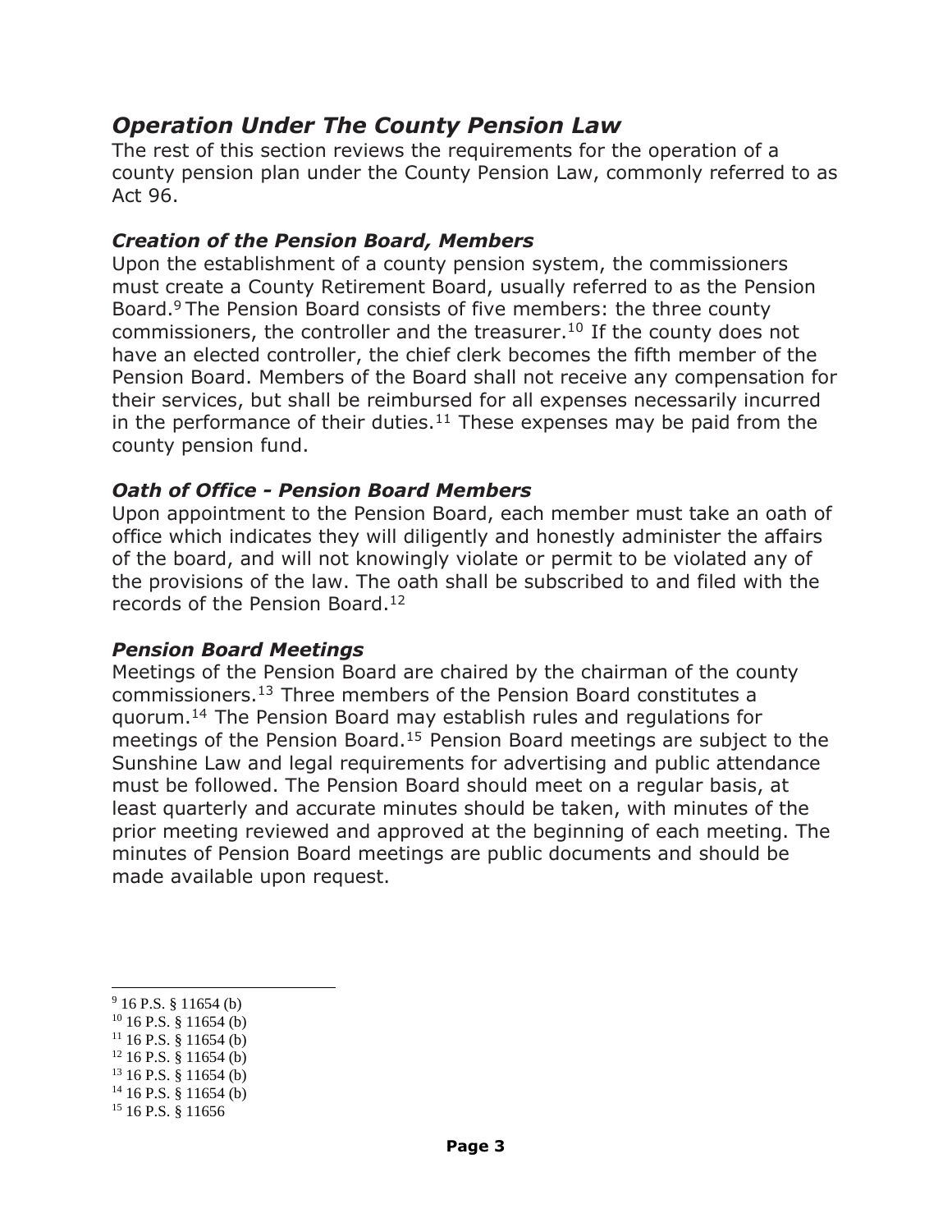## *Operation Under The County Pension Law*

The rest of this section reviews the requirements for the operation of a county pension plan under the County Pension Law, commonly referred to as Act 96.

### *Creation of the Pension Board, Members*

Upon the establishment of a county pension system, the commissioners must create a County Retirement Board, usually referred to as the Pension Board.[9] The Pension Board consists of five members: the three county commissioners, the controller and the treasurer.[10] If the county does not have an elected controller, the chief clerk becomes the fifth member of the Pension Board. Members of the Board shall not receive any compensation for their services, but shall be reimbursed for all expenses necessarily incurred in the performance of their duties.[11] These expenses may be paid from the county pension fund.

### *Oath of Office - Pension Board Members*

Upon appointment to the Pension Board, each member must take an oath of office which indicates they will diligently and honestly administer the affairs of the board, and will not knowingly violate or permit to be violated any of the provisions of the law. The oath shall be subscribed to and filed with the records of the Pension Board.[12]

### *Pension Board Meetings*

Meetings of the Pension Board are chaired by the chairman of the county commissioners.[13] Three members of the Pension Board constitutes a quorum.[14] The Pension Board may establish rules and regulations for meetings of the Pension Board.[15] Pension Board meetings are subject to the Sunshine Law and legal requirements for advertising and public attendance must be followed. The Pension Board should meet on a regular basis, at least quarterly and accurate minutes should be taken, with minutes of the prior meeting reviewed and approved at the beginning of each meeting. The minutes of Pension Board meetings are public documents and should be made available upon request.

---

[9] 16 P.S. § 11654 (b)
[10] 16 P.S. § 11654 (b)
[11] 16 P.S. § 11654 (b)
[12] 16 P.S. § 11654 (b)
[13] 16 P.S. § 11654 (b)
[14] 16 P.S. § 11654 (b)
[15] 16 P.S. § 11656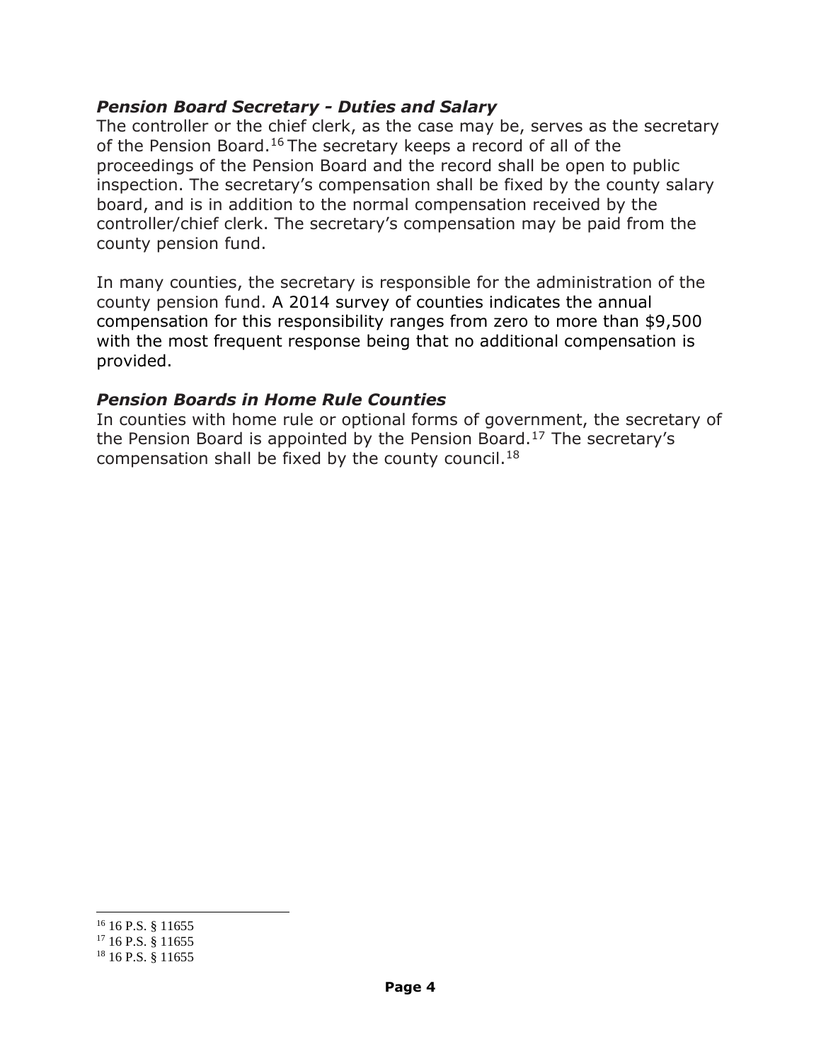### *Pension Board Secretary - Duties and Salary*

The controller or the chief clerk, as the case may be, serves as the secretary of the Pension Board.[16] The secretary keeps a record of all of the proceedings of the Pension Board and the record shall be open to public inspection. The secretary's compensation shall be fixed by the county salary board, and is in addition to the normal compensation received by the controller/chief clerk. The secretary's compensation may be paid from the county pension fund.

In many counties, the secretary is responsible for the administration of the county pension fund. A 2014 survey of counties indicates the annual compensation for this responsibility ranges from zero to more than $9,500 with the most frequent response being that no additional compensation is provided.

### *Pension Boards in Home Rule Counties*

In counties with home rule or optional forms of government, the secretary of the Pension Board is appointed by the Pension Board.[17] The secretary's compensation shall be fixed by the county council.[18]

---

[16] 16 P.S. § 11655

[17] 16 P.S. § 11655

[18] 16 P.S. § 11655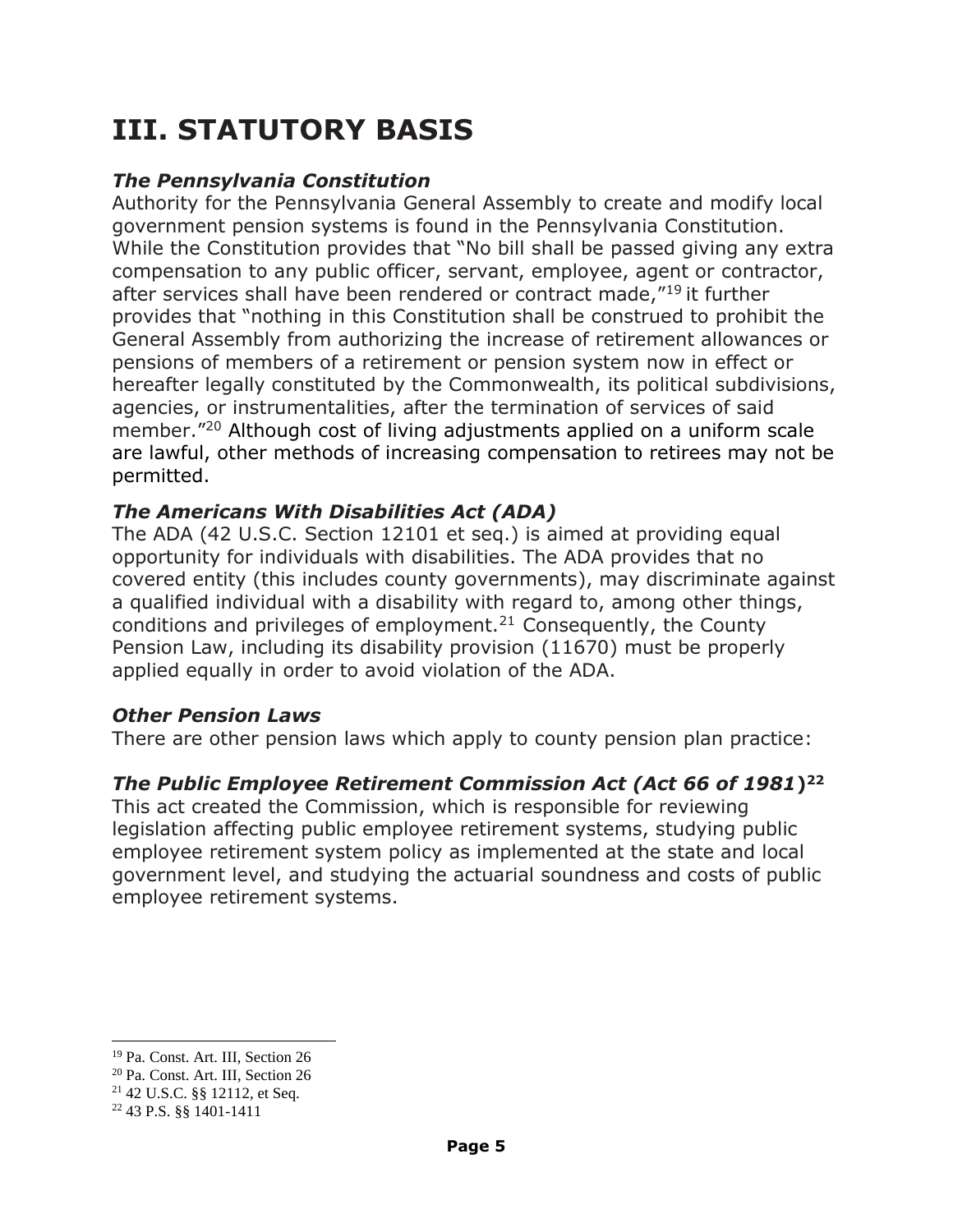# III. STATUTORY BASIS

### *The Pennsylvania Constitution*

Authority for the Pennsylvania General Assembly to create and modify local government pension systems is found in the Pennsylvania Constitution. While the Constitution provides that "No bill shall be passed giving any extra compensation to any public officer, servant, employee, agent or contractor, after services shall have been rendered or contract made,"[19] it further provides that "nothing in this Constitution shall be construed to prohibit the General Assembly from authorizing the increase of retirement allowances or pensions of members of a retirement or pension system now in effect or hereafter legally constituted by the Commonwealth, its political subdivisions, agencies, or instrumentalities, after the termination of services of said member."[20] Although cost of living adjustments applied on a uniform scale are lawful, other methods of increasing compensation to retirees may not be permitted.

### *The Americans With Disabilities Act (ADA)*

The ADA (42 U.S.C. Section 12101 et seq.) is aimed at providing equal opportunity for individuals with disabilities. The ADA provides that no covered entity (this includes county governments), may discriminate against a qualified individual with a disability with regard to, among other things, conditions and privileges of employment.[21] Consequently, the County Pension Law, including its disability provision (11670) must be properly applied equally in order to avoid violation of the ADA.

### *Other Pension Laws*

There are other pension laws which apply to county pension plan practice:

### *The Public Employee Retirement Commission Act (Act 66 of 1981)*[22]

This act created the Commission, which is responsible for reviewing legislation affecting public employee retirement systems, studying public employee retirement system policy as implemented at the state and local government level, and studying the actuarial soundness and costs of public employee retirement systems.

---

[19] Pa. Const. Art. III, Section 26

[20] Pa. Const. Art. III, Section 26

[21] 42 U.S.C. §§ 12112, et Seq.

[22] 43 P.S. §§ 1401-1411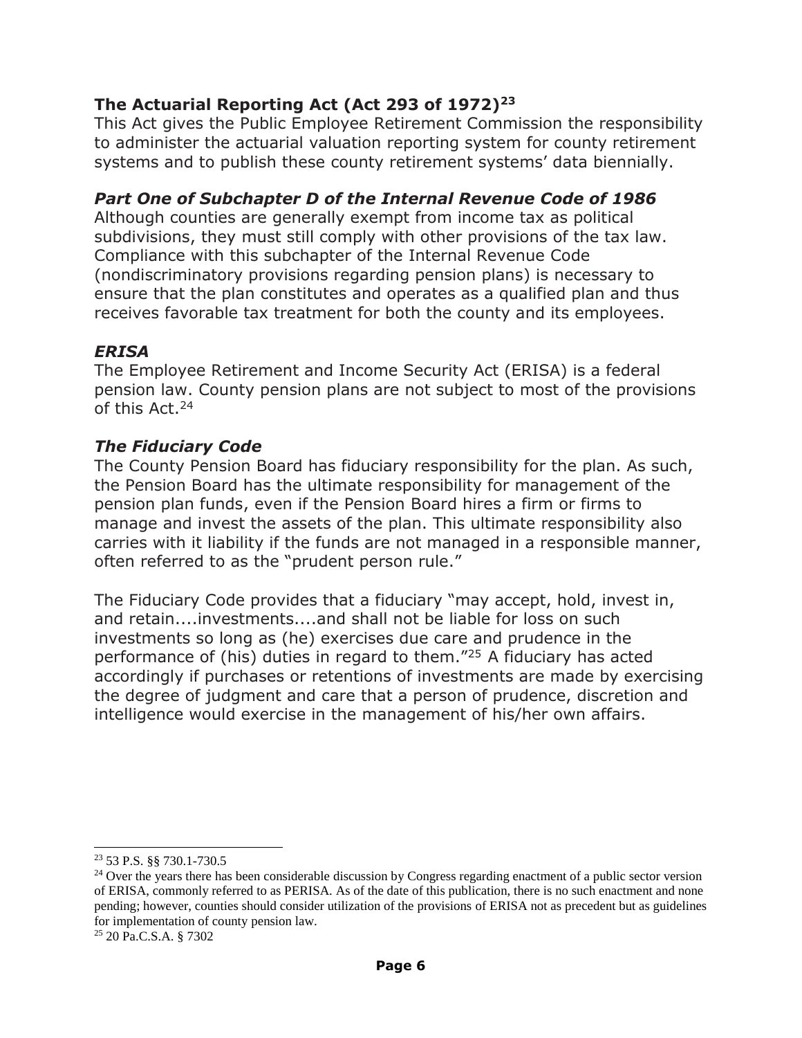### The Actuarial Reporting Act (Act 293 of 1972)[23]

This Act gives the Public Employee Retirement Commission the responsibility to administer the actuarial valuation reporting system for county retirement systems and to publish these county retirement systems' data biennially.

### *Part One of Subchapter D of the Internal Revenue Code of 1986*

Although counties are generally exempt from income tax as political subdivisions, they must still comply with other provisions of the tax law. Compliance with this subchapter of the Internal Revenue Code (nondiscriminatory provisions regarding pension plans) is necessary to ensure that the plan constitutes and operates as a qualified plan and thus receives favorable tax treatment for both the county and its employees.

### *ERISA*

The Employee Retirement and Income Security Act (ERISA) is a federal pension law. County pension plans are not subject to most of the provisions of this Act.[24]

### *The Fiduciary Code*

The County Pension Board has fiduciary responsibility for the plan. As such, the Pension Board has the ultimate responsibility for management of the pension plan funds, even if the Pension Board hires a firm or firms to manage and invest the assets of the plan. This ultimate responsibility also carries with it liability if the funds are not managed in a responsible manner, often referred to as the "prudent person rule."

The Fiduciary Code provides that a fiduciary "may accept, hold, invest in, and retain....investments....and shall not be liable for loss on such investments so long as (he) exercises due care and prudence in the performance of (his) duties in regard to them."[25] A fiduciary has acted accordingly if purchases or retentions of investments are made by exercising the degree of judgment and care that a person of prudence, discretion and intelligence would exercise in the management of his/her own affairs.

---

[23] 53 P.S. §§ 730.1-730.5

[24] Over the years there has been considerable discussion by Congress regarding enactment of a public sector version of ERISA, commonly referred to as PERISA. As of the date of this publication, there is no such enactment and none pending; however, counties should consider utilization of the provisions of ERISA not as precedent but as guidelines for implementation of county pension law.

[25] 20 Pa.C.S.A. § 7302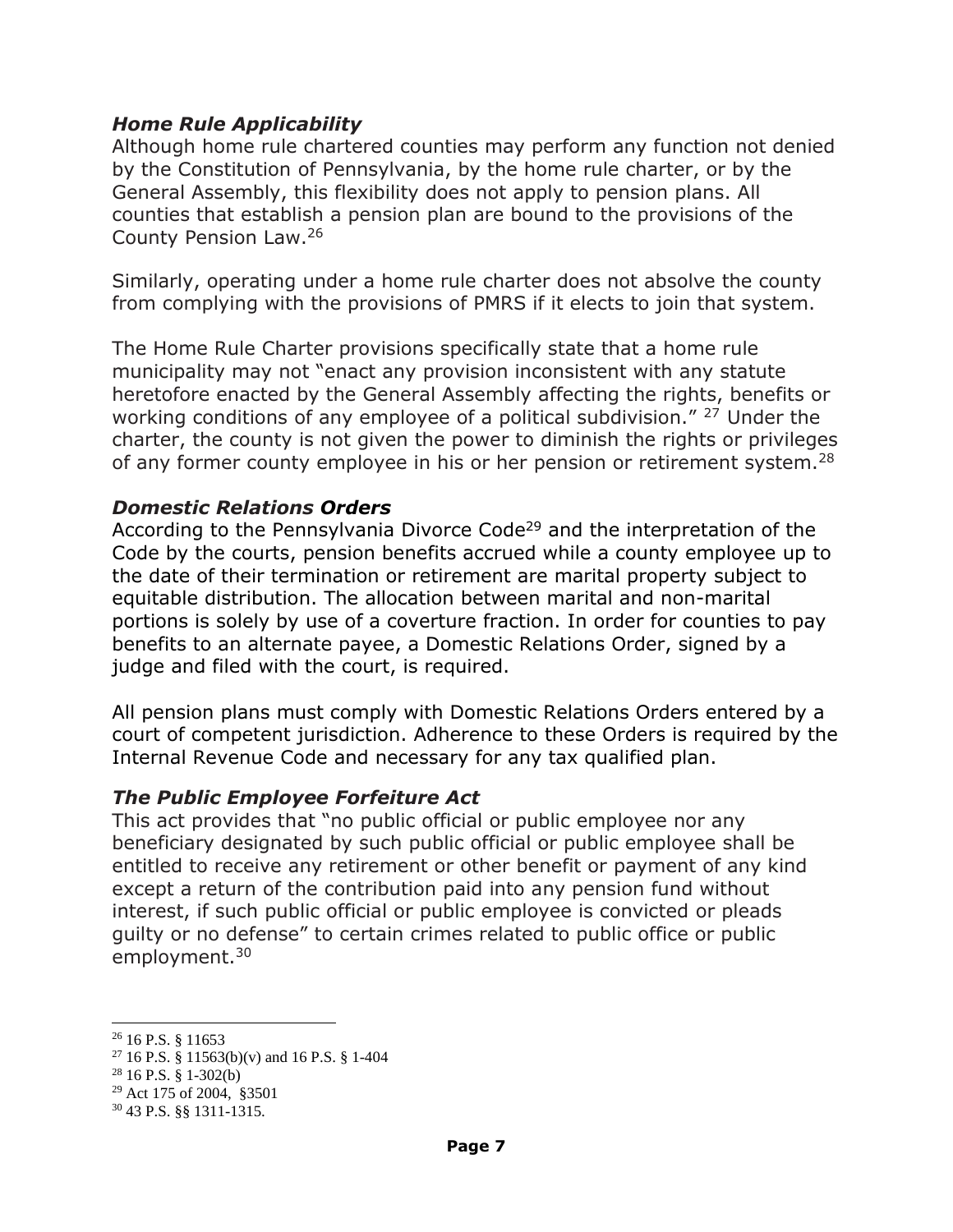### *Home Rule Applicability*

Although home rule chartered counties may perform any function not denied by the Constitution of Pennsylvania, by the home rule charter, or by the General Assembly, this flexibility does not apply to pension plans. All counties that establish a pension plan are bound to the provisions of the County Pension Law.[26]

Similarly, operating under a home rule charter does not absolve the county from complying with the provisions of PMRS if it elects to join that system.

The Home Rule Charter provisions specifically state that a home rule municipality may not "enact any provision inconsistent with any statute heretofore enacted by the General Assembly affecting the rights, benefits or working conditions of any employee of a political subdivision." [27] Under the charter, the county is not given the power to diminish the rights or privileges of any former county employee in his or her pension or retirement system.[28]

### *Domestic Relations Orders*

According to the Pennsylvania Divorce Code[29] and the interpretation of the Code by the courts, pension benefits accrued while a county employee up to the date of their termination or retirement are marital property subject to equitable distribution. The allocation between marital and non-marital portions is solely by use of a coverture fraction. In order for counties to pay benefits to an alternate payee, a Domestic Relations Order, signed by a judge and filed with the court, is required.

All pension plans must comply with Domestic Relations Orders entered by a court of competent jurisdiction. Adherence to these Orders is required by the Internal Revenue Code and necessary for any tax qualified plan.

### *The Public Employee Forfeiture Act*

This act provides that "no public official or public employee nor any beneficiary designated by such public official or public employee shall be entitled to receive any retirement or other benefit or payment of any kind except a return of the contribution paid into any pension fund without interest, if such public official or public employee is convicted or pleads guilty or no defense" to certain crimes related to public office or public employment.[30]

---

[26] 16 P.S. § 11653

[27] 16 P.S. § 11563(b)(v) and 16 P.S. § 1-404

[28] 16 P.S. § 1-302(b)

[29] Act 175 of 2004, §3501

[30] 43 P.S. §§ 1311-1315.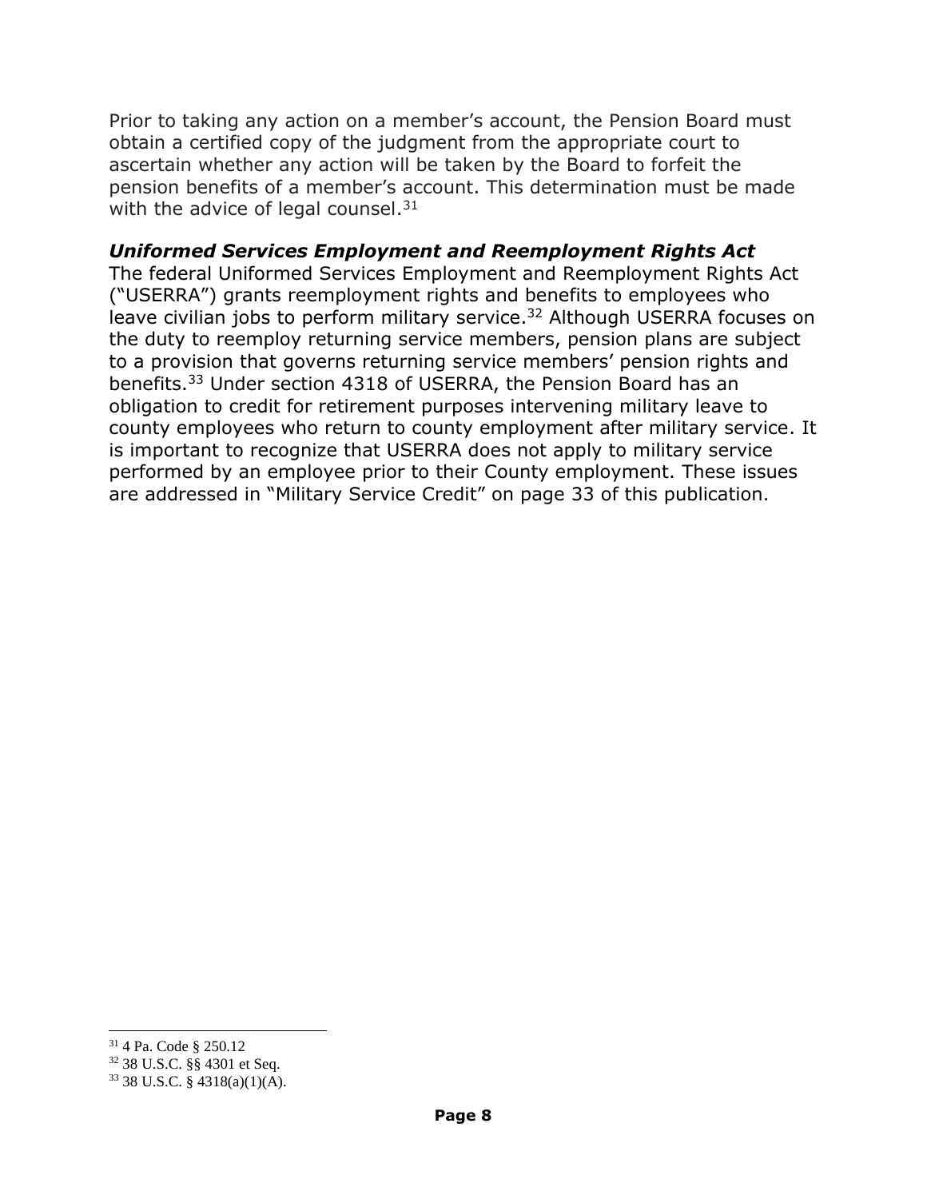Prior to taking any action on a member's account, the Pension Board must obtain a certified copy of the judgment from the appropriate court to ascertain whether any action will be taken by the Board to forfeit the pension benefits of a member's account. This determination must be made with the advice of legal counsel.[31]

### *Uniformed Services Employment and Reemployment Rights Act*

The federal Uniformed Services Employment and Reemployment Rights Act ("USERRA") grants reemployment rights and benefits to employees who leave civilian jobs to perform military service.[32] Although USERRA focuses on the duty to reemploy returning service members, pension plans are subject to a provision that governs returning service members' pension rights and benefits.[33] Under section 4318 of USERRA, the Pension Board has an obligation to credit for retirement purposes intervening military leave to county employees who return to county employment after military service. It is important to recognize that USERRA does not apply to military service performed by an employee prior to their County employment. These issues are addressed in "Military Service Credit" on page 33 of this publication.

---

[31] 4 Pa. Code § 250.12

[32] 38 U.S.C. §§ 4301 et Seq.

[33] 38 U.S.C. § 4318(a)(1)(A).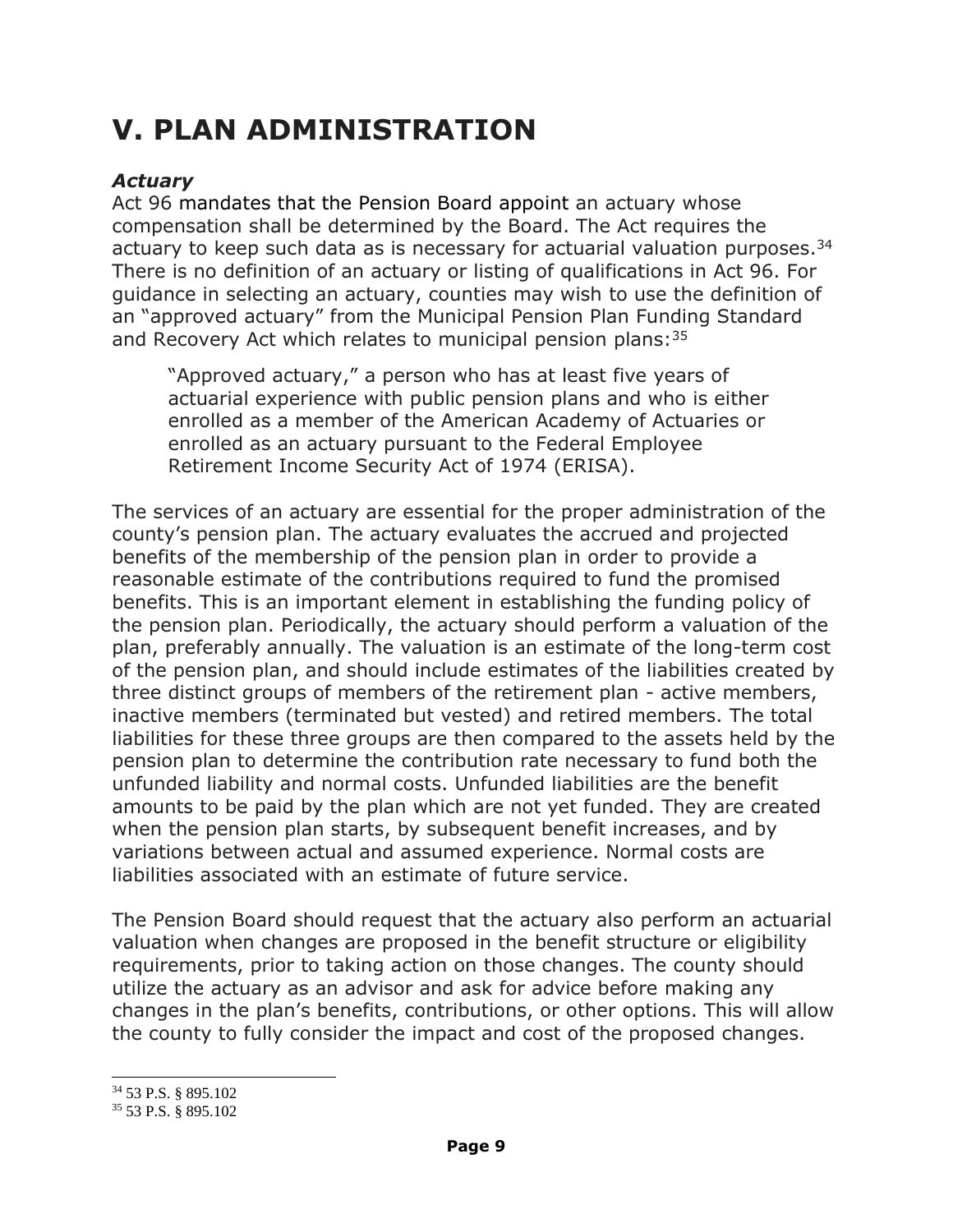# V. PLAN ADMINISTRATION

### *Actuary*

Act 96 mandates that the Pension Board appoint an actuary whose compensation shall be determined by the Board. The Act requires the actuary to keep such data as is necessary for actuarial valuation purposes.[34] There is no definition of an actuary or listing of qualifications in Act 96. For guidance in selecting an actuary, counties may wish to use the definition of an "approved actuary" from the Municipal Pension Plan Funding Standard and Recovery Act which relates to municipal pension plans:[35]

> "Approved actuary," a person who has at least five years of actuarial experience with public pension plans and who is either enrolled as a member of the American Academy of Actuaries or enrolled as an actuary pursuant to the Federal Employee Retirement Income Security Act of 1974 (ERISA).

The services of an actuary are essential for the proper administration of the county's pension plan. The actuary evaluates the accrued and projected benefits of the membership of the pension plan in order to provide a reasonable estimate of the contributions required to fund the promised benefits. This is an important element in establishing the funding policy of the pension plan. Periodically, the actuary should perform a valuation of the plan, preferably annually. The valuation is an estimate of the long-term cost of the pension plan, and should include estimates of the liabilities created by three distinct groups of members of the retirement plan - active members, inactive members (terminated but vested) and retired members. The total liabilities for these three groups are then compared to the assets held by the pension plan to determine the contribution rate necessary to fund both the unfunded liability and normal costs. Unfunded liabilities are the benefit amounts to be paid by the plan which are not yet funded. They are created when the pension plan starts, by subsequent benefit increases, and by variations between actual and assumed experience. Normal costs are liabilities associated with an estimate of future service.

The Pension Board should request that the actuary also perform an actuarial valuation when changes are proposed in the benefit structure or eligibility requirements, prior to taking action on those changes. The county should utilize the actuary as an advisor and ask for advice before making any changes in the plan's benefits, contributions, or other options. This will allow the county to fully consider the impact and cost of the proposed changes.

---

[34] 53 P.S. § 895.102

[35] 53 P.S. § 895.102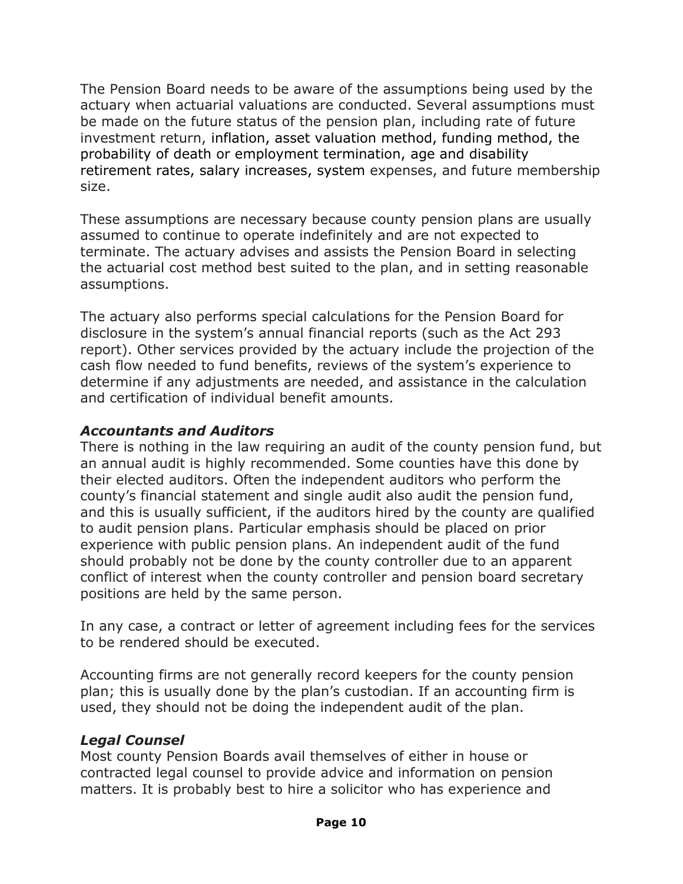The Pension Board needs to be aware of the assumptions being used by the actuary when actuarial valuations are conducted. Several assumptions must be made on the future status of the pension plan, including rate of future investment return, inflation, asset valuation method, funding method, the probability of death or employment termination, age and disability retirement rates, salary increases, system expenses, and future membership size.

These assumptions are necessary because county pension plans are usually assumed to continue to operate indefinitely and are not expected to terminate. The actuary advises and assists the Pension Board in selecting the actuarial cost method best suited to the plan, and in setting reasonable assumptions.

The actuary also performs special calculations for the Pension Board for disclosure in the system's annual financial reports (such as the Act 293 report). Other services provided by the actuary include the projection of the cash flow needed to fund benefits, reviews of the system's experience to determine if any adjustments are needed, and assistance in the calculation and certification of individual benefit amounts.

### *Accountants and Auditors*

There is nothing in the law requiring an audit of the county pension fund, but an annual audit is highly recommended. Some counties have this done by their elected auditors. Often the independent auditors who perform the county's financial statement and single audit also audit the pension fund, and this is usually sufficient, if the auditors hired by the county are qualified to audit pension plans. Particular emphasis should be placed on prior experience with public pension plans. An independent audit of the fund should probably not be done by the county controller due to an apparent conflict of interest when the county controller and pension board secretary positions are held by the same person.

In any case, a contract or letter of agreement including fees for the services to be rendered should be executed.

Accounting firms are not generally record keepers for the county pension plan; this is usually done by the plan's custodian. If an accounting firm is used, they should not be doing the independent audit of the plan.

### *Legal Counsel*

Most county Pension Boards avail themselves of either in house or contracted legal counsel to provide advice and information on pension matters. It is probably best to hire a solicitor who has experience and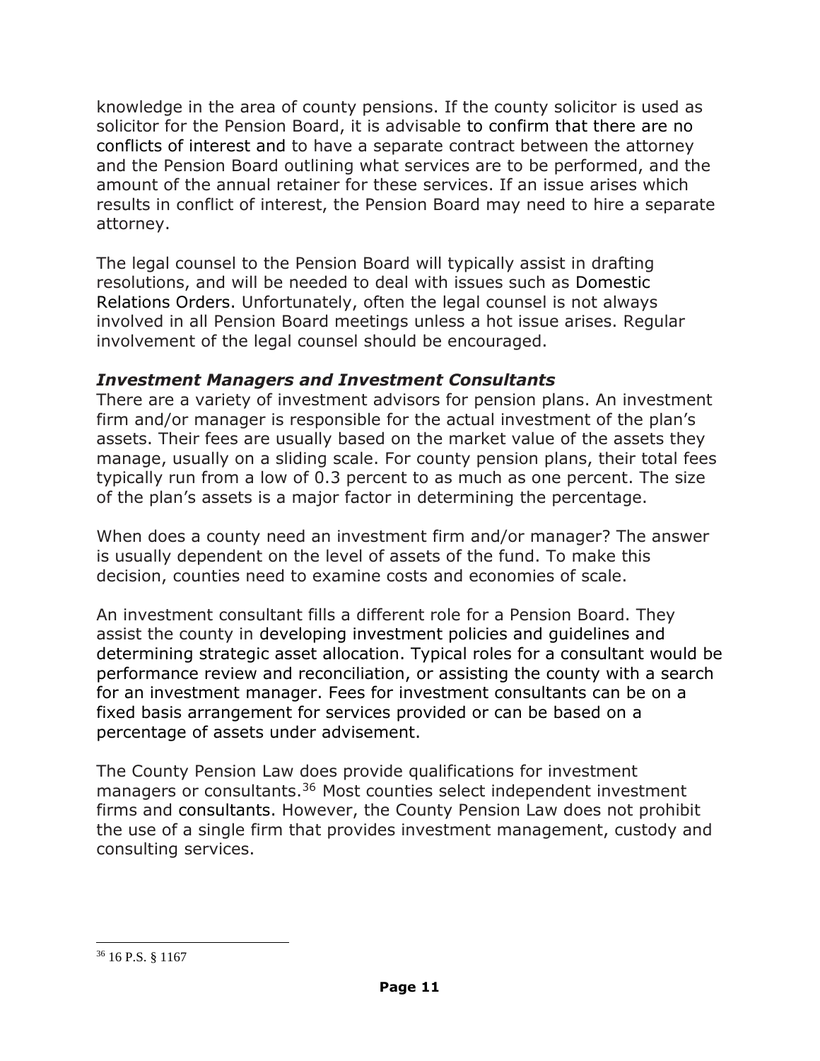knowledge in the area of county pensions. If the county solicitor is used as solicitor for the Pension Board, it is advisable to confirm that there are no conflicts of interest and to have a separate contract between the attorney and the Pension Board outlining what services are to be performed, and the amount of the annual retainer for these services. If an issue arises which results in conflict of interest, the Pension Board may need to hire a separate attorney.

The legal counsel to the Pension Board will typically assist in drafting resolutions, and will be needed to deal with issues such as Domestic Relations Orders. Unfortunately, often the legal counsel is not always involved in all Pension Board meetings unless a hot issue arises. Regular involvement of the legal counsel should be encouraged.

***Investment Managers and Investment Consultants***

There are a variety of investment advisors for pension plans. An investment firm and/or manager is responsible for the actual investment of the plan's assets. Their fees are usually based on the market value of the assets they manage, usually on a sliding scale. For county pension plans, their total fees typically run from a low of 0.3 percent to as much as one percent. The size of the plan's assets is a major factor in determining the percentage.

When does a county need an investment firm and/or manager? The answer is usually dependent on the level of assets of the fund. To make this decision, counties need to examine costs and economies of scale.

An investment consultant fills a different role for a Pension Board. They assist the county in developing investment policies and guidelines and determining strategic asset allocation. Typical roles for a consultant would be performance review and reconciliation, or assisting the county with a search for an investment manager. Fees for investment consultants can be on a fixed basis arrangement for services provided or can be based on a percentage of assets under advisement.

The County Pension Law does provide qualifications for investment managers or consultants.[36] Most counties select independent investment firms and consultants. However, the County Pension Law does not prohibit the use of a single firm that provides investment management, custody and consulting services.

---

[36] 16 P.S. § 1167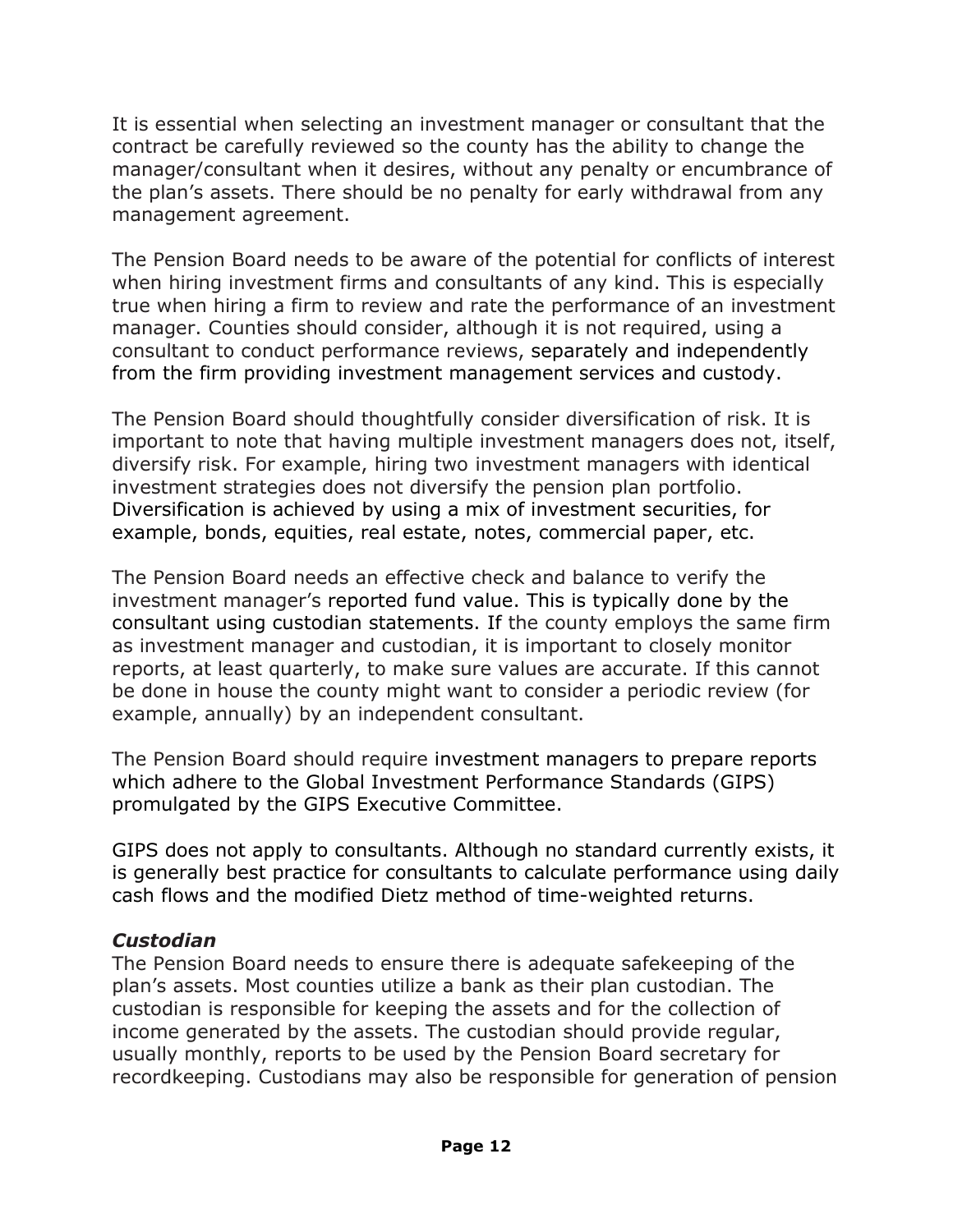It is essential when selecting an investment manager or consultant that the contract be carefully reviewed so the county has the ability to change the manager/consultant when it desires, without any penalty or encumbrance of the plan's assets. There should be no penalty for early withdrawal from any management agreement.

The Pension Board needs to be aware of the potential for conflicts of interest when hiring investment firms and consultants of any kind. This is especially true when hiring a firm to review and rate the performance of an investment manager. Counties should consider, although it is not required, using a consultant to conduct performance reviews, separately and independently from the firm providing investment management services and custody.

The Pension Board should thoughtfully consider diversification of risk. It is important to note that having multiple investment managers does not, itself, diversify risk. For example, hiring two investment managers with identical investment strategies does not diversify the pension plan portfolio. Diversification is achieved by using a mix of investment securities, for example, bonds, equities, real estate, notes, commercial paper, etc.

The Pension Board needs an effective check and balance to verify the investment manager's reported fund value. This is typically done by the consultant using custodian statements. If the county employs the same firm as investment manager and custodian, it is important to closely monitor reports, at least quarterly, to make sure values are accurate. If this cannot be done in house the county might want to consider a periodic review (for example, annually) by an independent consultant.

The Pension Board should require investment managers to prepare reports which adhere to the Global Investment Performance Standards (GIPS) promulgated by the GIPS Executive Committee.

GIPS does not apply to consultants. Although no standard currently exists, it is generally best practice for consultants to calculate performance using daily cash flows and the modified Dietz method of time-weighted returns.

### *Custodian*

The Pension Board needs to ensure there is adequate safekeeping of the plan's assets. Most counties utilize a bank as their plan custodian. The custodian is responsible for keeping the assets and for the collection of income generated by the assets. The custodian should provide regular, usually monthly, reports to be used by the Pension Board secretary for recordkeeping. Custodians may also be responsible for generation of pension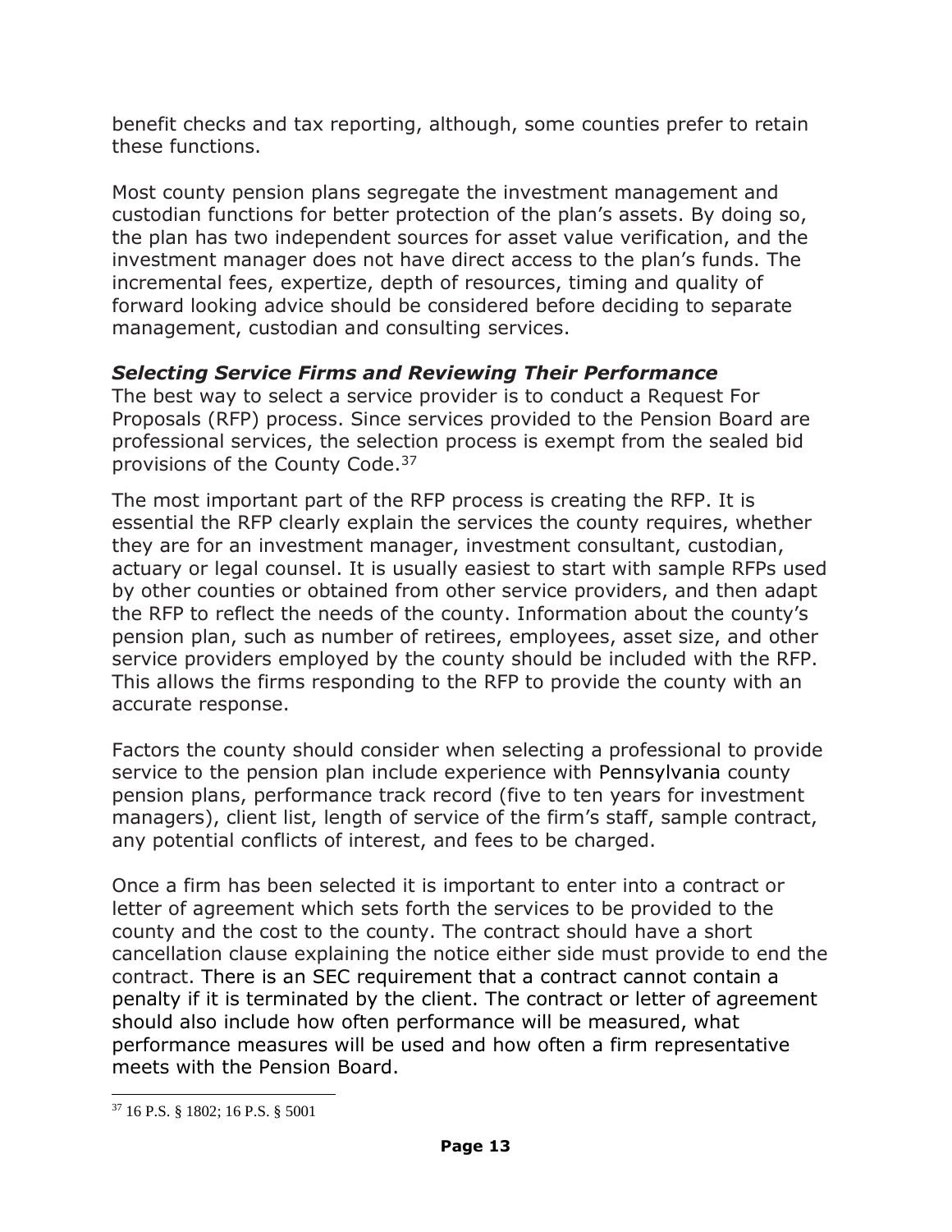benefit checks and tax reporting, although, some counties prefer to retain these functions.

Most county pension plans segregate the investment management and custodian functions for better protection of the plan's assets. By doing so, the plan has two independent sources for asset value verification, and the investment manager does not have direct access to the plan's funds. The incremental fees, expertize, depth of resources, timing and quality of forward looking advice should be considered before deciding to separate management, custodian and consulting services.

### *Selecting Service Firms and Reviewing Their Performance*

The best way to select a service provider is to conduct a Request For Proposals (RFP) process. Since services provided to the Pension Board are professional services, the selection process is exempt from the sealed bid provisions of the County Code.[37]

The most important part of the RFP process is creating the RFP. It is essential the RFP clearly explain the services the county requires, whether they are for an investment manager, investment consultant, custodian, actuary or legal counsel. It is usually easiest to start with sample RFPs used by other counties or obtained from other service providers, and then adapt the RFP to reflect the needs of the county. Information about the county's pension plan, such as number of retirees, employees, asset size, and other service providers employed by the county should be included with the RFP. This allows the firms responding to the RFP to provide the county with an accurate response.

Factors the county should consider when selecting a professional to provide service to the pension plan include experience with Pennsylvania county pension plans, performance track record (five to ten years for investment managers), client list, length of service of the firm's staff, sample contract, any potential conflicts of interest, and fees to be charged.

Once a firm has been selected it is important to enter into a contract or letter of agreement which sets forth the services to be provided to the county and the cost to the county. The contract should have a short cancellation clause explaining the notice either side must provide to end the contract. There is an SEC requirement that a contract cannot contain a penalty if it is terminated by the client. The contract or letter of agreement should also include how often performance will be measured, what performance measures will be used and how often a firm representative meets with the Pension Board.

---

[37] 16 P.S. § 1802; 16 P.S. § 5001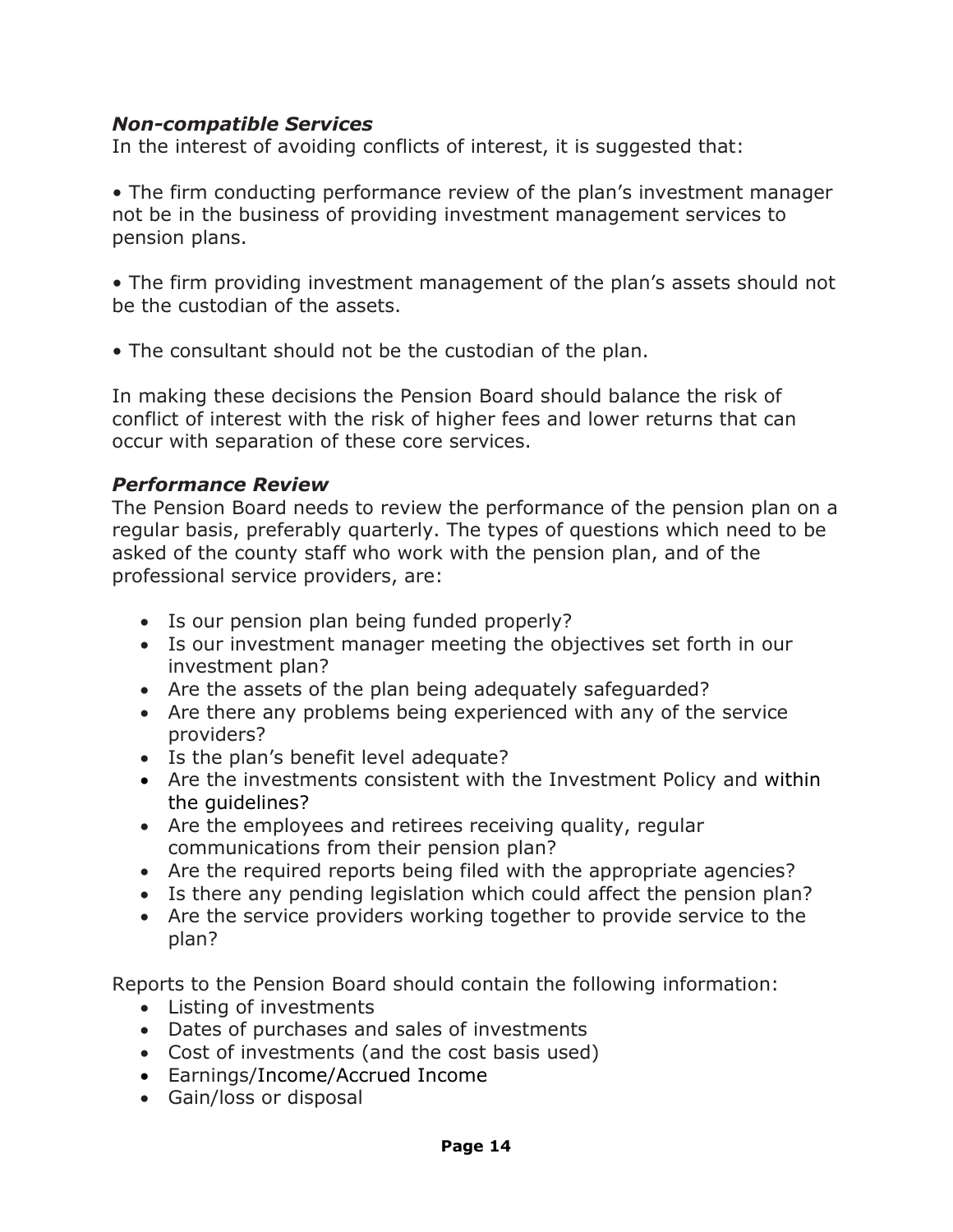### *Non-compatible Services*

In the interest of avoiding conflicts of interest, it is suggested that:

• The firm conducting performance review of the plan's investment manager not be in the business of providing investment management services to pension plans.

• The firm providing investment management of the plan's assets should not be the custodian of the assets.

• The consultant should not be the custodian of the plan.

In making these decisions the Pension Board should balance the risk of conflict of interest with the risk of higher fees and lower returns that can occur with separation of these core services.

### *Performance Review*

The Pension Board needs to review the performance of the pension plan on a regular basis, preferably quarterly. The types of questions which need to be asked of the county staff who work with the pension plan, and of the professional service providers, are:

- Is our pension plan being funded properly?
- Is our investment manager meeting the objectives set forth in our investment plan?
- Are the assets of the plan being adequately safeguarded?
- Are there any problems being experienced with any of the service providers?
- Is the plan's benefit level adequate?
- Are the investments consistent with the Investment Policy and within the guidelines?
- Are the employees and retirees receiving quality, regular communications from their pension plan?
- Are the required reports being filed with the appropriate agencies?
- Is there any pending legislation which could affect the pension plan?
- Are the service providers working together to provide service to the plan?

Reports to the Pension Board should contain the following information:

- Listing of investments
- Dates of purchases and sales of investments
- Cost of investments (and the cost basis used)
- Earnings/Income/Accrued Income
- Gain/loss or disposal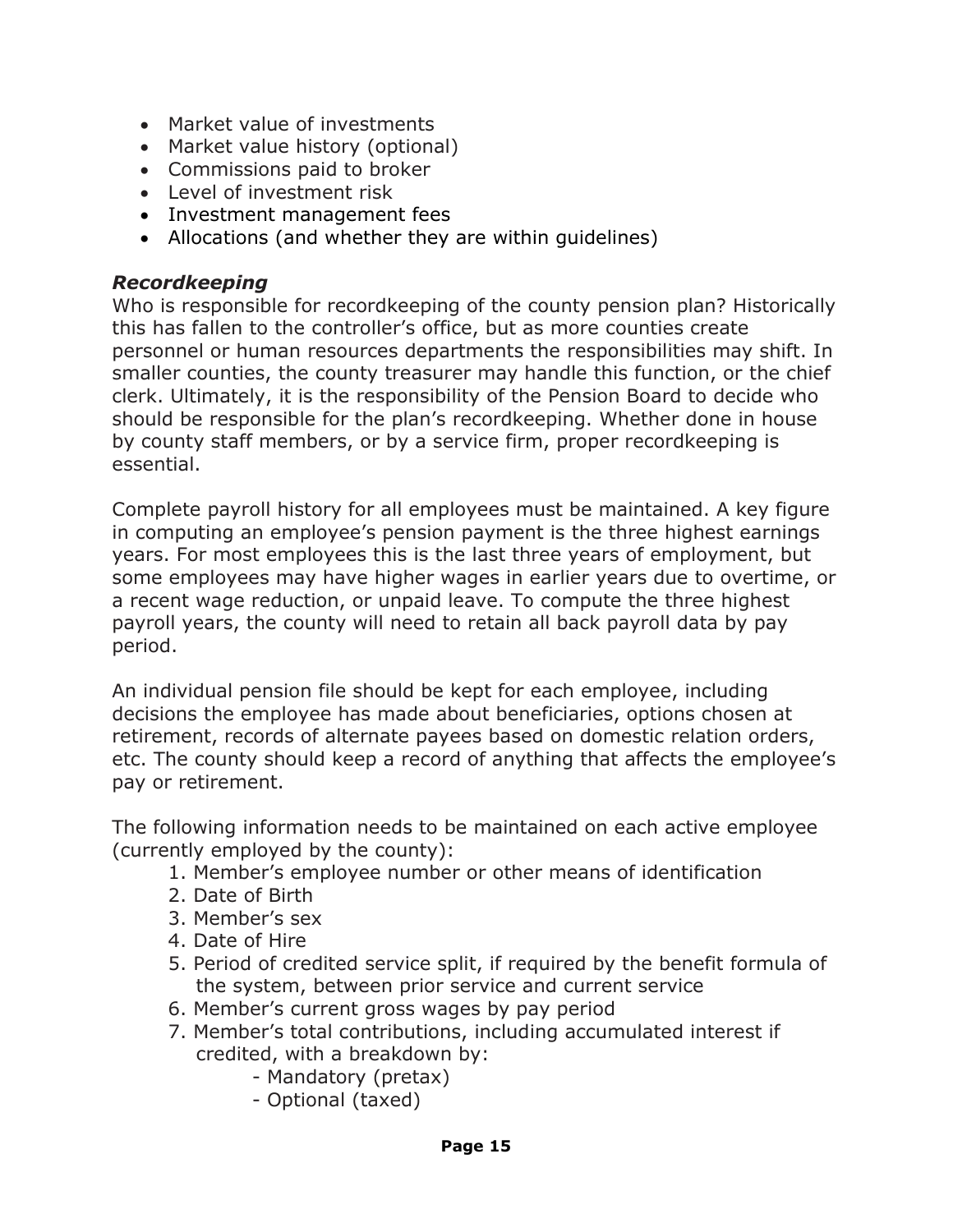- Market value of investments
- Market value history (optional)
- Commissions paid to broker
- Level of investment risk
- Investment management fees
- Allocations (and whether they are within guidelines)

### *Recordkeeping*

Who is responsible for recordkeeping of the county pension plan? Historically this has fallen to the controller's office, but as more counties create personnel or human resources departments the responsibilities may shift. In smaller counties, the county treasurer may handle this function, or the chief clerk. Ultimately, it is the responsibility of the Pension Board to decide who should be responsible for the plan's recordkeeping. Whether done in house by county staff members, or by a service firm, proper recordkeeping is essential.

Complete payroll history for all employees must be maintained. A key figure in computing an employee's pension payment is the three highest earnings years. For most employees this is the last three years of employment, but some employees may have higher wages in earlier years due to overtime, or a recent wage reduction, or unpaid leave. To compute the three highest payroll years, the county will need to retain all back payroll data by pay period.

An individual pension file should be kept for each employee, including decisions the employee has made about beneficiaries, options chosen at retirement, records of alternate payees based on domestic relation orders, etc. The county should keep a record of anything that affects the employee's pay or retirement.

The following information needs to be maintained on each active employee (currently employed by the county):

1. Member's employee number or other means of identification
2. Date of Birth
3. Member's sex
4. Date of Hire
5. Period of credited service split, if required by the benefit formula of the system, between prior service and current service
6. Member's current gross wages by pay period
7. Member's total contributions, including accumulated interest if credited, with a breakdown by:
   - Mandatory (pretax)
   - Optional (taxed)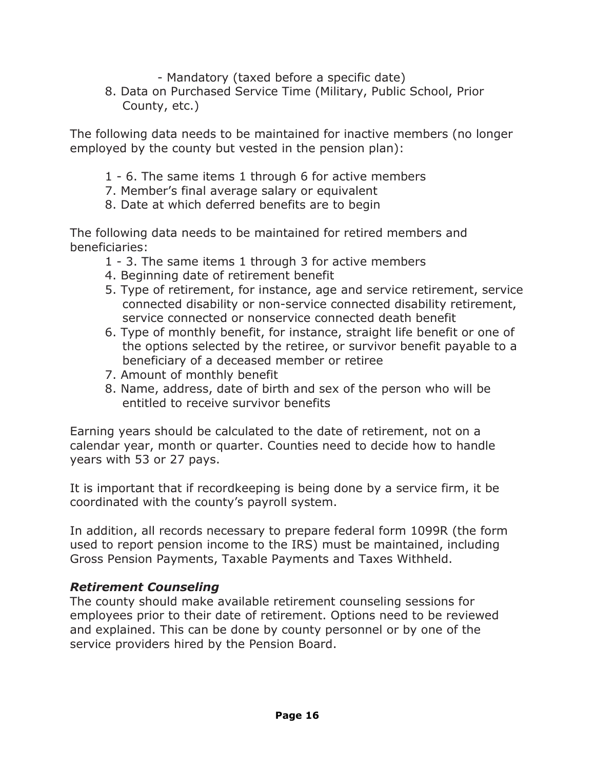- Mandatory (taxed before a specific date)

8. Data on Purchased Service Time (Military, Public School, Prior County, etc.)

The following data needs to be maintained for inactive members (no longer employed by the county but vested in the pension plan):

1 - 6. The same items 1 through 6 for active members
7. Member's final average salary or equivalent
8. Date at which deferred benefits are to begin

The following data needs to be maintained for retired members and beneficiaries:

1 - 3. The same items 1 through 3 for active members
4. Beginning date of retirement benefit
5. Type of retirement, for instance, age and service retirement, service connected disability or non-service connected disability retirement, service connected or nonservice connected death benefit
6. Type of monthly benefit, for instance, straight life benefit or one of the options selected by the retiree, or survivor benefit payable to a beneficiary of a deceased member or retiree
7. Amount of monthly benefit
8. Name, address, date of birth and sex of the person who will be entitled to receive survivor benefits

Earning years should be calculated to the date of retirement, not on a calendar year, month or quarter. Counties need to decide how to handle years with 53 or 27 pays.

It is important that if recordkeeping is being done by a service firm, it be coordinated with the county's payroll system.

In addition, all records necessary to prepare federal form 1099R (the form used to report pension income to the IRS) must be maintained, including Gross Pension Payments, Taxable Payments and Taxes Withheld.

### *Retirement Counseling*

The county should make available retirement counseling sessions for employees prior to their date of retirement. Options need to be reviewed and explained. This can be done by county personnel or by one of the service providers hired by the Pension Board.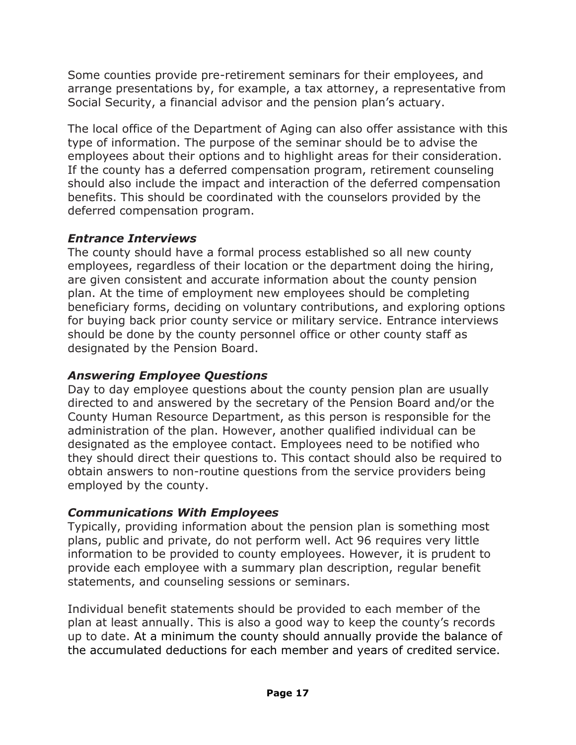Some counties provide pre-retirement seminars for their employees, and arrange presentations by, for example, a tax attorney, a representative from Social Security, a financial advisor and the pension plan's actuary.

The local office of the Department of Aging can also offer assistance with this type of information. The purpose of the seminar should be to advise the employees about their options and to highlight areas for their consideration. If the county has a deferred compensation program, retirement counseling should also include the impact and interaction of the deferred compensation benefits. This should be coordinated with the counselors provided by the deferred compensation program.

### *Entrance Interviews*

The county should have a formal process established so all new county employees, regardless of their location or the department doing the hiring, are given consistent and accurate information about the county pension plan. At the time of employment new employees should be completing beneficiary forms, deciding on voluntary contributions, and exploring options for buying back prior county service or military service. Entrance interviews should be done by the county personnel office or other county staff as designated by the Pension Board.

### *Answering Employee Questions*

Day to day employee questions about the county pension plan are usually directed to and answered by the secretary of the Pension Board and/or the County Human Resource Department, as this person is responsible for the administration of the plan. However, another qualified individual can be designated as the employee contact. Employees need to be notified who they should direct their questions to. This contact should also be required to obtain answers to non-routine questions from the service providers being employed by the county.

### *Communications With Employees*

Typically, providing information about the pension plan is something most plans, public and private, do not perform well. Act 96 requires very little information to be provided to county employees. However, it is prudent to provide each employee with a summary plan description, regular benefit statements, and counseling sessions or seminars.

Individual benefit statements should be provided to each member of the plan at least annually. This is also a good way to keep the county's records up to date. At a minimum the county should annually provide the balance of the accumulated deductions for each member and years of credited service.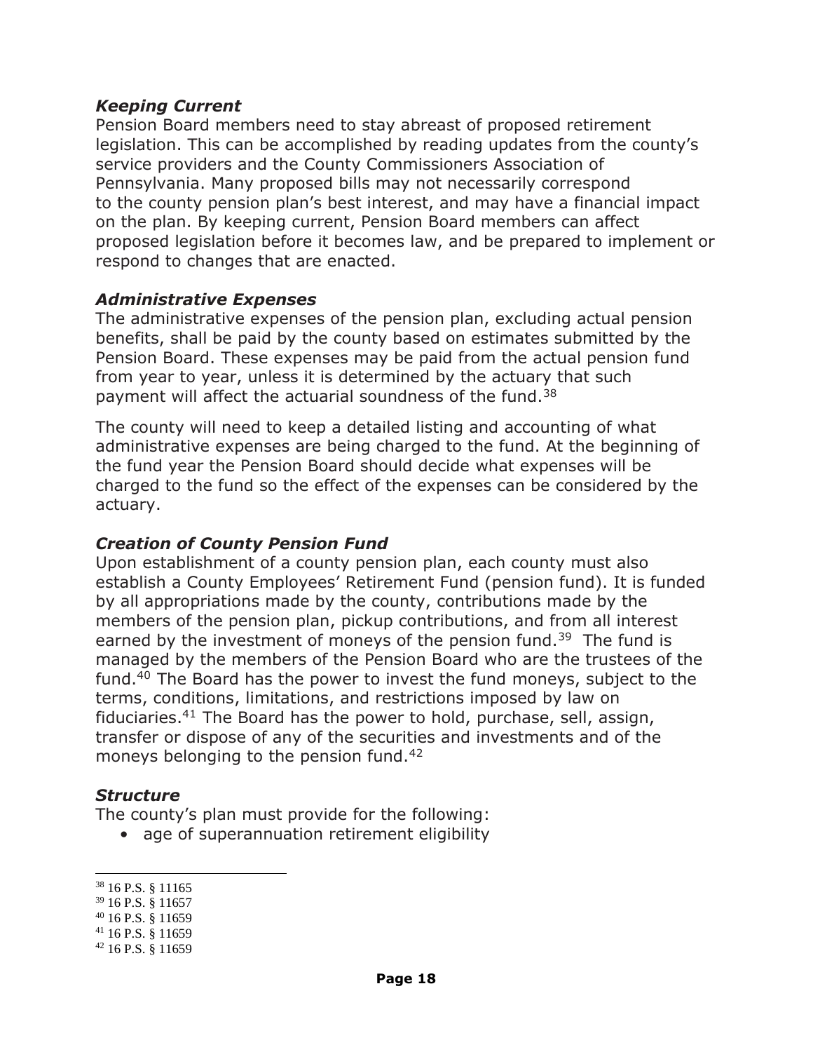### *Keeping Current*

Pension Board members need to stay abreast of proposed retirement legislation. This can be accomplished by reading updates from the county's service providers and the County Commissioners Association of Pennsylvania. Many proposed bills may not necessarily correspond to the county pension plan's best interest, and may have a financial impact on the plan. By keeping current, Pension Board members can affect proposed legislation before it becomes law, and be prepared to implement or respond to changes that are enacted.

### *Administrative Expenses*

The administrative expenses of the pension plan, excluding actual pension benefits, shall be paid by the county based on estimates submitted by the Pension Board. These expenses may be paid from the actual pension fund from year to year, unless it is determined by the actuary that such payment will affect the actuarial soundness of the fund.[38]

The county will need to keep a detailed listing and accounting of what administrative expenses are being charged to the fund. At the beginning of the fund year the Pension Board should decide what expenses will be charged to the fund so the effect of the expenses can be considered by the actuary.

### *Creation of County Pension Fund*

Upon establishment of a county pension plan, each county must also establish a County Employees' Retirement Fund (pension fund). It is funded by all appropriations made by the county, contributions made by the members of the pension plan, pickup contributions, and from all interest earned by the investment of moneys of the pension fund.[39] The fund is managed by the members of the Pension Board who are the trustees of the fund.[40] The Board has the power to invest the fund moneys, subject to the terms, conditions, limitations, and restrictions imposed by law on fiduciaries.[41] The Board has the power to hold, purchase, sell, assign, transfer or dispose of any of the securities and investments and of the moneys belonging to the pension fund.[42]

### *Structure*

The county's plan must provide for the following:

- age of superannuation retirement eligibility

---

[38] 16 P.S. § 11165
[39] 16 P.S. § 11657
[40] 16 P.S. § 11659
[41] 16 P.S. § 11659
[42] 16 P.S. § 11659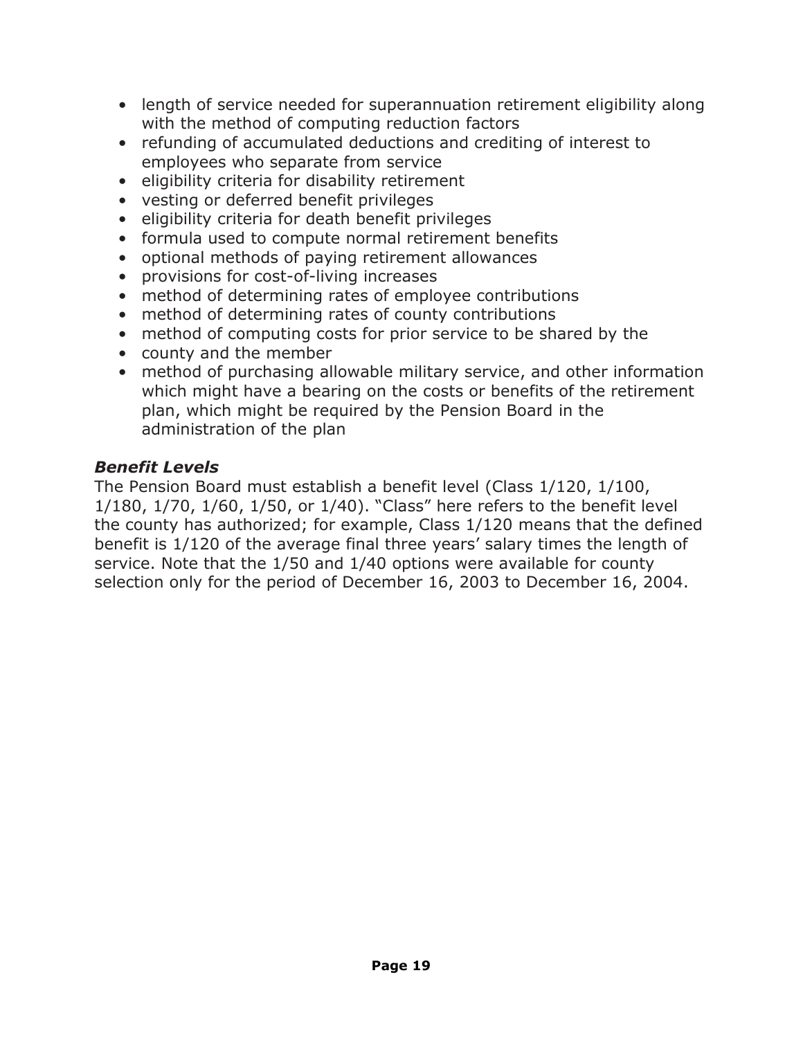- length of service needed for superannuation retirement eligibility along with the method of computing reduction factors
- refunding of accumulated deductions and crediting of interest to employees who separate from service
- eligibility criteria for disability retirement
- vesting or deferred benefit privileges
- eligibility criteria for death benefit privileges
- formula used to compute normal retirement benefits
- optional methods of paying retirement allowances
- provisions for cost-of-living increases
- method of determining rates of employee contributions
- method of determining rates of county contributions
- method of computing costs for prior service to be shared by the
- county and the member
- method of purchasing allowable military service, and other information which might have a bearing on the costs or benefits of the retirement plan, which might be required by the Pension Board in the administration of the plan

### *Benefit Levels*

The Pension Board must establish a benefit level (Class 1/120, 1/100, 1/180, 1/70, 1/60, 1/50, or 1/40). "Class" here refers to the benefit level the county has authorized; for example, Class 1/120 means that the defined benefit is 1/120 of the average final three years' salary times the length of service. Note that the 1/50 and 1/40 options were available for county selection only for the period of December 16, 2003 to December 16, 2004.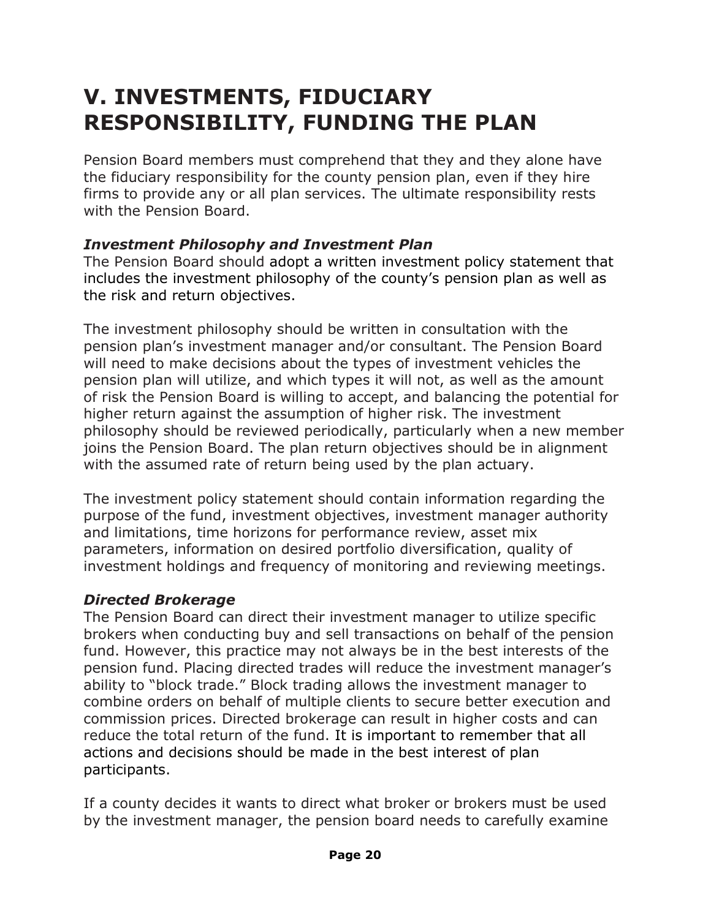# V. INVESTMENTS, FIDUCIARY RESPONSIBILITY, FUNDING THE PLAN

Pension Board members must comprehend that they and they alone have the fiduciary responsibility for the county pension plan, even if they hire firms to provide any or all plan services. The ultimate responsibility rests with the Pension Board.

### *Investment Philosophy and Investment Plan*

The Pension Board should adopt a written investment policy statement that includes the investment philosophy of the county's pension plan as well as the risk and return objectives.

The investment philosophy should be written in consultation with the pension plan's investment manager and/or consultant. The Pension Board will need to make decisions about the types of investment vehicles the pension plan will utilize, and which types it will not, as well as the amount of risk the Pension Board is willing to accept, and balancing the potential for higher return against the assumption of higher risk. The investment philosophy should be reviewed periodically, particularly when a new member joins the Pension Board. The plan return objectives should be in alignment with the assumed rate of return being used by the plan actuary.

The investment policy statement should contain information regarding the purpose of the fund, investment objectives, investment manager authority and limitations, time horizons for performance review, asset mix parameters, information on desired portfolio diversification, quality of investment holdings and frequency of monitoring and reviewing meetings.

### *Directed Brokerage*

The Pension Board can direct their investment manager to utilize specific brokers when conducting buy and sell transactions on behalf of the pension fund. However, this practice may not always be in the best interests of the pension fund. Placing directed trades will reduce the investment manager's ability to "block trade." Block trading allows the investment manager to combine orders on behalf of multiple clients to secure better execution and commission prices. Directed brokerage can result in higher costs and can reduce the total return of the fund. It is important to remember that all actions and decisions should be made in the best interest of plan participants.

If a county decides it wants to direct what broker or brokers must be used by the investment manager, the pension board needs to carefully examine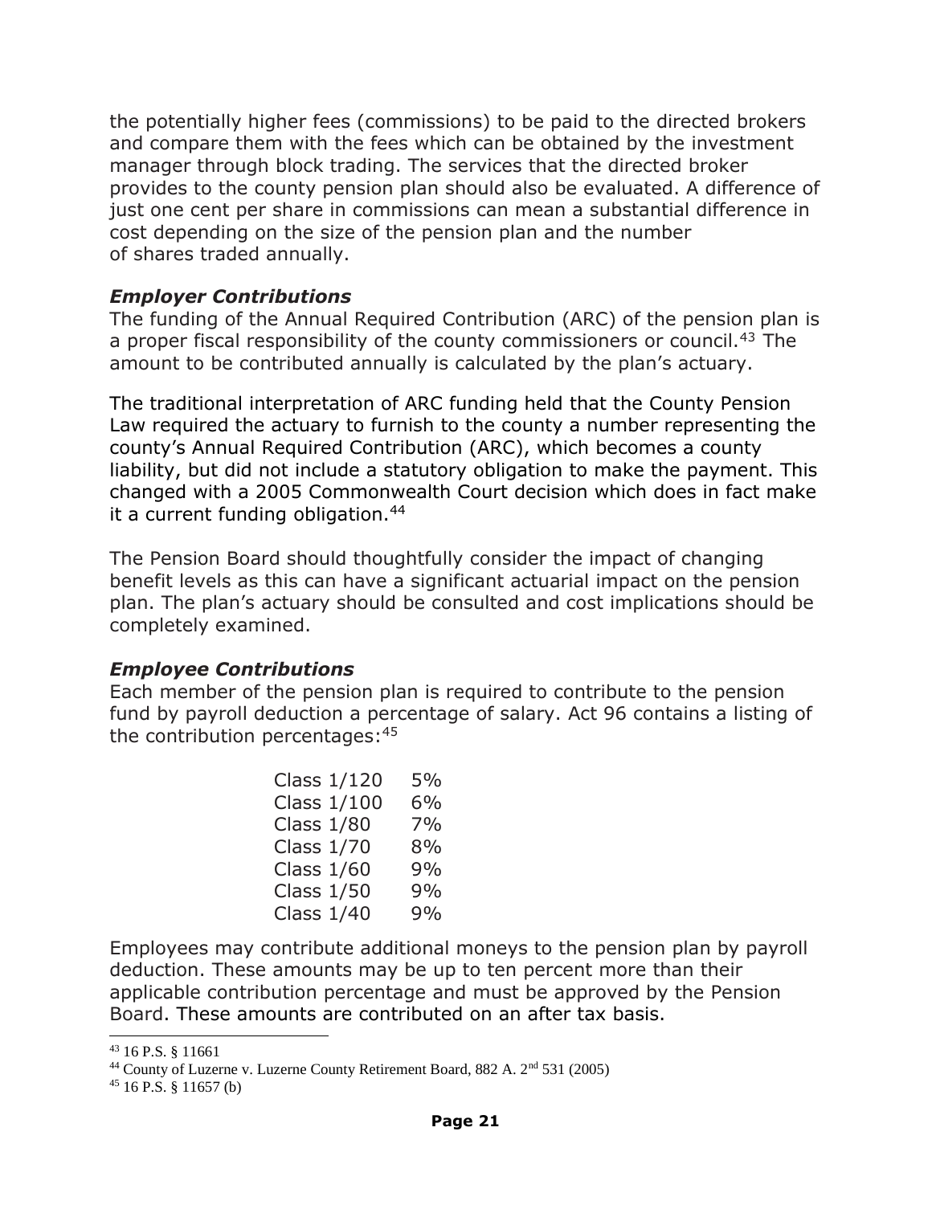the potentially higher fees (commissions) to be paid to the directed brokers and compare them with the fees which can be obtained by the investment manager through block trading. The services that the directed broker provides to the county pension plan should also be evaluated. A difference of just one cent per share in commissions can mean a substantial difference in cost depending on the size of the pension plan and the number of shares traded annually.

### *Employer Contributions*

The funding of the Annual Required Contribution (ARC) of the pension plan is a proper fiscal responsibility of the county commissioners or council.[43] The amount to be contributed annually is calculated by the plan's actuary.

The traditional interpretation of ARC funding held that the County Pension Law required the actuary to furnish to the county a number representing the county's Annual Required Contribution (ARC), which becomes a county liability, but did not include a statutory obligation to make the payment. This changed with a 2005 Commonwealth Court decision which does in fact make it a current funding obligation.[44]

The Pension Board should thoughtfully consider the impact of changing benefit levels as this can have a significant actuarial impact on the pension plan. The plan's actuary should be consulted and cost implications should be completely examined.

### *Employee Contributions*

Each member of the pension plan is required to contribute to the pension fund by payroll deduction a percentage of salary. Act 96 contains a listing of the contribution percentages:[45]

| Class | Percentage |
|---|---|
| Class 1/120 | 5% |
| Class 1/100 | 6% |
| Class 1/80 | 7% |
| Class 1/70 | 8% |
| Class 1/60 | 9% |
| Class 1/50 | 9% |
| Class 1/40 | 9% |

Employees may contribute additional moneys to the pension plan by payroll deduction. These amounts may be up to ten percent more than their applicable contribution percentage and must be approved by the Pension Board. These amounts are contributed on an after tax basis.

---

[43] 16 P.S. § 11661

[44] County of Luzerne v. Luzerne County Retirement Board, 882 A. 2nd 531 (2005)

[45] 16 P.S. § 11657 (b)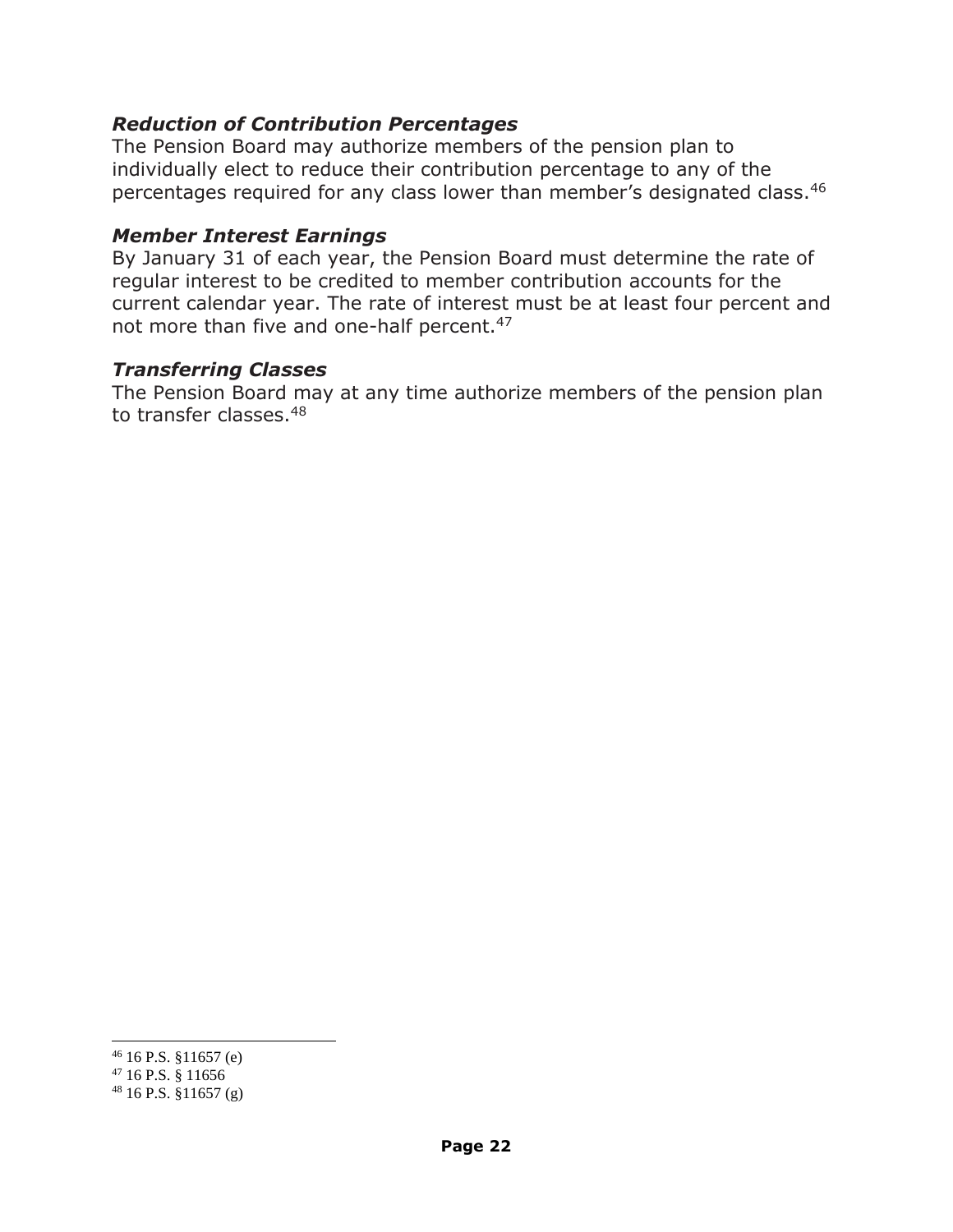### *Reduction of Contribution Percentages*

The Pension Board may authorize members of the pension plan to individually elect to reduce their contribution percentage to any of the percentages required for any class lower than member's designated class.[46]

### *Member Interest Earnings*

By January 31 of each year, the Pension Board must determine the rate of regular interest to be credited to member contribution accounts for the current calendar year. The rate of interest must be at least four percent and not more than five and one-half percent.[47]

### *Transferring Classes*

The Pension Board may at any time authorize members of the pension plan to transfer classes.[48]

---

[46] 16 P.S. §11657 (e)
[47] 16 P.S. § 11656
[48] 16 P.S. §11657 (g)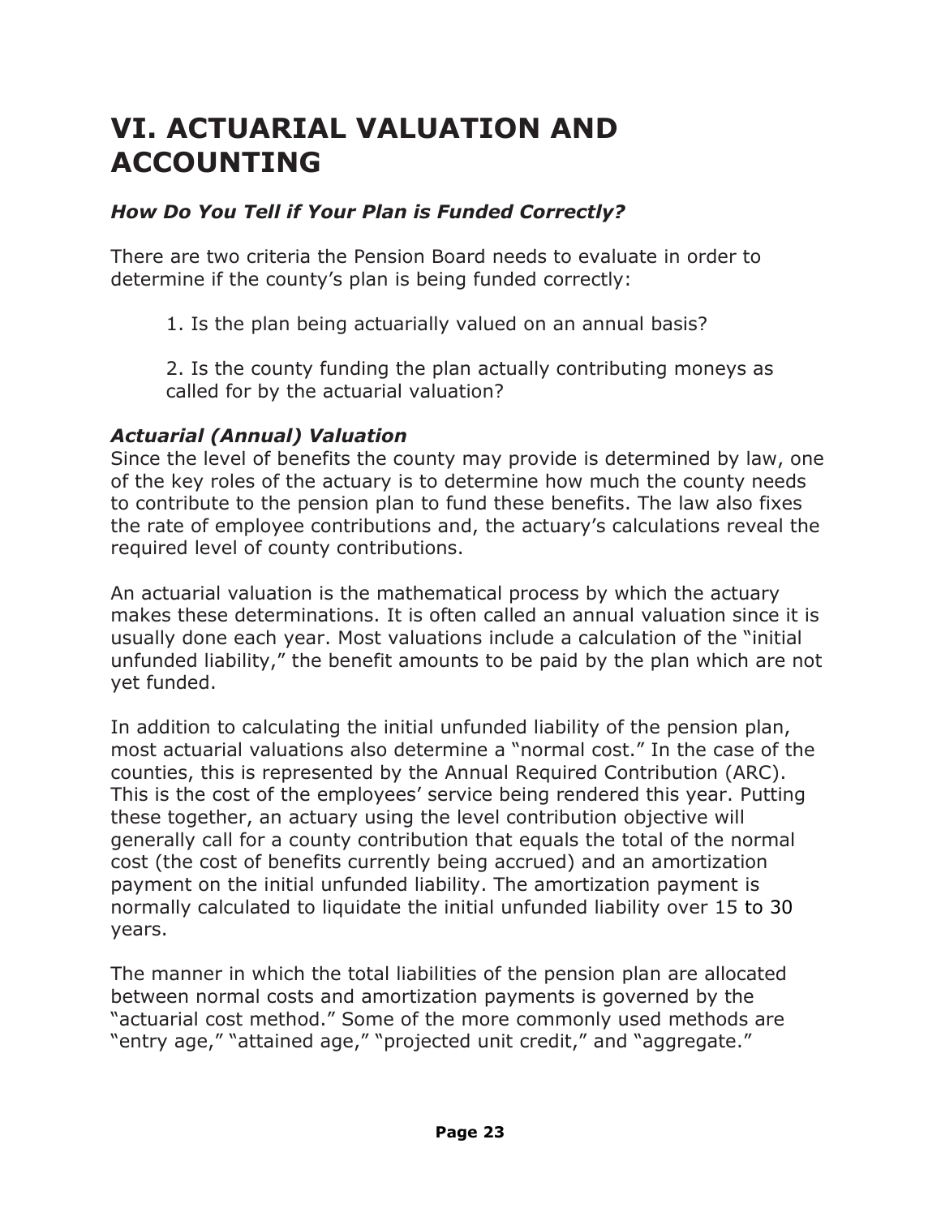# VI. ACTUARIAL VALUATION AND ACCOUNTING

### *How Do You Tell if Your Plan is Funded Correctly?*

There are two criteria the Pension Board needs to evaluate in order to determine if the county's plan is being funded correctly:

1. Is the plan being actuarially valued on an annual basis?

2. Is the county funding the plan actually contributing moneys as called for by the actuarial valuation?

### *Actuarial (Annual) Valuation*

Since the level of benefits the county may provide is determined by law, one of the key roles of the actuary is to determine how much the county needs to contribute to the pension plan to fund these benefits. The law also fixes the rate of employee contributions and, the actuary's calculations reveal the required level of county contributions.

An actuarial valuation is the mathematical process by which the actuary makes these determinations. It is often called an annual valuation since it is usually done each year. Most valuations include a calculation of the "initial unfunded liability," the benefit amounts to be paid by the plan which are not yet funded.

In addition to calculating the initial unfunded liability of the pension plan, most actuarial valuations also determine a "normal cost." In the case of the counties, this is represented by the Annual Required Contribution (ARC). This is the cost of the employees' service being rendered this year. Putting these together, an actuary using the level contribution objective will generally call for a county contribution that equals the total of the normal cost (the cost of benefits currently being accrued) and an amortization payment on the initial unfunded liability. The amortization payment is normally calculated to liquidate the initial unfunded liability over 15 to 30 years.

The manner in which the total liabilities of the pension plan are allocated between normal costs and amortization payments is governed by the "actuarial cost method." Some of the more commonly used methods are "entry age," "attained age," "projected unit credit," and "aggregate."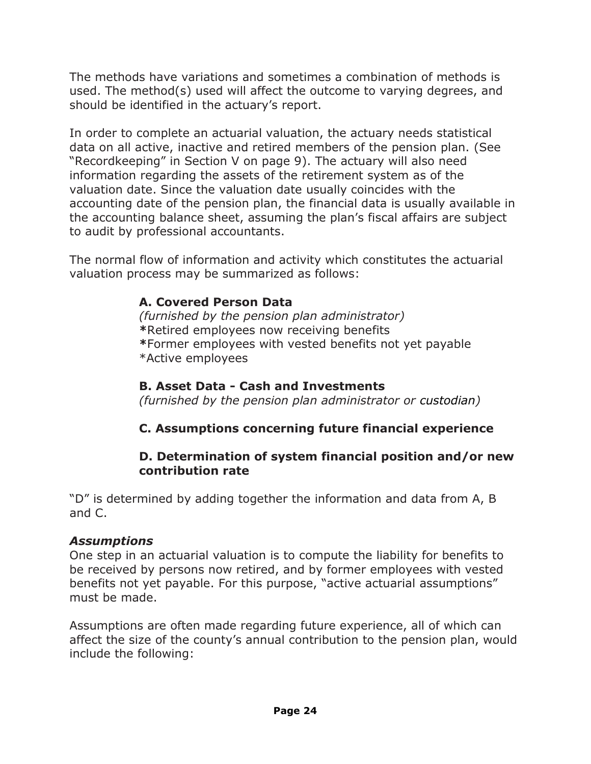The methods have variations and sometimes a combination of methods is used. The method(s) used will affect the outcome to varying degrees, and should be identified in the actuary's report.

In order to complete an actuarial valuation, the actuary needs statistical data on all active, inactive and retired members of the pension plan. (See "Recordkeeping" in Section V on page 9). The actuary will also need information regarding the assets of the retirement system as of the valuation date. Since the valuation date usually coincides with the accounting date of the pension plan, the financial data is usually available in the accounting balance sheet, assuming the plan's fiscal affairs are subject to audit by professional accountants.

The normal flow of information and activity which constitutes the actuarial valuation process may be summarized as follows:

**A. Covered Person Data**
*(furnished by the pension plan administrator)*
**\***Retired employees now receiving benefits
**\***Former employees with vested benefits not yet payable
\*Active employees

**B. Asset Data - Cash and Investments**
*(furnished by the pension plan administrator or custodian)*

**C. Assumptions concerning future financial experience**

**D. Determination of system financial position and/or new contribution rate**

"D" is determined by adding together the information and data from A, B and C.

***Assumptions***
One step in an actuarial valuation is to compute the liability for benefits to be received by persons now retired, and by former employees with vested benefits not yet payable. For this purpose, "active actuarial assumptions" must be made.

Assumptions are often made regarding future experience, all of which can affect the size of the county's annual contribution to the pension plan, would include the following: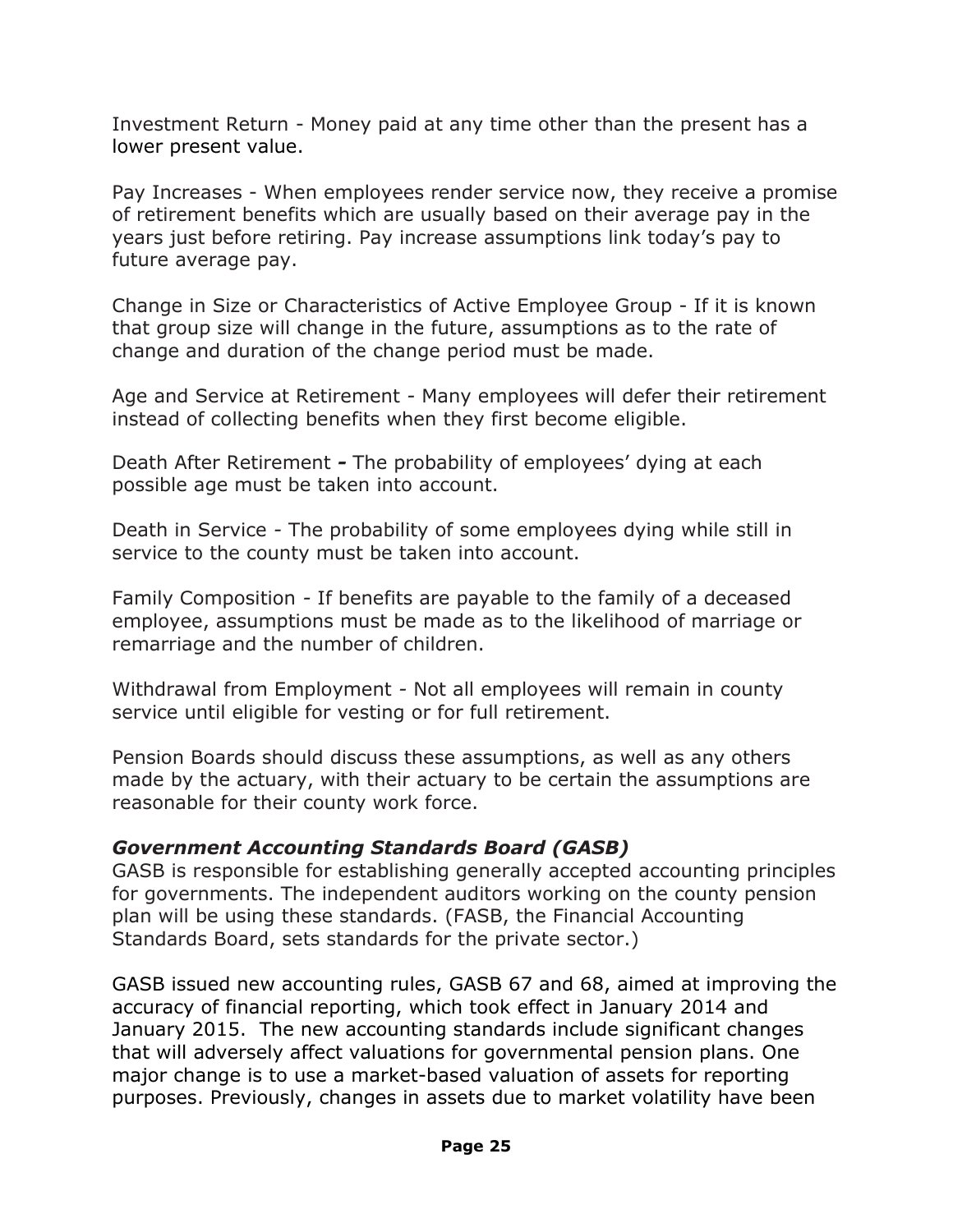Investment Return - Money paid at any time other than the present has a lower present value.

Pay Increases - When employees render service now, they receive a promise of retirement benefits which are usually based on their average pay in the years just before retiring. Pay increase assumptions link today's pay to future average pay.

Change in Size or Characteristics of Active Employee Group - If it is known that group size will change in the future, assumptions as to the rate of change and duration of the change period must be made.

Age and Service at Retirement - Many employees will defer their retirement instead of collecting benefits when they first become eligible.

Death After Retirement **-** The probability of employees' dying at each possible age must be taken into account.

Death in Service - The probability of some employees dying while still in service to the county must be taken into account.

Family Composition - If benefits are payable to the family of a deceased employee, assumptions must be made as to the likelihood of marriage or remarriage and the number of children.

Withdrawal from Employment - Not all employees will remain in county service until eligible for vesting or for full retirement.

Pension Boards should discuss these assumptions, as well as any others made by the actuary, with their actuary to be certain the assumptions are reasonable for their county work force.

***Government Accounting Standards Board (GASB)***

GASB is responsible for establishing generally accepted accounting principles for governments. The independent auditors working on the county pension plan will be using these standards. (FASB, the Financial Accounting Standards Board, sets standards for the private sector.)

GASB issued new accounting rules, GASB 67 and 68, aimed at improving the accuracy of financial reporting, which took effect in January 2014 and January 2015. The new accounting standards include significant changes that will adversely affect valuations for governmental pension plans. One major change is to use a market-based valuation of assets for reporting purposes. Previously, changes in assets due to market volatility have been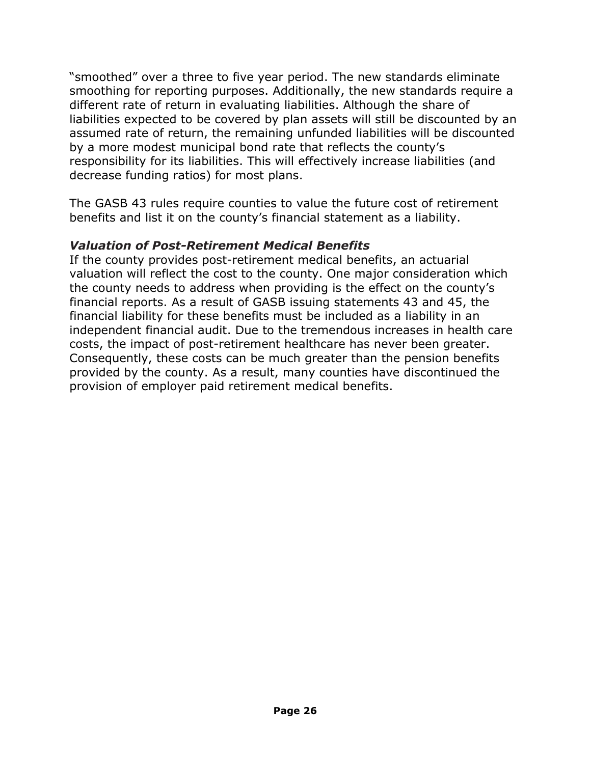"smoothed" over a three to five year period. The new standards eliminate smoothing for reporting purposes. Additionally, the new standards require a different rate of return in evaluating liabilities. Although the share of liabilities expected to be covered by plan assets will still be discounted by an assumed rate of return, the remaining unfunded liabilities will be discounted by a more modest municipal bond rate that reflects the county's responsibility for its liabilities. This will effectively increase liabilities (and decrease funding ratios) for most plans.

The GASB 43 rules require counties to value the future cost of retirement benefits and list it on the county's financial statement as a liability.

### *Valuation of Post-Retirement Medical Benefits*

If the county provides post-retirement medical benefits, an actuarial valuation will reflect the cost to the county. One major consideration which the county needs to address when providing is the effect on the county's financial reports. As a result of GASB issuing statements 43 and 45, the financial liability for these benefits must be included as a liability in an independent financial audit. Due to the tremendous increases in health care costs, the impact of post-retirement healthcare has never been greater. Consequently, these costs can be much greater than the pension benefits provided by the county. As a result, many counties have discontinued the provision of employer paid retirement medical benefits.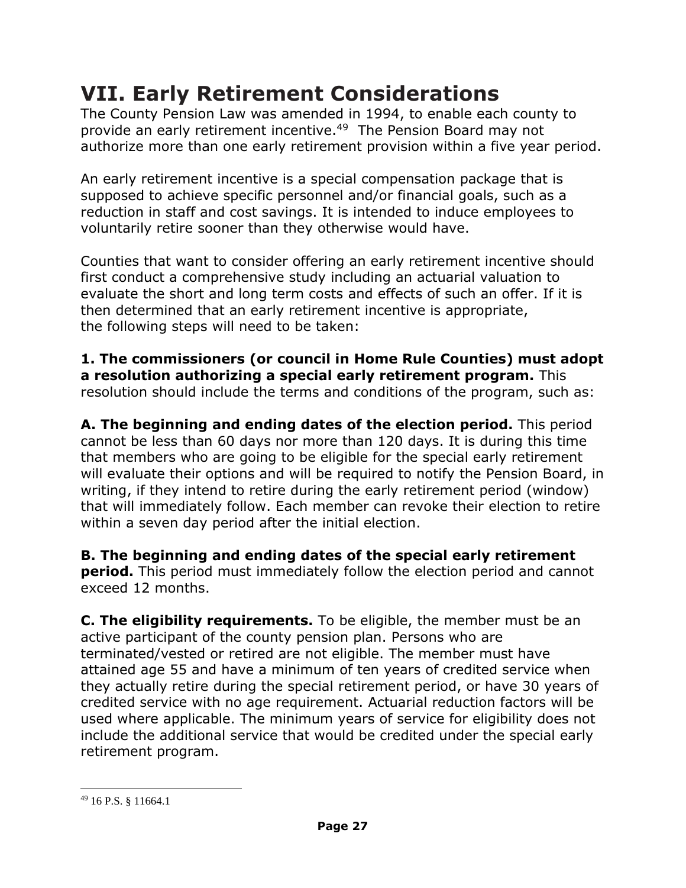# VII. Early Retirement Considerations

The County Pension Law was amended in 1994, to enable each county to provide an early retirement incentive.[49] The Pension Board may not authorize more than one early retirement provision within a five year period.

An early retirement incentive is a special compensation package that is supposed to achieve specific personnel and/or financial goals, such as a reduction in staff and cost savings. It is intended to induce employees to voluntarily retire sooner than they otherwise would have.

Counties that want to consider offering an early retirement incentive should first conduct a comprehensive study including an actuarial valuation to evaluate the short and long term costs and effects of such an offer. If it is then determined that an early retirement incentive is appropriate, the following steps will need to be taken:

**1. The commissioners (or council in Home Rule Counties) must adopt a resolution authorizing a special early retirement program.** This resolution should include the terms and conditions of the program, such as:

**A. The beginning and ending dates of the election period.** This period cannot be less than 60 days nor more than 120 days. It is during this time that members who are going to be eligible for the special early retirement will evaluate their options and will be required to notify the Pension Board, in writing, if they intend to retire during the early retirement period (window) that will immediately follow. Each member can revoke their election to retire within a seven day period after the initial election.

**B. The beginning and ending dates of the special early retirement period.** This period must immediately follow the election period and cannot exceed 12 months.

**C. The eligibility requirements.** To be eligible, the member must be an active participant of the county pension plan. Persons who are terminated/vested or retired are not eligible. The member must have attained age 55 and have a minimum of ten years of credited service when they actually retire during the special retirement period, or have 30 years of credited service with no age requirement. Actuarial reduction factors will be used where applicable. The minimum years of service for eligibility does not include the additional service that would be credited under the special early retirement program.

---

[49] 16 P.S. § 11664.1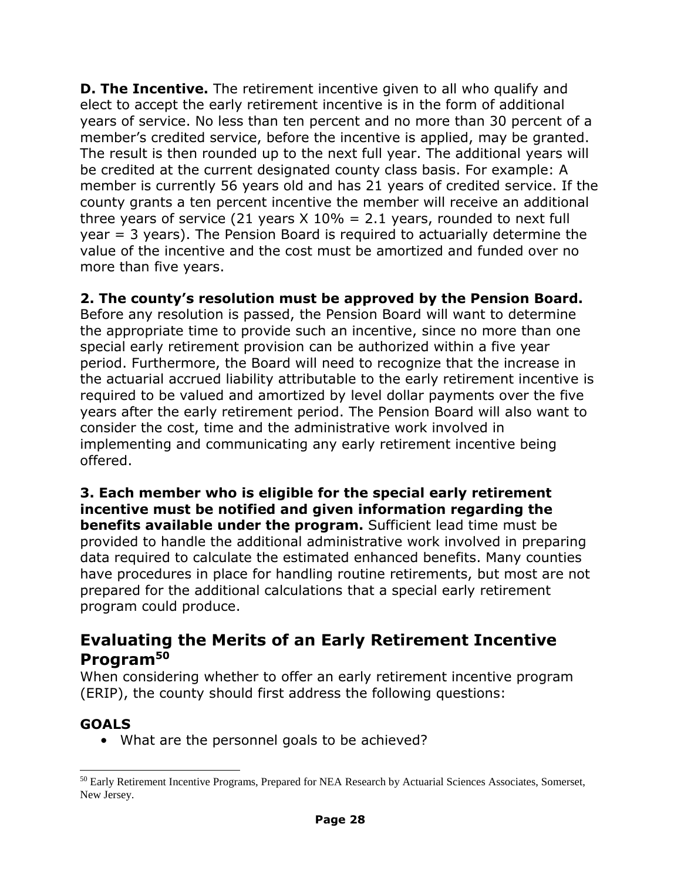**D. The Incentive.** The retirement incentive given to all who qualify and elect to accept the early retirement incentive is in the form of additional years of service. No less than ten percent and no more than 30 percent of a member's credited service, before the incentive is applied, may be granted. The result is then rounded up to the next full year. The additional years will be credited at the current designated county class basis. For example: A member is currently 56 years old and has 21 years of credited service. If the county grants a ten percent incentive the member will receive an additional three years of service (21 years X 10% = 2.1 years, rounded to next full year = 3 years). The Pension Board is required to actuarially determine the value of the incentive and the cost must be amortized and funded over no more than five years.

**2. The county's resolution must be approved by the Pension Board.** Before any resolution is passed, the Pension Board will want to determine the appropriate time to provide such an incentive, since no more than one special early retirement provision can be authorized within a five year period. Furthermore, the Board will need to recognize that the increase in the actuarial accrued liability attributable to the early retirement incentive is required to be valued and amortized by level dollar payments over the five years after the early retirement period. The Pension Board will also want to consider the cost, time and the administrative work involved in implementing and communicating any early retirement incentive being offered.

**3. Each member who is eligible for the special early retirement incentive must be notified and given information regarding the benefits available under the program.** Sufficient lead time must be provided to handle the additional administrative work involved in preparing data required to calculate the estimated enhanced benefits. Many counties have procedures in place for handling routine retirements, but most are not prepared for the additional calculations that a special early retirement program could produce.

## Evaluating the Merits of an Early Retirement Incentive Program[50]

When considering whether to offer an early retirement incentive program (ERIP), the county should first address the following questions:

### GOALS

- What are the personnel goals to be achieved?

[50] Early Retirement Incentive Programs, Prepared for NEA Research by Actuarial Sciences Associates, Somerset, New Jersey.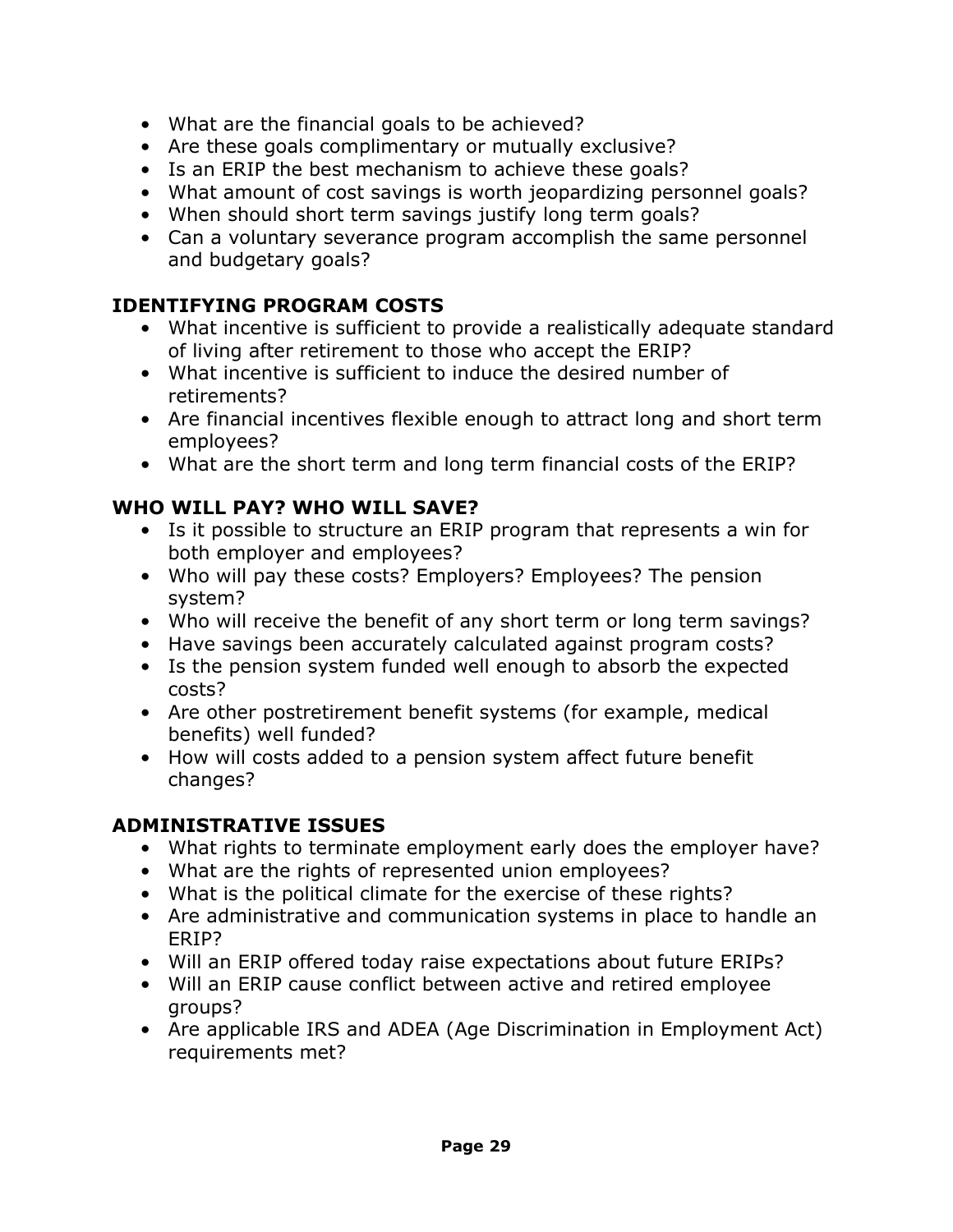- What are the financial goals to be achieved?
- Are these goals complimentary or mutually exclusive?
- Is an ERIP the best mechanism to achieve these goals?
- What amount of cost savings is worth jeopardizing personnel goals?
- When should short term savings justify long term goals?
- Can a voluntary severance program accomplish the same personnel and budgetary goals?

## IDENTIFYING PROGRAM COSTS

- What incentive is sufficient to provide a realistically adequate standard of living after retirement to those who accept the ERIP?
- What incentive is sufficient to induce the desired number of retirements?
- Are financial incentives flexible enough to attract long and short term employees?
- What are the short term and long term financial costs of the ERIP?

## WHO WILL PAY? WHO WILL SAVE?

- Is it possible to structure an ERIP program that represents a win for both employer and employees?
- Who will pay these costs? Employers? Employees? The pension system?
- Who will receive the benefit of any short term or long term savings?
- Have savings been accurately calculated against program costs?
- Is the pension system funded well enough to absorb the expected costs?
- Are other postretirement benefit systems (for example, medical benefits) well funded?
- How will costs added to a pension system affect future benefit changes?

## ADMINISTRATIVE ISSUES

- What rights to terminate employment early does the employer have?
- What are the rights of represented union employees?
- What is the political climate for the exercise of these rights?
- Are administrative and communication systems in place to handle an ERIP?
- Will an ERIP offered today raise expectations about future ERIPs?
- Will an ERIP cause conflict between active and retired employee groups?
- Are applicable IRS and ADEA (Age Discrimination in Employment Act) requirements met?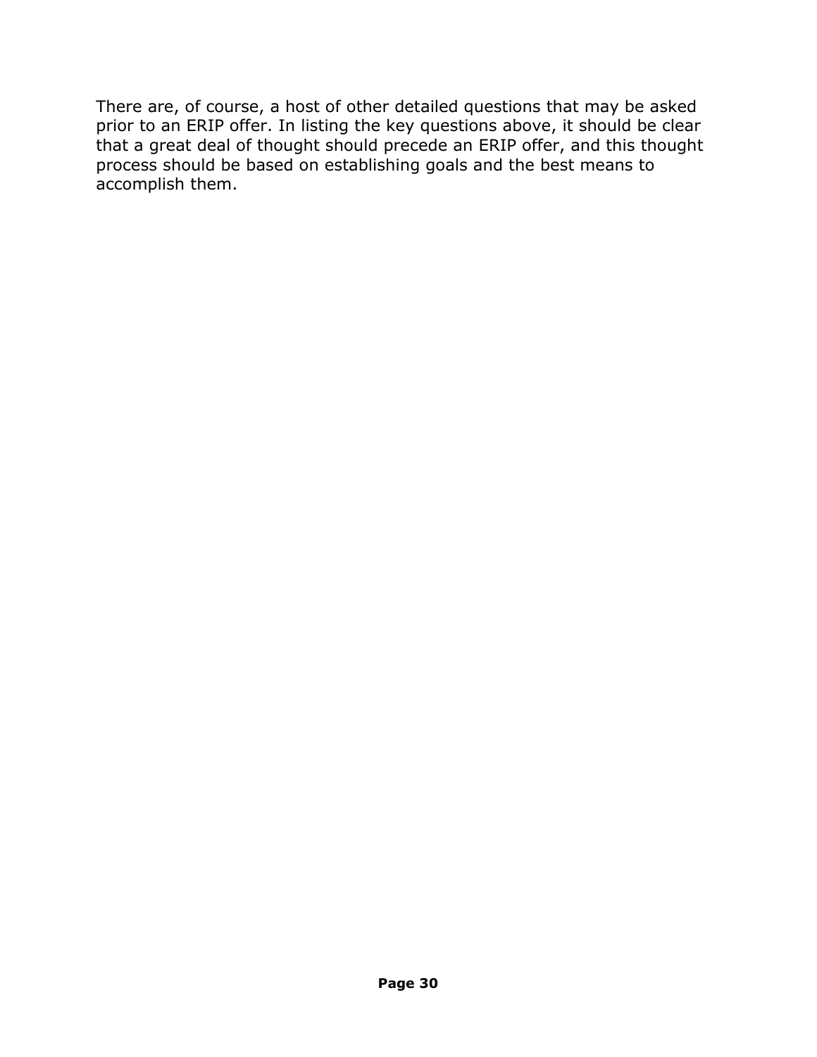There are, of course, a host of other detailed questions that may be asked prior to an ERIP offer. In listing the key questions above, it should be clear that a great deal of thought should precede an ERIP offer, and this thought process should be based on establishing goals and the best means to accomplish them.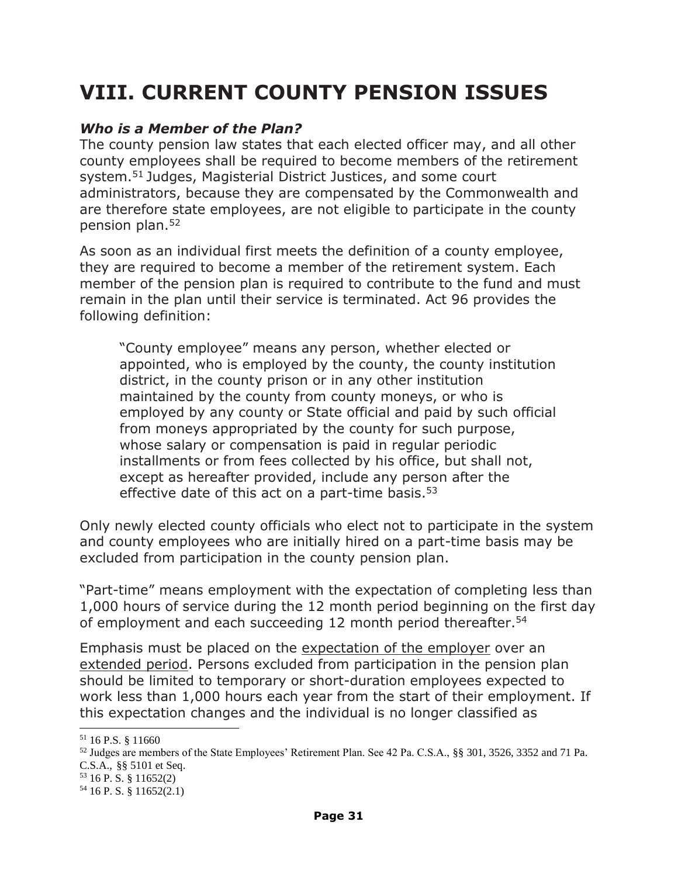# VIII. CURRENT COUNTY PENSION ISSUES

### *Who is a Member of the Plan?*

The county pension law states that each elected officer may, and all other county employees shall be required to become members of the retirement system.[51] Judges, Magisterial District Justices, and some court administrators, because they are compensated by the Commonwealth and are therefore state employees, are not eligible to participate in the county pension plan.[52]

As soon as an individual first meets the definition of a county employee, they are required to become a member of the retirement system. Each member of the pension plan is required to contribute to the fund and must remain in the plan until their service is terminated. Act 96 provides the following definition:

> "County employee" means any person, whether elected or appointed, who is employed by the county, the county institution district, in the county prison or in any other institution maintained by the county from county moneys, or who is employed by any county or State official and paid by such official from moneys appropriated by the county for such purpose, whose salary or compensation is paid in regular periodic installments or from fees collected by his office, but shall not, except as hereafter provided, include any person after the effective date of this act on a part-time basis.[53]

Only newly elected county officials who elect not to participate in the system and county employees who are initially hired on a part-time basis may be excluded from participation in the county pension plan.

"Part-time" means employment with the expectation of completing less than 1,000 hours of service during the 12 month period beginning on the first day of employment and each succeeding 12 month period thereafter.[54]

Emphasis must be placed on the <u>expectation of the employer</u> over an <u>extended period</u>. Persons excluded from participation in the pension plan should be limited to temporary or short-duration employees expected to work less than 1,000 hours each year from the start of their employment. If this expectation changes and the individual is no longer classified as

---

[51] 16 P.S. § 11660

[52] Judges are members of the State Employees' Retirement Plan. See 42 Pa. C.S.A., §§ 301, 3526, 3352 and 71 Pa. C.S.A., §§ 5101 et Seq.

[53] 16 P. S. § 11652(2)

[54] 16 P. S. § 11652(2.1)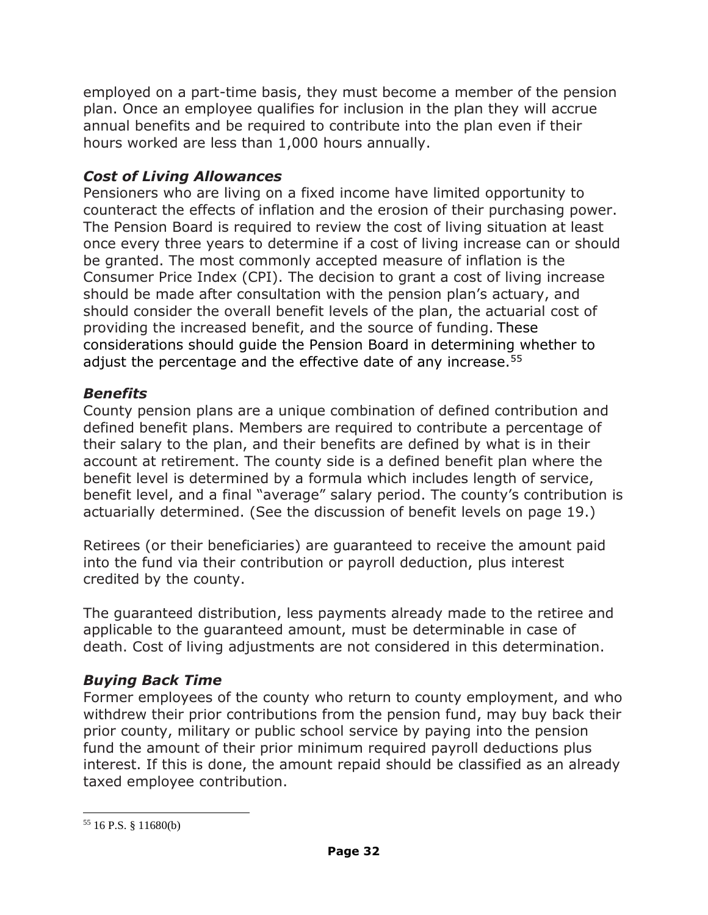employed on a part-time basis, they must become a member of the pension plan. Once an employee qualifies for inclusion in the plan they will accrue annual benefits and be required to contribute into the plan even if their hours worked are less than 1,000 hours annually.

### *Cost of Living Allowances*

Pensioners who are living on a fixed income have limited opportunity to counteract the effects of inflation and the erosion of their purchasing power. The Pension Board is required to review the cost of living situation at least once every three years to determine if a cost of living increase can or should be granted. The most commonly accepted measure of inflation is the Consumer Price Index (CPI). The decision to grant a cost of living increase should be made after consultation with the pension plan's actuary, and should consider the overall benefit levels of the plan, the actuarial cost of providing the increased benefit, and the source of funding. These considerations should guide the Pension Board in determining whether to adjust the percentage and the effective date of any increase.[55]

### *Benefits*

County pension plans are a unique combination of defined contribution and defined benefit plans. Members are required to contribute a percentage of their salary to the plan, and their benefits are defined by what is in their account at retirement. The county side is a defined benefit plan where the benefit level is determined by a formula which includes length of service, benefit level, and a final "average" salary period. The county's contribution is actuarially determined. (See the discussion of benefit levels on page 19.)

Retirees (or their beneficiaries) are guaranteed to receive the amount paid into the fund via their contribution or payroll deduction, plus interest credited by the county.

The guaranteed distribution, less payments already made to the retiree and applicable to the guaranteed amount, must be determinable in case of death. Cost of living adjustments are not considered in this determination.

### *Buying Back Time*

Former employees of the county who return to county employment, and who withdrew their prior contributions from the pension fund, may buy back their prior county, military or public school service by paying into the pension fund the amount of their prior minimum required payroll deductions plus interest. If this is done, the amount repaid should be classified as an already taxed employee contribution.

---

[55] 16 P.S. § 11680(b)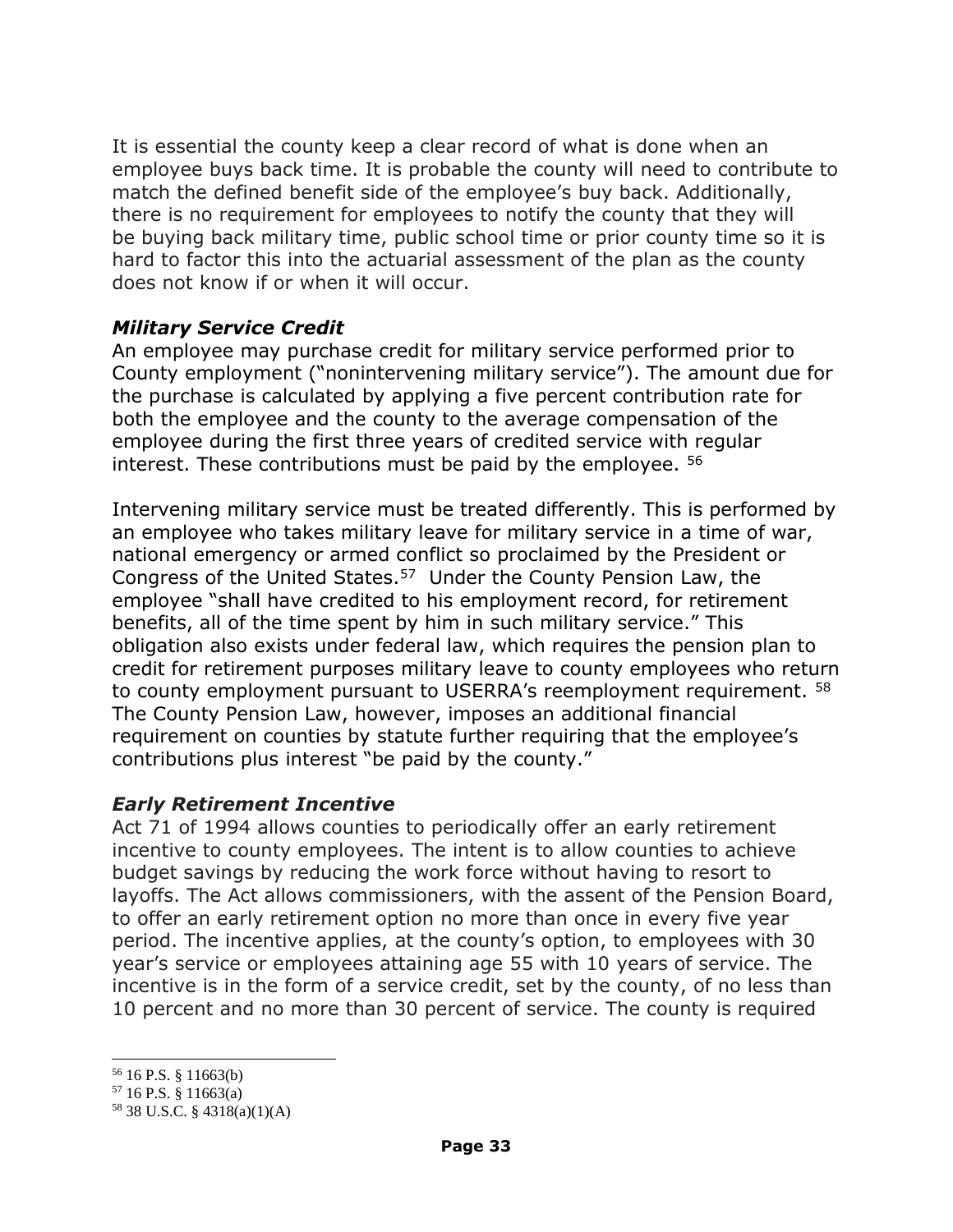It is essential the county keep a clear record of what is done when an employee buys back time. It is probable the county will need to contribute to match the defined benefit side of the employee's buy back. Additionally, there is no requirement for employees to notify the county that they will be buying back military time, public school time or prior county time so it is hard to factor this into the actuarial assessment of the plan as the county does not know if or when it will occur.

### *Military Service Credit*

An employee may purchase credit for military service performed prior to County employment ("nonintervening military service"). The amount due for the purchase is calculated by applying a five percent contribution rate for both the employee and the county to the average compensation of the employee during the first three years of credited service with regular interest. These contributions must be paid by the employee. [56]

Intervening military service must be treated differently. This is performed by an employee who takes military leave for military service in a time of war, national emergency or armed conflict so proclaimed by the President or Congress of the United States.[57] Under the County Pension Law, the employee "shall have credited to his employment record, for retirement benefits, all of the time spent by him in such military service." This obligation also exists under federal law, which requires the pension plan to credit for retirement purposes military leave to county employees who return to county employment pursuant to USERRA's reemployment requirement. [58] The County Pension Law, however, imposes an additional financial requirement on counties by statute further requiring that the employee's contributions plus interest "be paid by the county."

### *Early Retirement Incentive*

Act 71 of 1994 allows counties to periodically offer an early retirement incentive to county employees. The intent is to allow counties to achieve budget savings by reducing the work force without having to resort to layoffs. The Act allows commissioners, with the assent of the Pension Board, to offer an early retirement option no more than once in every five year period. The incentive applies, at the county's option, to employees with 30 year's service or employees attaining age 55 with 10 years of service. The incentive is in the form of a service credit, set by the county, of no less than 10 percent and no more than 30 percent of service. The county is required

---

[56] 16 P.S. § 11663(b)

[57] 16 P.S. § 11663(a)

[58] 38 U.S.C. § 4318(a)(1)(A)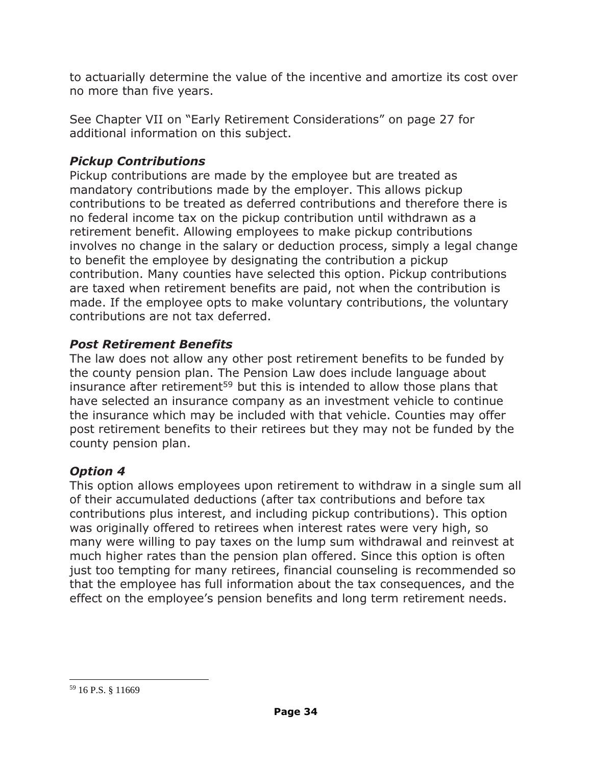to actuarially determine the value of the incentive and amortize its cost over no more than five years.

See Chapter VII on "Early Retirement Considerations" on page 27 for additional information on this subject.

### *Pickup Contributions*

Pickup contributions are made by the employee but are treated as mandatory contributions made by the employer. This allows pickup contributions to be treated as deferred contributions and therefore there is no federal income tax on the pickup contribution until withdrawn as a retirement benefit. Allowing employees to make pickup contributions involves no change in the salary or deduction process, simply a legal change to benefit the employee by designating the contribution a pickup contribution. Many counties have selected this option. Pickup contributions are taxed when retirement benefits are paid, not when the contribution is made. If the employee opts to make voluntary contributions, the voluntary contributions are not tax deferred.

### *Post Retirement Benefits*

The law does not allow any other post retirement benefits to be funded by the county pension plan. The Pension Law does include language about insurance after retirement[59] but this is intended to allow those plans that have selected an insurance company as an investment vehicle to continue the insurance which may be included with that vehicle. Counties may offer post retirement benefits to their retirees but they may not be funded by the county pension plan.

### *Option 4*

This option allows employees upon retirement to withdraw in a single sum all of their accumulated deductions (after tax contributions and before tax contributions plus interest, and including pickup contributions). This option was originally offered to retirees when interest rates were very high, so many were willing to pay taxes on the lump sum withdrawal and reinvest at much higher rates than the pension plan offered. Since this option is often just too tempting for many retirees, financial counseling is recommended so that the employee has full information about the tax consequences, and the effect on the employee's pension benefits and long term retirement needs.

---

[59] 16 P.S. § 11669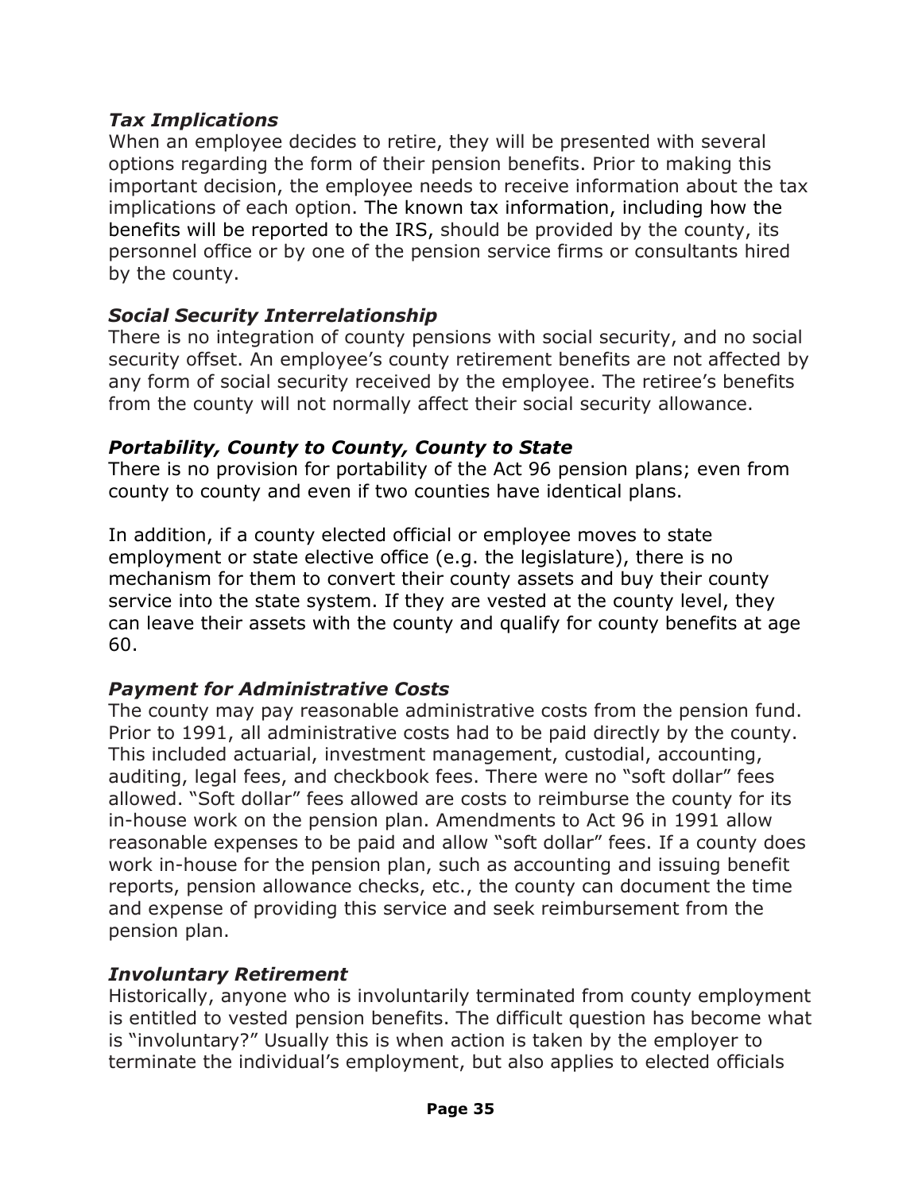### *Tax Implications*

When an employee decides to retire, they will be presented with several options regarding the form of their pension benefits. Prior to making this important decision, the employee needs to receive information about the tax implications of each option. The known tax information, including how the benefits will be reported to the IRS, should be provided by the county, its personnel office or by one of the pension service firms or consultants hired by the county.

### *Social Security Interrelationship*

There is no integration of county pensions with social security, and no social security offset. An employee's county retirement benefits are not affected by any form of social security received by the employee. The retiree's benefits from the county will not normally affect their social security allowance.

### *Portability, County to County, County to State*

There is no provision for portability of the Act 96 pension plans; even from county to county and even if two counties have identical plans.

In addition, if a county elected official or employee moves to state employment or state elective office (e.g. the legislature), there is no mechanism for them to convert their county assets and buy their county service into the state system. If they are vested at the county level, they can leave their assets with the county and qualify for county benefits at age 60.

### *Payment for Administrative Costs*

The county may pay reasonable administrative costs from the pension fund. Prior to 1991, all administrative costs had to be paid directly by the county. This included actuarial, investment management, custodial, accounting, auditing, legal fees, and checkbook fees. There were no "soft dollar" fees allowed. "Soft dollar" fees allowed are costs to reimburse the county for its in-house work on the pension plan. Amendments to Act 96 in 1991 allow reasonable expenses to be paid and allow "soft dollar" fees. If a county does work in-house for the pension plan, such as accounting and issuing benefit reports, pension allowance checks, etc., the county can document the time and expense of providing this service and seek reimbursement from the pension plan.

### *Involuntary Retirement*

Historically, anyone who is involuntarily terminated from county employment is entitled to vested pension benefits. The difficult question has become what is "involuntary?" Usually this is when action is taken by the employer to terminate the individual's employment, but also applies to elected officials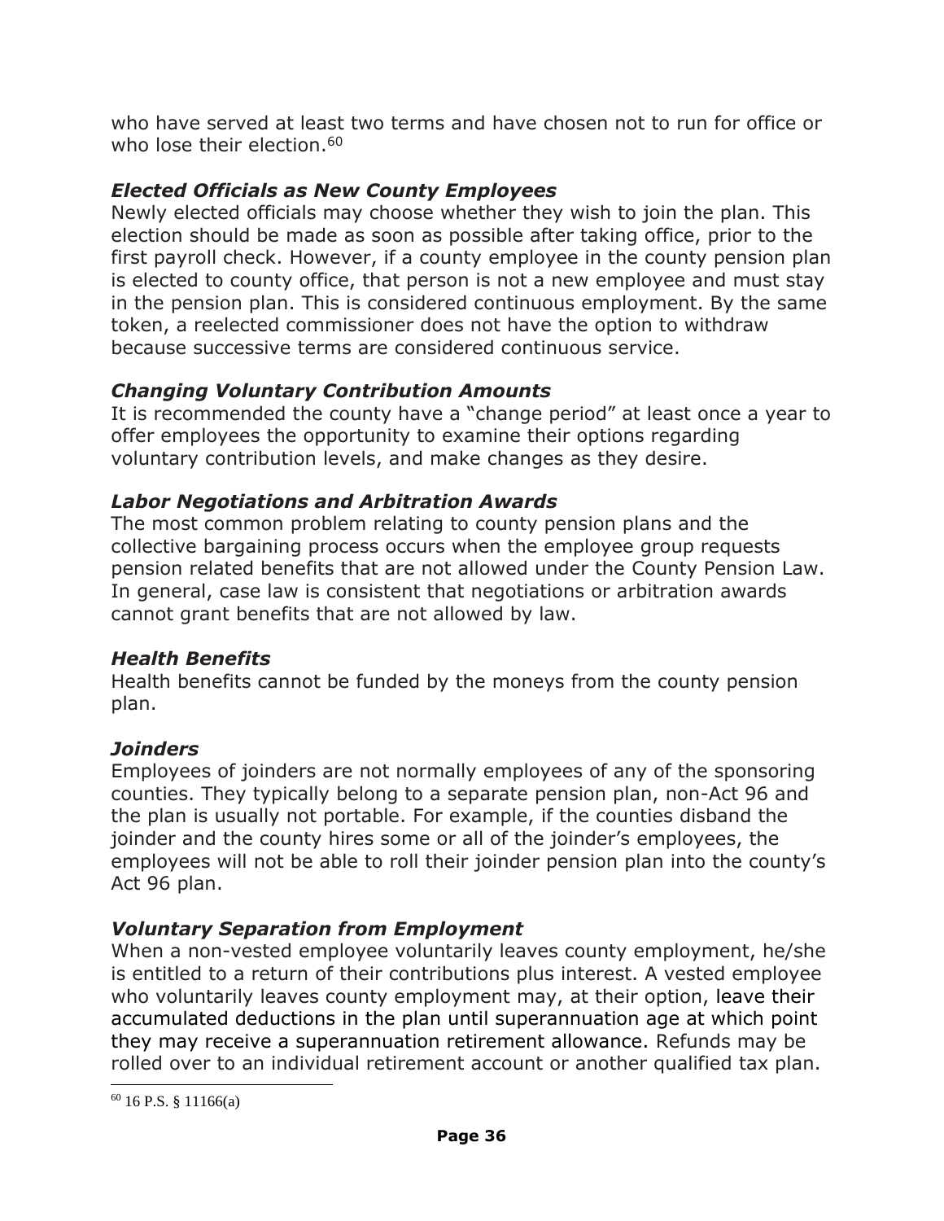who have served at least two terms and have chosen not to run for office or who lose their election.[60]

### *Elected Officials as New County Employees*

Newly elected officials may choose whether they wish to join the plan. This election should be made as soon as possible after taking office, prior to the first payroll check. However, if a county employee in the county pension plan is elected to county office, that person is not a new employee and must stay in the pension plan. This is considered continuous employment. By the same token, a reelected commissioner does not have the option to withdraw because successive terms are considered continuous service.

### *Changing Voluntary Contribution Amounts*

It is recommended the county have a "change period" at least once a year to offer employees the opportunity to examine their options regarding voluntary contribution levels, and make changes as they desire.

### *Labor Negotiations and Arbitration Awards*

The most common problem relating to county pension plans and the collective bargaining process occurs when the employee group requests pension related benefits that are not allowed under the County Pension Law. In general, case law is consistent that negotiations or arbitration awards cannot grant benefits that are not allowed by law.

### *Health Benefits*

Health benefits cannot be funded by the moneys from the county pension plan.

### *Joinders*

Employees of joinders are not normally employees of any of the sponsoring counties. They typically belong to a separate pension plan, non-Act 96 and the plan is usually not portable. For example, if the counties disband the joinder and the county hires some or all of the joinder's employees, the employees will not be able to roll their joinder pension plan into the county's Act 96 plan.

### *Voluntary Separation from Employment*

When a non-vested employee voluntarily leaves county employment, he/she is entitled to a return of their contributions plus interest. A vested employee who voluntarily leaves county employment may, at their option, leave their accumulated deductions in the plan until superannuation age at which point they may receive a superannuation retirement allowance. Refunds may be rolled over to an individual retirement account or another qualified tax plan.

---

[60] 16 P.S. § 11166(a)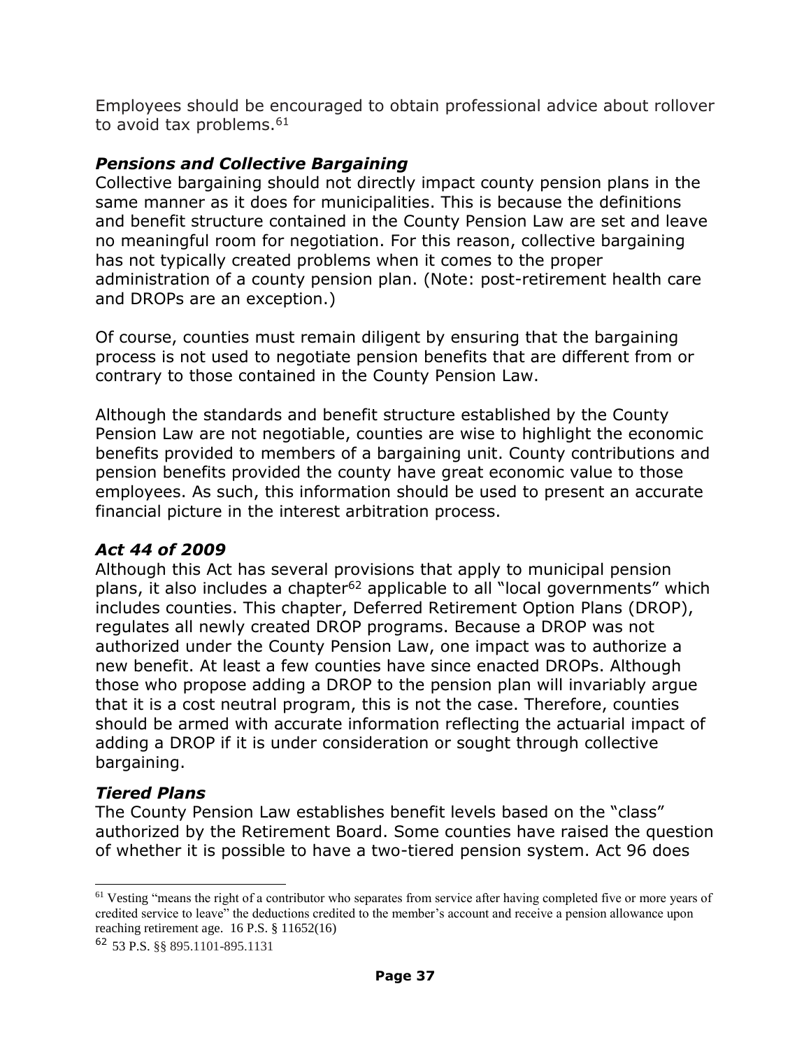Employees should be encouraged to obtain professional advice about rollover to avoid tax problems.[61]

### *Pensions and Collective Bargaining*

Collective bargaining should not directly impact county pension plans in the same manner as it does for municipalities. This is because the definitions and benefit structure contained in the County Pension Law are set and leave no meaningful room for negotiation. For this reason, collective bargaining has not typically created problems when it comes to the proper administration of a county pension plan. (Note: post-retirement health care and DROPs are an exception.)

Of course, counties must remain diligent by ensuring that the bargaining process is not used to negotiate pension benefits that are different from or contrary to those contained in the County Pension Law.

Although the standards and benefit structure established by the County Pension Law are not negotiable, counties are wise to highlight the economic benefits provided to members of a bargaining unit. County contributions and pension benefits provided the county have great economic value to those employees. As such, this information should be used to present an accurate financial picture in the interest arbitration process.

### *Act 44 of 2009*

Although this Act has several provisions that apply to municipal pension plans, it also includes a chapter[62] applicable to all "local governments" which includes counties. This chapter, Deferred Retirement Option Plans (DROP), regulates all newly created DROP programs. Because a DROP was not authorized under the County Pension Law, one impact was to authorize a new benefit. At least a few counties have since enacted DROPs. Although those who propose adding a DROP to the pension plan will invariably argue that it is a cost neutral program, this is not the case. Therefore, counties should be armed with accurate information reflecting the actuarial impact of adding a DROP if it is under consideration or sought through collective bargaining.

### *Tiered Plans*

The County Pension Law establishes benefit levels based on the "class" authorized by the Retirement Board. Some counties have raised the question of whether it is possible to have a two-tiered pension system. Act 96 does

---

[61] Vesting "means the right of a contributor who separates from service after having completed five or more years of credited service to leave" the deductions credited to the member's account and receive a pension allowance upon reaching retirement age. 16 P.S. § 11652(16)

[62] 53 P.S. §§ 895.1101-895.1131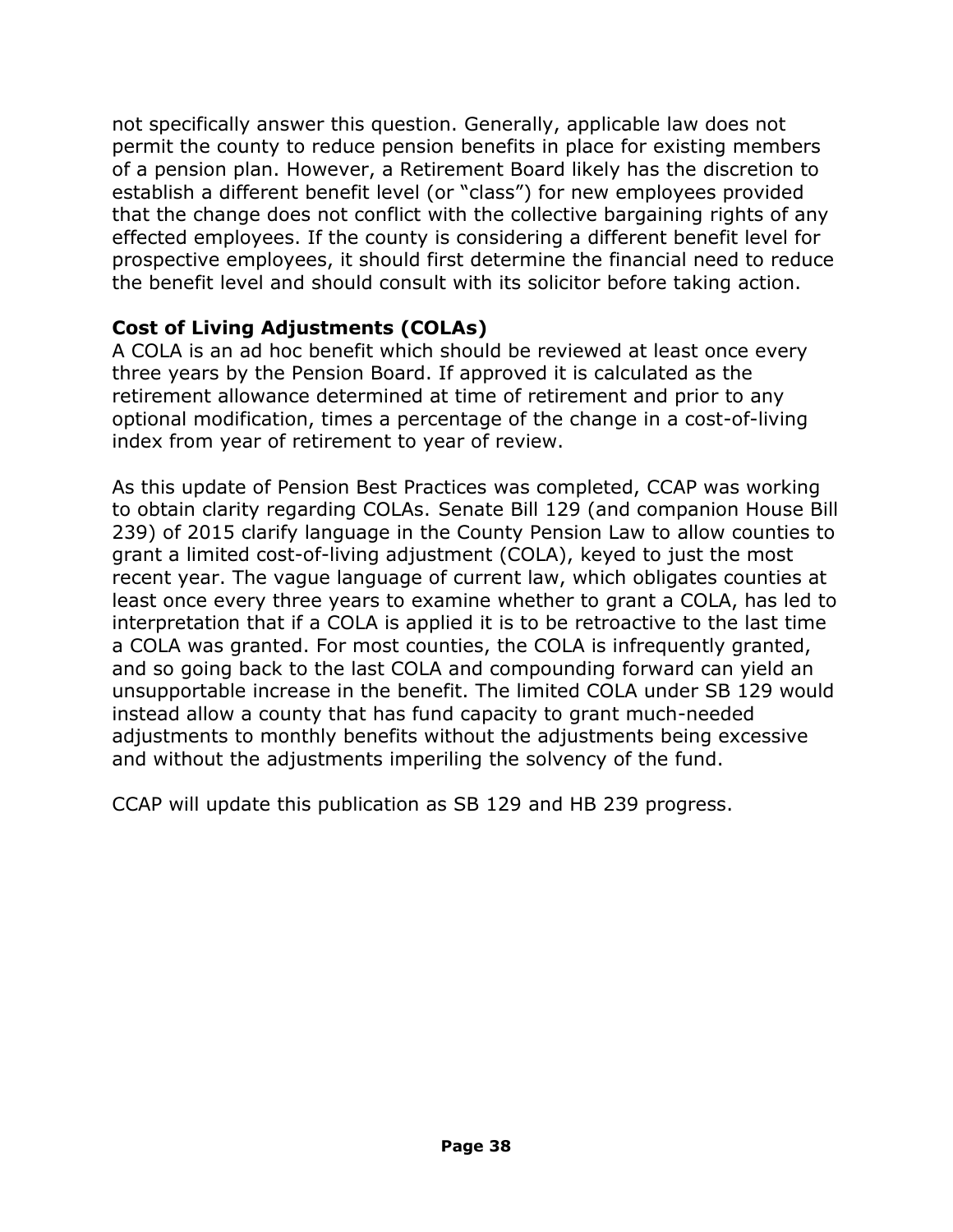not specifically answer this question. Generally, applicable law does not permit the county to reduce pension benefits in place for existing members of a pension plan. However, a Retirement Board likely has the discretion to establish a different benefit level (or "class") for new employees provided that the change does not conflict with the collective bargaining rights of any effected employees. If the county is considering a different benefit level for prospective employees, it should first determine the financial need to reduce the benefit level and should consult with its solicitor before taking action.

**Cost of Living Adjustments (COLAs)**

A COLA is an ad hoc benefit which should be reviewed at least once every three years by the Pension Board. If approved it is calculated as the retirement allowance determined at time of retirement and prior to any optional modification, times a percentage of the change in a cost-of-living index from year of retirement to year of review.

As this update of Pension Best Practices was completed, CCAP was working to obtain clarity regarding COLAs. Senate Bill 129 (and companion House Bill 239) of 2015 clarify language in the County Pension Law to allow counties to grant a limited cost-of-living adjustment (COLA), keyed to just the most recent year. The vague language of current law, which obligates counties at least once every three years to examine whether to grant a COLA, has led to interpretation that if a COLA is applied it is to be retroactive to the last time a COLA was granted. For most counties, the COLA is infrequently granted, and so going back to the last COLA and compounding forward can yield an unsupportable increase in the benefit. The limited COLA under SB 129 would instead allow a county that has fund capacity to grant much-needed adjustments to monthly benefits without the adjustments being excessive and without the adjustments imperiling the solvency of the fund.

CCAP will update this publication as SB 129 and HB 239 progress.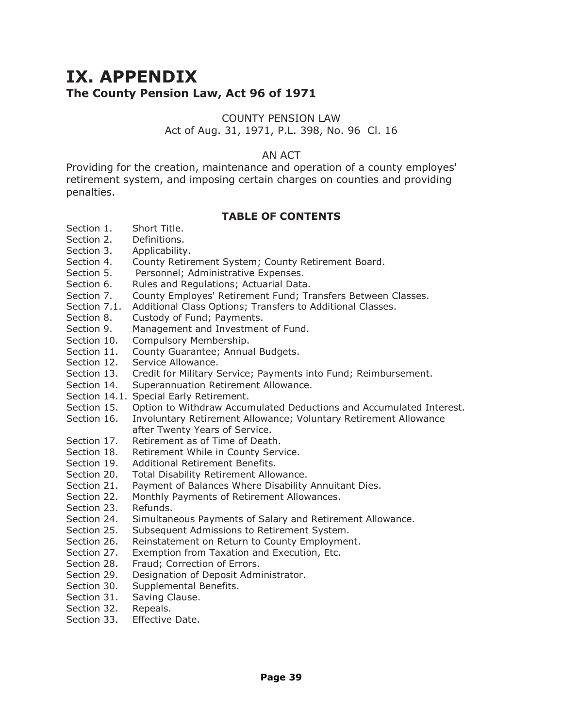# IX. APPENDIX

## The County Pension Law, Act 96 of 1971

COUNTY PENSION LAW
Act of Aug. 31, 1971, P.L. 398, No. 96 Cl. 16

AN ACT

Providing for the creation, maintenance and operation of a county employes' retirement system, and imposing certain charges on counties and providing penalties.

### TABLE OF CONTENTS

| | |
|---|---|
| Section 1. | Short Title. |
| Section 2. | Definitions. |
| Section 3. | Applicability. |
| Section 4. | County Retirement System; County Retirement Board. |
| Section 5. | Personnel; Administrative Expenses. |
| Section 6. | Rules and Regulations; Actuarial Data. |
| Section 7. | County Employes' Retirement Fund; Transfers Between Classes. |
| Section 7.1. | Additional Class Options; Transfers to Additional Classes. |
| Section 8. | Custody of Fund; Payments. |
| Section 9. | Management and Investment of Fund. |
| Section 10. | Compulsory Membership. |
| Section 11. | County Guarantee; Annual Budgets. |
| Section 12. | Service Allowance. |
| Section 13. | Credit for Military Service; Payments into Fund; Reimbursement. |
| Section 14. | Superannuation Retirement Allowance. |
| Section 14.1. | Special Early Retirement. |
| Section 15. | Option to Withdraw Accumulated Deductions and Accumulated Interest. |
| Section 16. | Involuntary Retirement Allowance; Voluntary Retirement Allowance after Twenty Years of Service. |
| Section 17. | Retirement as of Time of Death. |
| Section 18. | Retirement While in County Service. |
| Section 19. | Additional Retirement Benefits. |
| Section 20. | Total Disability Retirement Allowance. |
| Section 21. | Payment of Balances Where Disability Annuitant Dies. |
| Section 22. | Monthly Payments of Retirement Allowances. |
| Section 23. | Refunds. |
| Section 24. | Simultaneous Payments of Salary and Retirement Allowance. |
| Section 25. | Subsequent Admissions to Retirement System. |
| Section 26. | Reinstatement on Return to County Employment. |
| Section 27. | Exemption from Taxation and Execution, Etc. |
| Section 28. | Fraud; Correction of Errors. |
| Section 29. | Designation of Deposit Administrator. |
| Section 30. | Supplemental Benefits. |
| Section 31. | Saving Clause. |
| Section 32. | Repeals. |
| Section 33. | Effective Date. |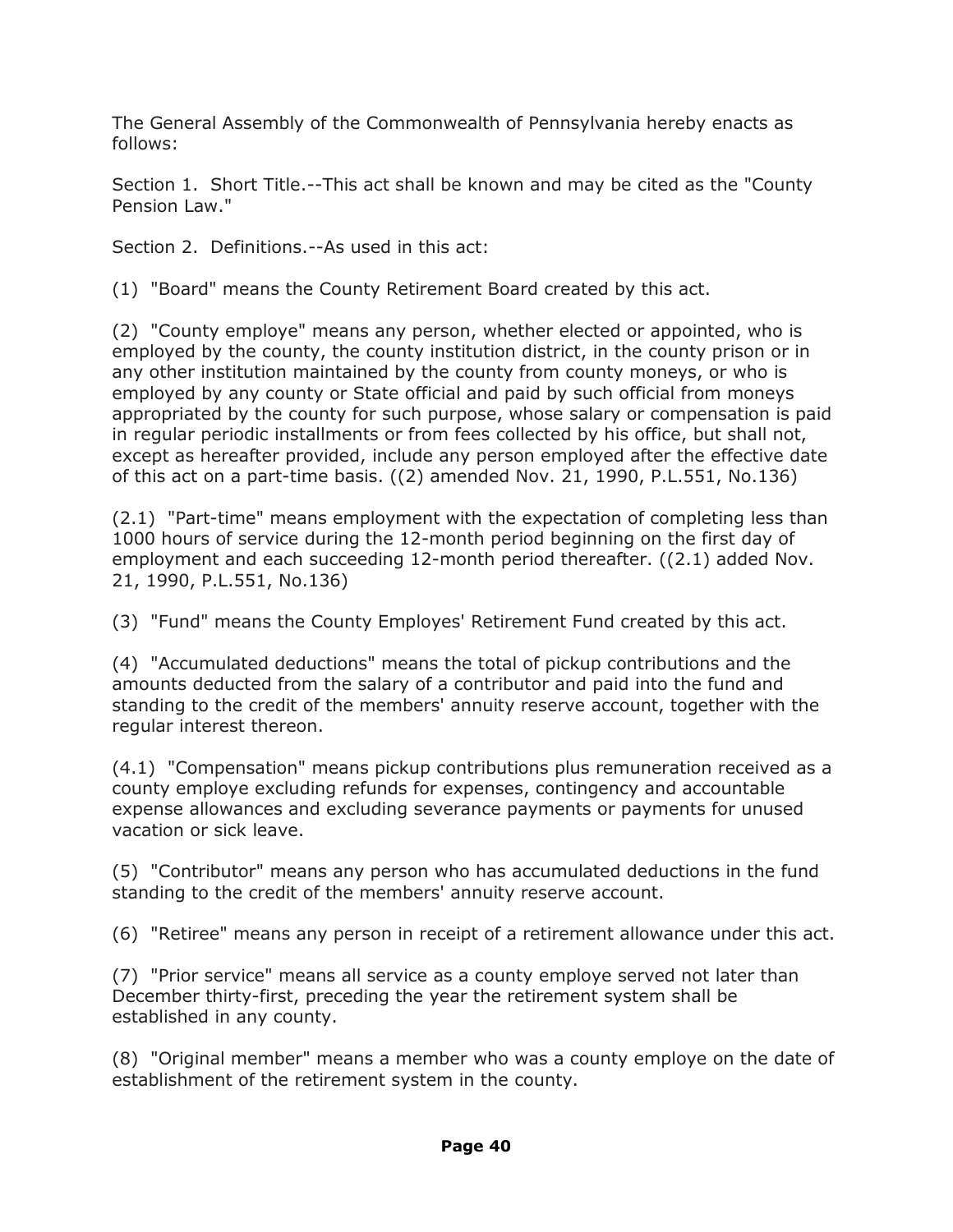The General Assembly of the Commonwealth of Pennsylvania hereby enacts as follows:

Section 1. Short Title.--This act shall be known and may be cited as the "County Pension Law."

Section 2. Definitions.--As used in this act:

(1) "Board" means the County Retirement Board created by this act.

(2) "County employe" means any person, whether elected or appointed, who is employed by the county, the county institution district, in the county prison or in any other institution maintained by the county from county moneys, or who is employed by any county or State official and paid by such official from moneys appropriated by the county for such purpose, whose salary or compensation is paid in regular periodic installments or from fees collected by his office, but shall not, except as hereafter provided, include any person employed after the effective date of this act on a part-time basis. ((2) amended Nov. 21, 1990, P.L.551, No.136)

(2.1) "Part-time" means employment with the expectation of completing less than 1000 hours of service during the 12-month period beginning on the first day of employment and each succeeding 12-month period thereafter. ((2.1) added Nov. 21, 1990, P.L.551, No.136)

(3) "Fund" means the County Employes' Retirement Fund created by this act.

(4) "Accumulated deductions" means the total of pickup contributions and the amounts deducted from the salary of a contributor and paid into the fund and standing to the credit of the members' annuity reserve account, together with the regular interest thereon.

(4.1) "Compensation" means pickup contributions plus remuneration received as a county employe excluding refunds for expenses, contingency and accountable expense allowances and excluding severance payments or payments for unused vacation or sick leave.

(5) "Contributor" means any person who has accumulated deductions in the fund standing to the credit of the members' annuity reserve account.

(6) "Retiree" means any person in receipt of a retirement allowance under this act.

(7) "Prior service" means all service as a county employe served not later than December thirty-first, preceding the year the retirement system shall be established in any county.

(8) "Original member" means a member who was a county employe on the date of establishment of the retirement system in the county.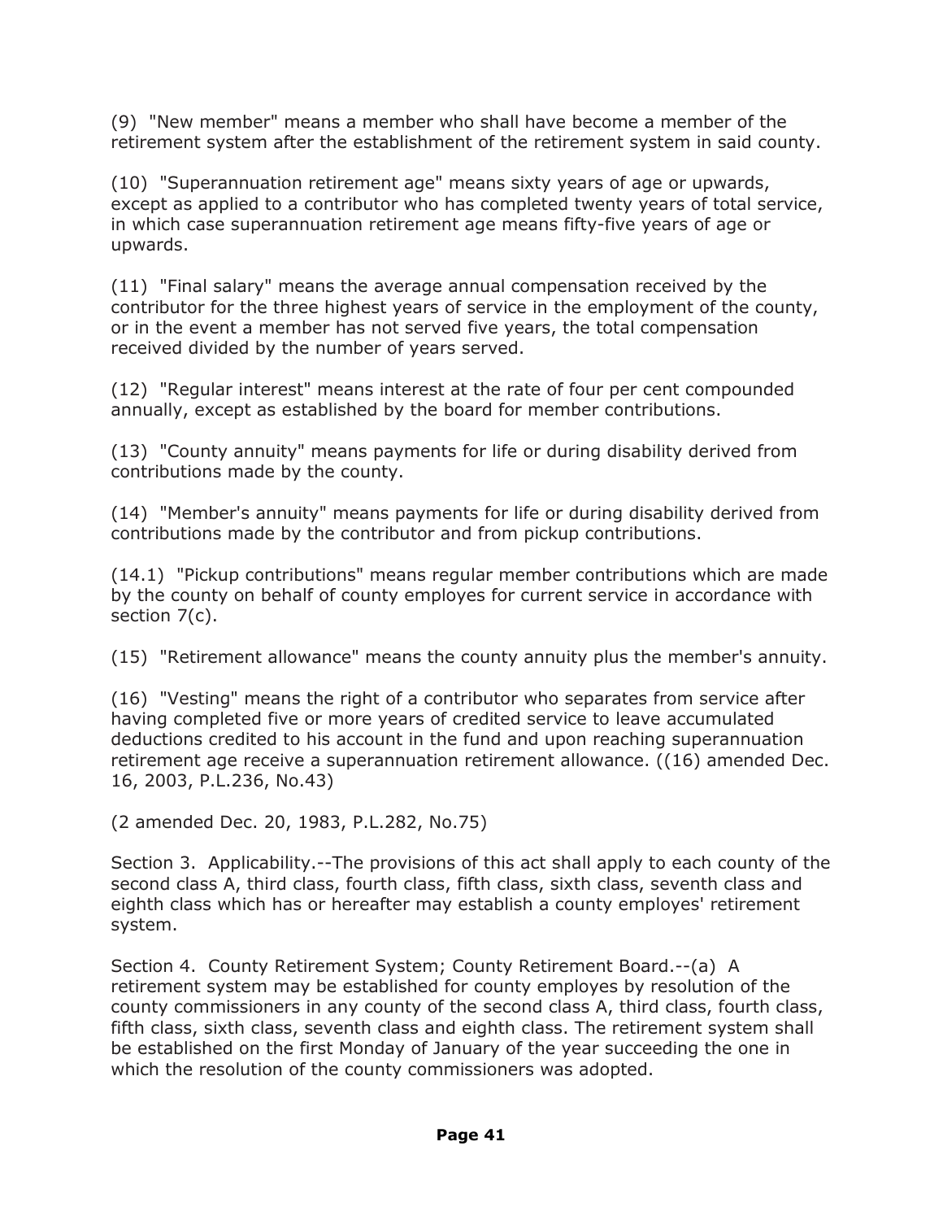(9) "New member" means a member who shall have become a member of the retirement system after the establishment of the retirement system in said county.

(10) "Superannuation retirement age" means sixty years of age or upwards, except as applied to a contributor who has completed twenty years of total service, in which case superannuation retirement age means fifty-five years of age or upwards.

(11) "Final salary" means the average annual compensation received by the contributor for the three highest years of service in the employment of the county, or in the event a member has not served five years, the total compensation received divided by the number of years served.

(12) "Regular interest" means interest at the rate of four per cent compounded annually, except as established by the board for member contributions.

(13) "County annuity" means payments for life or during disability derived from contributions made by the county.

(14) "Member's annuity" means payments for life or during disability derived from contributions made by the contributor and from pickup contributions.

(14.1) "Pickup contributions" means regular member contributions which are made by the county on behalf of county employes for current service in accordance with section 7(c).

(15) "Retirement allowance" means the county annuity plus the member's annuity.

(16) "Vesting" means the right of a contributor who separates from service after having completed five or more years of credited service to leave accumulated deductions credited to his account in the fund and upon reaching superannuation retirement age receive a superannuation retirement allowance. ((16) amended Dec. 16, 2003, P.L.236, No.43)

(2 amended Dec. 20, 1983, P.L.282, No.75)

Section 3. Applicability.--The provisions of this act shall apply to each county of the second class A, third class, fourth class, fifth class, sixth class, seventh class and eighth class which has or hereafter may establish a county employes' retirement system.

Section 4. County Retirement System; County Retirement Board.--(a) A retirement system may be established for county employes by resolution of the county commissioners in any county of the second class A, third class, fourth class, fifth class, sixth class, seventh class and eighth class. The retirement system shall be established on the first Monday of January of the year succeeding the one in which the resolution of the county commissioners was adopted.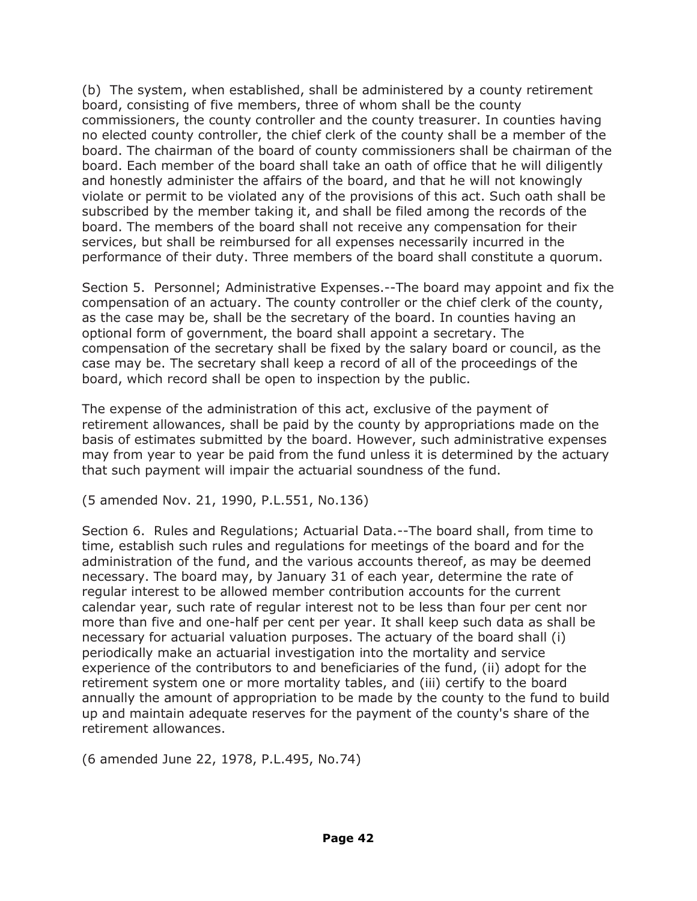(b) The system, when established, shall be administered by a county retirement board, consisting of five members, three of whom shall be the county commissioners, the county controller and the county treasurer. In counties having no elected county controller, the chief clerk of the county shall be a member of the board. The chairman of the board of county commissioners shall be chairman of the board. Each member of the board shall take an oath of office that he will diligently and honestly administer the affairs of the board, and that he will not knowingly violate or permit to be violated any of the provisions of this act. Such oath shall be subscribed by the member taking it, and shall be filed among the records of the board. The members of the board shall not receive any compensation for their services, but shall be reimbursed for all expenses necessarily incurred in the performance of their duty. Three members of the board shall constitute a quorum.

Section 5. Personnel; Administrative Expenses.--The board may appoint and fix the compensation of an actuary. The county controller or the chief clerk of the county, as the case may be, shall be the secretary of the board. In counties having an optional form of government, the board shall appoint a secretary. The compensation of the secretary shall be fixed by the salary board or council, as the case may be. The secretary shall keep a record of all of the proceedings of the board, which record shall be open to inspection by the public.

The expense of the administration of this act, exclusive of the payment of retirement allowances, shall be paid by the county by appropriations made on the basis of estimates submitted by the board. However, such administrative expenses may from year to year be paid from the fund unless it is determined by the actuary that such payment will impair the actuarial soundness of the fund.

(5 amended Nov. 21, 1990, P.L.551, No.136)

Section 6. Rules and Regulations; Actuarial Data.--The board shall, from time to time, establish such rules and regulations for meetings of the board and for the administration of the fund, and the various accounts thereof, as may be deemed necessary. The board may, by January 31 of each year, determine the rate of regular interest to be allowed member contribution accounts for the current calendar year, such rate of regular interest not to be less than four per cent nor more than five and one-half per cent per year. It shall keep such data as shall be necessary for actuarial valuation purposes. The actuary of the board shall (i) periodically make an actuarial investigation into the mortality and service experience of the contributors to and beneficiaries of the fund, (ii) adopt for the retirement system one or more mortality tables, and (iii) certify to the board annually the amount of appropriation to be made by the county to the fund to build up and maintain adequate reserves for the payment of the county's share of the retirement allowances.

(6 amended June 22, 1978, P.L.495, No.74)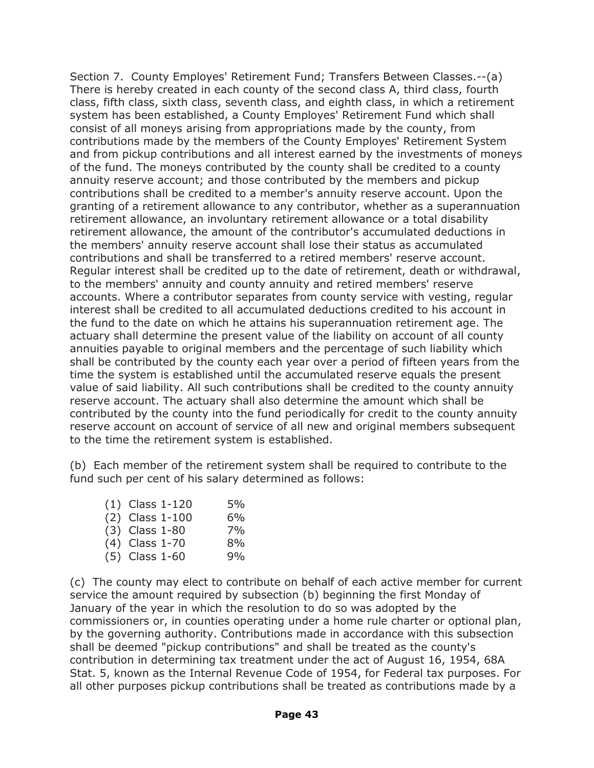Section 7. County Employes' Retirement Fund; Transfers Between Classes.--(a) There is hereby created in each county of the second class A, third class, fourth class, fifth class, sixth class, seventh class, and eighth class, in which a retirement system has been established, a County Employes' Retirement Fund which shall consist of all moneys arising from appropriations made by the county, from contributions made by the members of the County Employes' Retirement System and from pickup contributions and all interest earned by the investments of moneys of the fund. The moneys contributed by the county shall be credited to a county annuity reserve account; and those contributed by the members and pickup contributions shall be credited to a member's annuity reserve account. Upon the granting of a retirement allowance to any contributor, whether as a superannuation retirement allowance, an involuntary retirement allowance or a total disability retirement allowance, the amount of the contributor's accumulated deductions in the members' annuity reserve account shall lose their status as accumulated contributions and shall be transferred to a retired members' reserve account. Regular interest shall be credited up to the date of retirement, death or withdrawal, to the members' annuity and county annuity and retired members' reserve accounts. Where a contributor separates from county service with vesting, regular interest shall be credited to all accumulated deductions credited to his account in the fund to the date on which he attains his superannuation retirement age. The actuary shall determine the present value of the liability on account of all county annuities payable to original members and the percentage of such liability which shall be contributed by the county each year over a period of fifteen years from the time the system is established until the accumulated reserve equals the present value of said liability. All such contributions shall be credited to the county annuity reserve account. The actuary shall also determine the amount which shall be contributed by the county into the fund periodically for credit to the county annuity reserve account on account of service of all new and original members subsequent to the time the retirement system is established.

(b) Each member of the retirement system shall be required to contribute to the fund such per cent of his salary determined as follows:

(1) Class 1-120 5%
(2) Class 1-100 6%
(3) Class 1-80 7%
(4) Class 1-70 8%
(5) Class 1-60 9%

(c) The county may elect to contribute on behalf of each active member for current service the amount required by subsection (b) beginning the first Monday of January of the year in which the resolution to do so was adopted by the commissioners or, in counties operating under a home rule charter or optional plan, by the governing authority. Contributions made in accordance with this subsection shall be deemed "pickup contributions" and shall be treated as the county's contribution in determining tax treatment under the act of August 16, 1954, 68A Stat. 5, known as the Internal Revenue Code of 1954, for Federal tax purposes. For all other purposes pickup contributions shall be treated as contributions made by a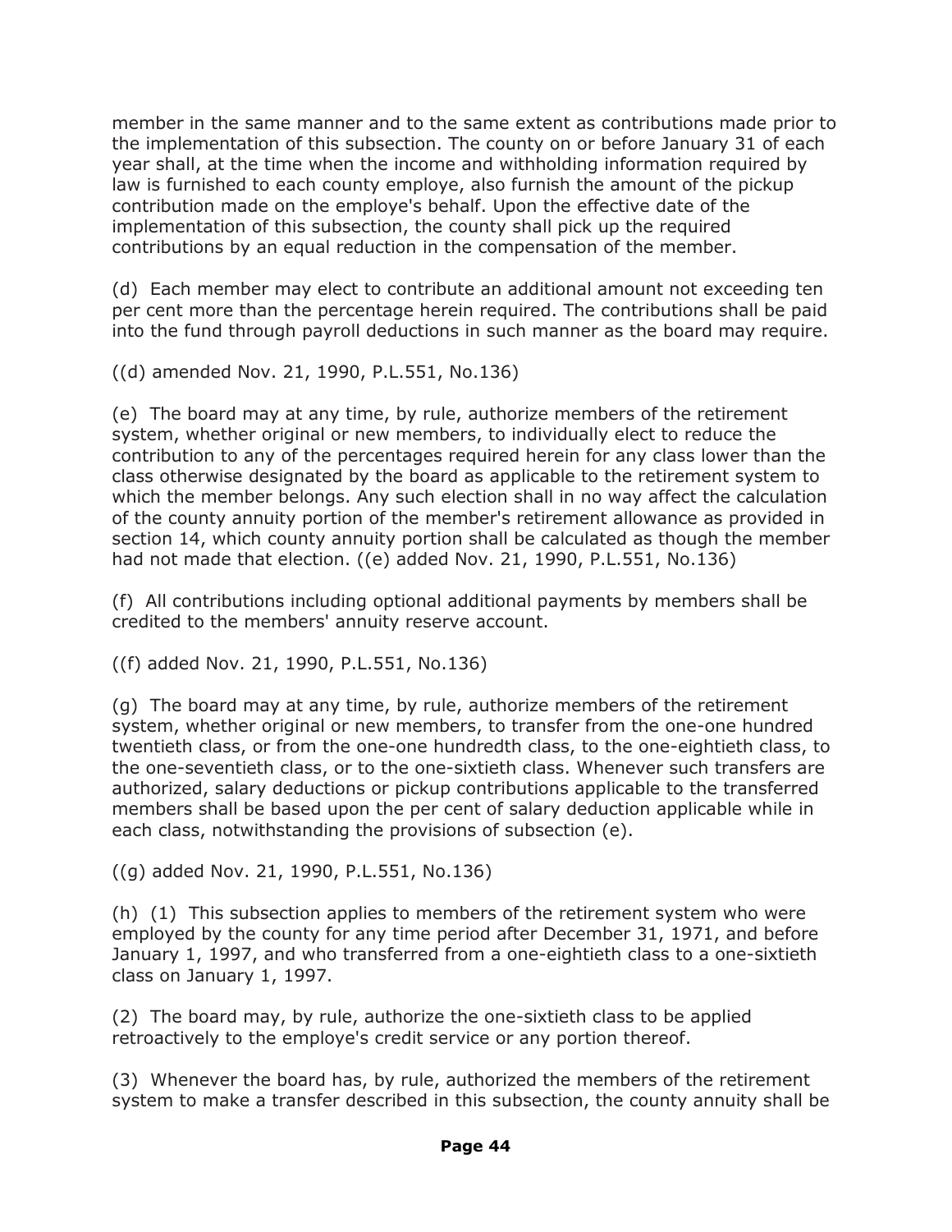member in the same manner and to the same extent as contributions made prior to the implementation of this subsection. The county on or before January 31 of each year shall, at the time when the income and withholding information required by law is furnished to each county employe, also furnish the amount of the pickup contribution made on the employe's behalf. Upon the effective date of the implementation of this subsection, the county shall pick up the required contributions by an equal reduction in the compensation of the member.

(d) Each member may elect to contribute an additional amount not exceeding ten per cent more than the percentage herein required. The contributions shall be paid into the fund through payroll deductions in such manner as the board may require.

((d) amended Nov. 21, 1990, P.L.551, No.136)

(e) The board may at any time, by rule, authorize members of the retirement system, whether original or new members, to individually elect to reduce the contribution to any of the percentages required herein for any class lower than the class otherwise designated by the board as applicable to the retirement system to which the member belongs. Any such election shall in no way affect the calculation of the county annuity portion of the member's retirement allowance as provided in section 14, which county annuity portion shall be calculated as though the member had not made that election. ((e) added Nov. 21, 1990, P.L.551, No.136)

(f) All contributions including optional additional payments by members shall be credited to the members' annuity reserve account.

((f) added Nov. 21, 1990, P.L.551, No.136)

(g) The board may at any time, by rule, authorize members of the retirement system, whether original or new members, to transfer from the one-one hundred twentieth class, or from the one-one hundredth class, to the one-eightieth class, to the one-seventieth class, or to the one-sixtieth class. Whenever such transfers are authorized, salary deductions or pickup contributions applicable to the transferred members shall be based upon the per cent of salary deduction applicable while in each class, notwithstanding the provisions of subsection (e).

((g) added Nov. 21, 1990, P.L.551, No.136)

(h) (1) This subsection applies to members of the retirement system who were employed by the county for any time period after December 31, 1971, and before January 1, 1997, and who transferred from a one-eightieth class to a one-sixtieth class on January 1, 1997.

(2) The board may, by rule, authorize the one-sixtieth class to be applied retroactively to the employe's credit service or any portion thereof.

(3) Whenever the board has, by rule, authorized the members of the retirement system to make a transfer described in this subsection, the county annuity shall be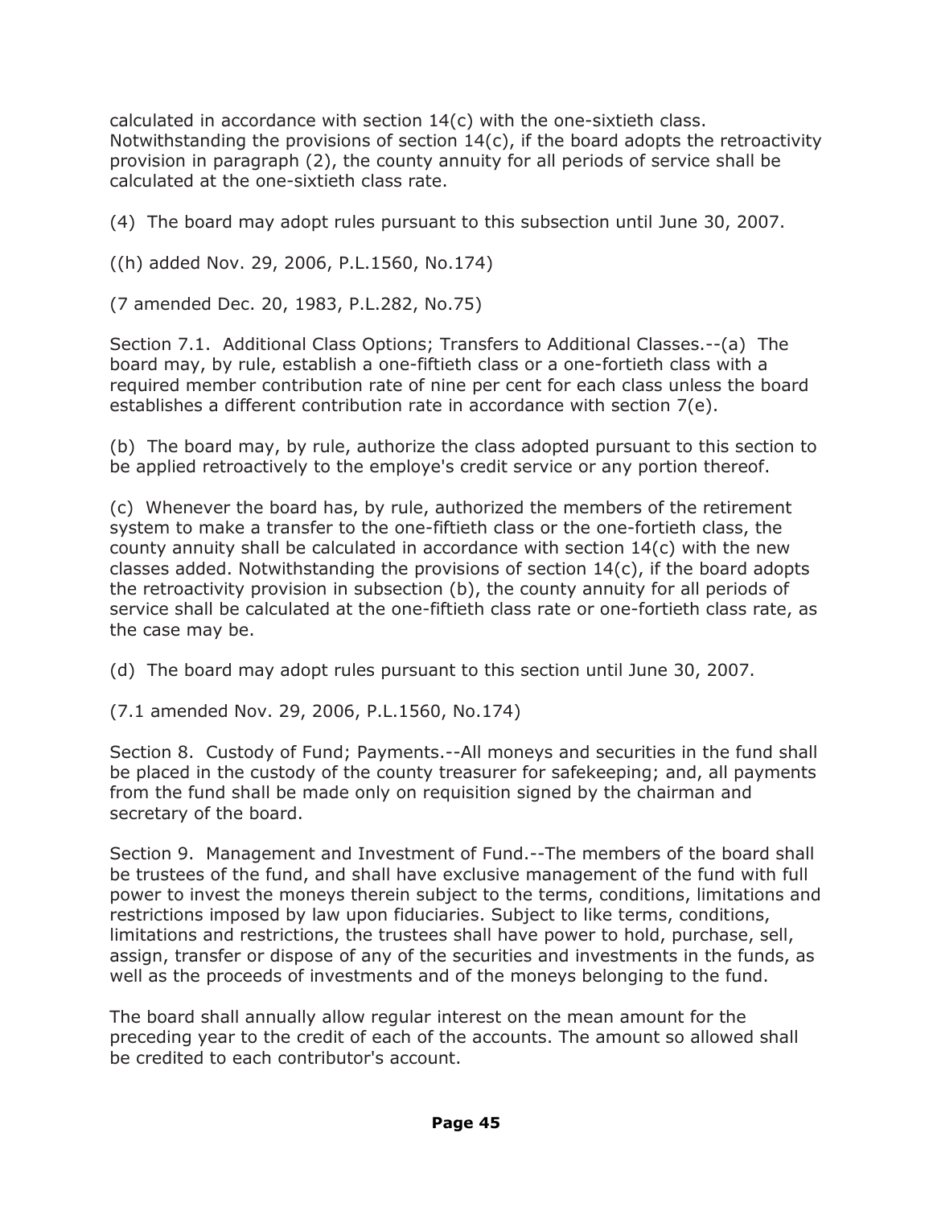calculated in accordance with section 14(c) with the one-sixtieth class. Notwithstanding the provisions of section 14(c), if the board adopts the retroactivity provision in paragraph (2), the county annuity for all periods of service shall be calculated at the one-sixtieth class rate.

(4) The board may adopt rules pursuant to this subsection until June 30, 2007.

((h) added Nov. 29, 2006, P.L.1560, No.174)

(7 amended Dec. 20, 1983, P.L.282, No.75)

Section 7.1. Additional Class Options; Transfers to Additional Classes.--(a) The board may, by rule, establish a one-fiftieth class or a one-fortieth class with a required member contribution rate of nine per cent for each class unless the board establishes a different contribution rate in accordance with section 7(e).

(b) The board may, by rule, authorize the class adopted pursuant to this section to be applied retroactively to the employe's credit service or any portion thereof.

(c) Whenever the board has, by rule, authorized the members of the retirement system to make a transfer to the one-fiftieth class or the one-fortieth class, the county annuity shall be calculated in accordance with section 14(c) with the new classes added. Notwithstanding the provisions of section 14(c), if the board adopts the retroactivity provision in subsection (b), the county annuity for all periods of service shall be calculated at the one-fiftieth class rate or one-fortieth class rate, as the case may be.

(d) The board may adopt rules pursuant to this section until June 30, 2007.

(7.1 amended Nov. 29, 2006, P.L.1560, No.174)

Section 8. Custody of Fund; Payments.--All moneys and securities in the fund shall be placed in the custody of the county treasurer for safekeeping; and, all payments from the fund shall be made only on requisition signed by the chairman and secretary of the board.

Section 9. Management and Investment of Fund.--The members of the board shall be trustees of the fund, and shall have exclusive management of the fund with full power to invest the moneys therein subject to the terms, conditions, limitations and restrictions imposed by law upon fiduciaries. Subject to like terms, conditions, limitations and restrictions, the trustees shall have power to hold, purchase, sell, assign, transfer or dispose of any of the securities and investments in the funds, as well as the proceeds of investments and of the moneys belonging to the fund.

The board shall annually allow regular interest on the mean amount for the preceding year to the credit of each of the accounts. The amount so allowed shall be credited to each contributor's account.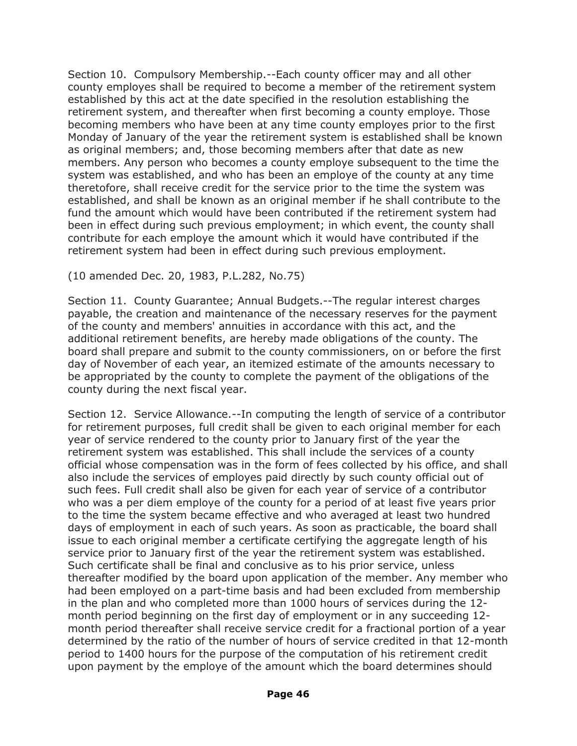Section 10. Compulsory Membership.--Each county officer may and all other county employes shall be required to become a member of the retirement system established by this act at the date specified in the resolution establishing the retirement system, and thereafter when first becoming a county employe. Those becoming members who have been at any time county employes prior to the first Monday of January of the year the retirement system is established shall be known as original members; and, those becoming members after that date as new members. Any person who becomes a county employe subsequent to the time the system was established, and who has been an employe of the county at any time theretofore, shall receive credit for the service prior to the time the system was established, and shall be known as an original member if he shall contribute to the fund the amount which would have been contributed if the retirement system had been in effect during such previous employment; in which event, the county shall contribute for each employe the amount which it would have contributed if the retirement system had been in effect during such previous employment.

(10 amended Dec. 20, 1983, P.L.282, No.75)

Section 11. County Guarantee; Annual Budgets.--The regular interest charges payable, the creation and maintenance of the necessary reserves for the payment of the county and members' annuities in accordance with this act, and the additional retirement benefits, are hereby made obligations of the county. The board shall prepare and submit to the county commissioners, on or before the first day of November of each year, an itemized estimate of the amounts necessary to be appropriated by the county to complete the payment of the obligations of the county during the next fiscal year.

Section 12. Service Allowance.--In computing the length of service of a contributor for retirement purposes, full credit shall be given to each original member for each year of service rendered to the county prior to January first of the year the retirement system was established. This shall include the services of a county official whose compensation was in the form of fees collected by his office, and shall also include the services of employes paid directly by such county official out of such fees. Full credit shall also be given for each year of service of a contributor who was a per diem employe of the county for a period of at least five years prior to the time the system became effective and who averaged at least two hundred days of employment in each of such years. As soon as practicable, the board shall issue to each original member a certificate certifying the aggregate length of his service prior to January first of the year the retirement system was established. Such certificate shall be final and conclusive as to his prior service, unless thereafter modified by the board upon application of the member. Any member who had been employed on a part-time basis and had been excluded from membership in the plan and who completed more than 1000 hours of services during the 12-month period beginning on the first day of employment or in any succeeding 12-month period thereafter shall receive service credit for a fractional portion of a year determined by the ratio of the number of hours of service credited in that 12-month period to 1400 hours for the purpose of the computation of his retirement credit upon payment by the employe of the amount which the board determines should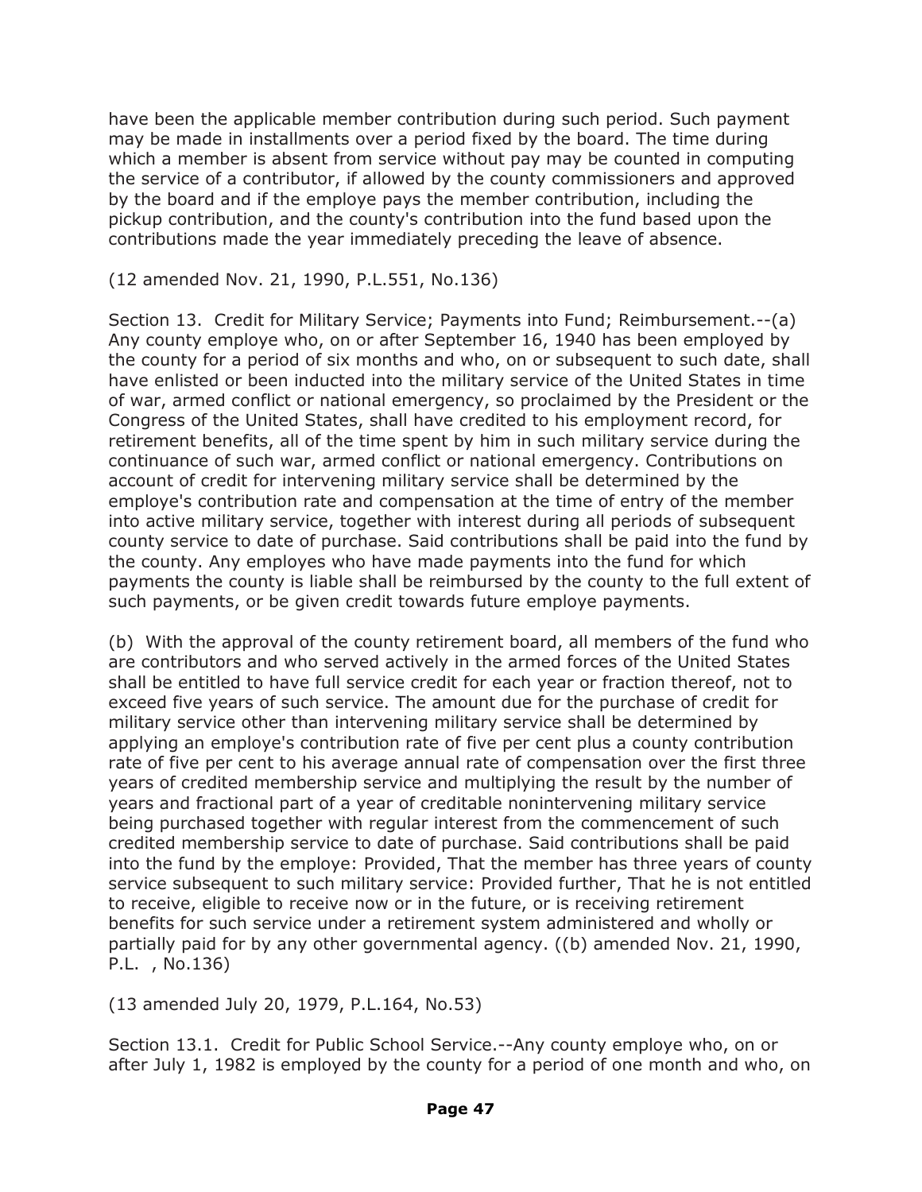have been the applicable member contribution during such period. Such payment may be made in installments over a period fixed by the board. The time during which a member is absent from service without pay may be counted in computing the service of a contributor, if allowed by the county commissioners and approved by the board and if the employe pays the member contribution, including the pickup contribution, and the county's contribution into the fund based upon the contributions made the year immediately preceding the leave of absence.

(12 amended Nov. 21, 1990, P.L.551, No.136)

Section 13. Credit for Military Service; Payments into Fund; Reimbursement.--(a) Any county employe who, on or after September 16, 1940 has been employed by the county for a period of six months and who, on or subsequent to such date, shall have enlisted or been inducted into the military service of the United States in time of war, armed conflict or national emergency, so proclaimed by the President or the Congress of the United States, shall have credited to his employment record, for retirement benefits, all of the time spent by him in such military service during the continuance of such war, armed conflict or national emergency. Contributions on account of credit for intervening military service shall be determined by the employe's contribution rate and compensation at the time of entry of the member into active military service, together with interest during all periods of subsequent county service to date of purchase. Said contributions shall be paid into the fund by the county. Any employes who have made payments into the fund for which payments the county is liable shall be reimbursed by the county to the full extent of such payments, or be given credit towards future employe payments.

(b) With the approval of the county retirement board, all members of the fund who are contributors and who served actively in the armed forces of the United States shall be entitled to have full service credit for each year or fraction thereof, not to exceed five years of such service. The amount due for the purchase of credit for military service other than intervening military service shall be determined by applying an employe's contribution rate of five per cent plus a county contribution rate of five per cent to his average annual rate of compensation over the first three years of credited membership service and multiplying the result by the number of years and fractional part of a year of creditable nonintervening military service being purchased together with regular interest from the commencement of such credited membership service to date of purchase. Said contributions shall be paid into the fund by the employe: Provided, That the member has three years of county service subsequent to such military service: Provided further, That he is not entitled to receive, eligible to receive now or in the future, or is receiving retirement benefits for such service under a retirement system administered and wholly or partially paid for by any other governmental agency. ((b) amended Nov. 21, 1990, P.L. , No.136)

(13 amended July 20, 1979, P.L.164, No.53)

Section 13.1. Credit for Public School Service.--Any county employe who, on or after July 1, 1982 is employed by the county for a period of one month and who, on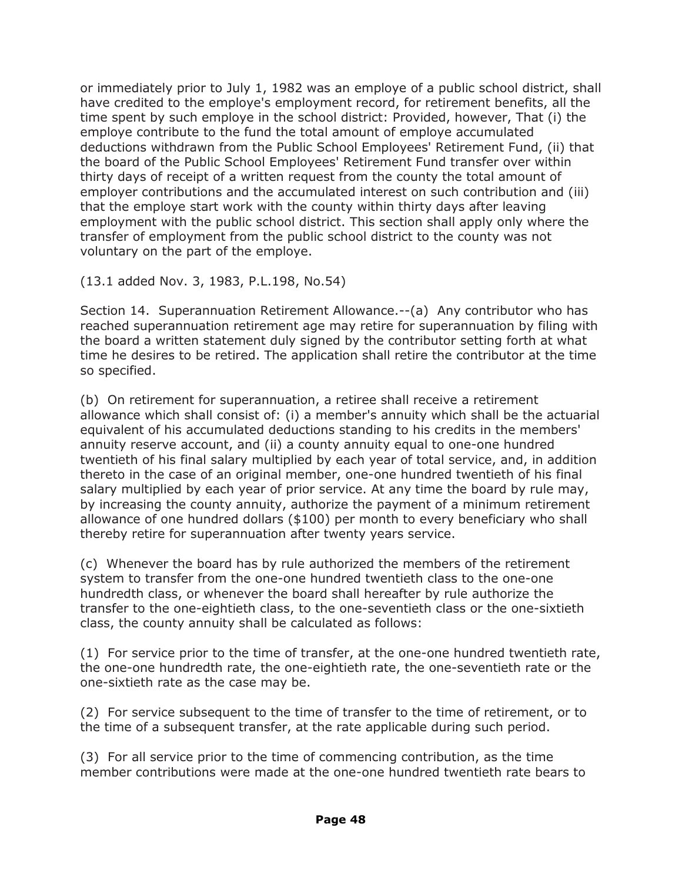or immediately prior to July 1, 1982 was an employe of a public school district, shall have credited to the employe's employment record, for retirement benefits, all the time spent by such employe in the school district: Provided, however, That (i) the employe contribute to the fund the total amount of employe accumulated deductions withdrawn from the Public School Employees' Retirement Fund, (ii) that the board of the Public School Employees' Retirement Fund transfer over within thirty days of receipt of a written request from the county the total amount of employer contributions and the accumulated interest on such contribution and (iii) that the employe start work with the county within thirty days after leaving employment with the public school district. This section shall apply only where the transfer of employment from the public school district to the county was not voluntary on the part of the employe.

(13.1 added Nov. 3, 1983, P.L.198, No.54)

Section 14. Superannuation Retirement Allowance.--(a) Any contributor who has reached superannuation retirement age may retire for superannuation by filing with the board a written statement duly signed by the contributor setting forth at what time he desires to be retired. The application shall retire the contributor at the time so specified.

(b) On retirement for superannuation, a retiree shall receive a retirement allowance which shall consist of: (i) a member's annuity which shall be the actuarial equivalent of his accumulated deductions standing to his credits in the members' annuity reserve account, and (ii) a county annuity equal to one-one hundred twentieth of his final salary multiplied by each year of total service, and, in addition thereto in the case of an original member, one-one hundred twentieth of his final salary multiplied by each year of prior service. At any time the board by rule may, by increasing the county annuity, authorize the payment of a minimum retirement allowance of one hundred dollars ($100) per month to every beneficiary who shall thereby retire for superannuation after twenty years service.

(c) Whenever the board has by rule authorized the members of the retirement system to transfer from the one-one hundred twentieth class to the one-one hundredth class, or whenever the board shall hereafter by rule authorize the transfer to the one-eightieth class, to the one-seventieth class or the one-sixtieth class, the county annuity shall be calculated as follows:

(1) For service prior to the time of transfer, at the one-one hundred twentieth rate, the one-one hundredth rate, the one-eightieth rate, the one-seventieth rate or the one-sixtieth rate as the case may be.

(2) For service subsequent to the time of transfer to the time of retirement, or to the time of a subsequent transfer, at the rate applicable during such period.

(3) For all service prior to the time of commencing contribution, as the time member contributions were made at the one-one hundred twentieth rate bears to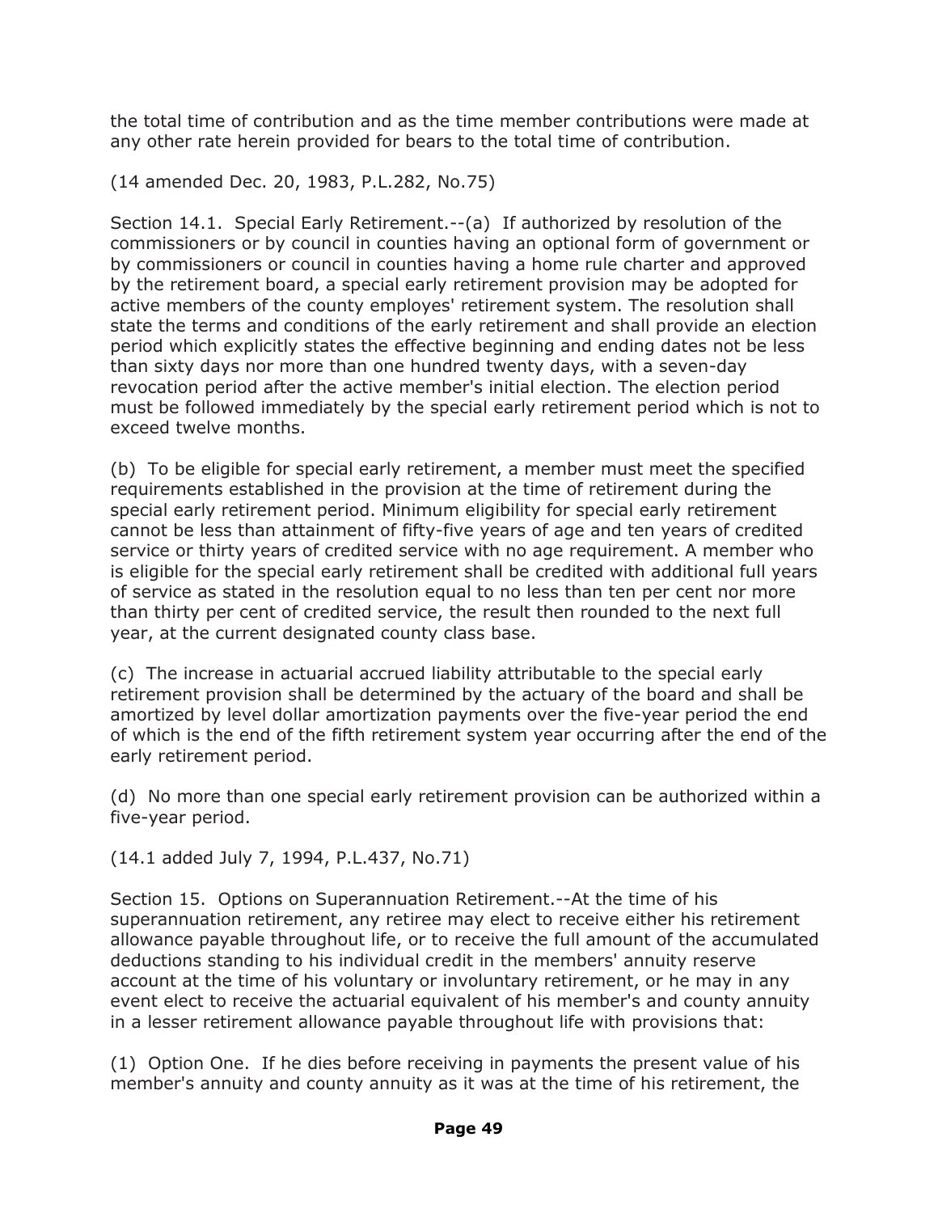the total time of contribution and as the time member contributions were made at any other rate herein provided for bears to the total time of contribution.

(14 amended Dec. 20, 1983, P.L.282, No.75)

Section 14.1. Special Early Retirement.--(a) If authorized by resolution of the commissioners or by council in counties having an optional form of government or by commissioners or council in counties having a home rule charter and approved by the retirement board, a special early retirement provision may be adopted for active members of the county employes' retirement system. The resolution shall state the terms and conditions of the early retirement and shall provide an election period which explicitly states the effective beginning and ending dates not be less than sixty days nor more than one hundred twenty days, with a seven-day revocation period after the active member's initial election. The election period must be followed immediately by the special early retirement period which is not to exceed twelve months.

(b) To be eligible for special early retirement, a member must meet the specified requirements established in the provision at the time of retirement during the special early retirement period. Minimum eligibility for special early retirement cannot be less than attainment of fifty-five years of age and ten years of credited service or thirty years of credited service with no age requirement. A member who is eligible for the special early retirement shall be credited with additional full years of service as stated in the resolution equal to no less than ten per cent nor more than thirty per cent of credited service, the result then rounded to the next full year, at the current designated county class base.

(c) The increase in actuarial accrued liability attributable to the special early retirement provision shall be determined by the actuary of the board and shall be amortized by level dollar amortization payments over the five-year period the end of which is the end of the fifth retirement system year occurring after the end of the early retirement period.

(d) No more than one special early retirement provision can be authorized within a five-year period.

(14.1 added July 7, 1994, P.L.437, No.71)

Section 15. Options on Superannuation Retirement.--At the time of his superannuation retirement, any retiree may elect to receive either his retirement allowance payable throughout life, or to receive the full amount of the accumulated deductions standing to his individual credit in the members' annuity reserve account at the time of his voluntary or involuntary retirement, or he may in any event elect to receive the actuarial equivalent of his member's and county annuity in a lesser retirement allowance payable throughout life with provisions that:

(1) Option One. If he dies before receiving in payments the present value of his member's annuity and county annuity as it was at the time of his retirement, the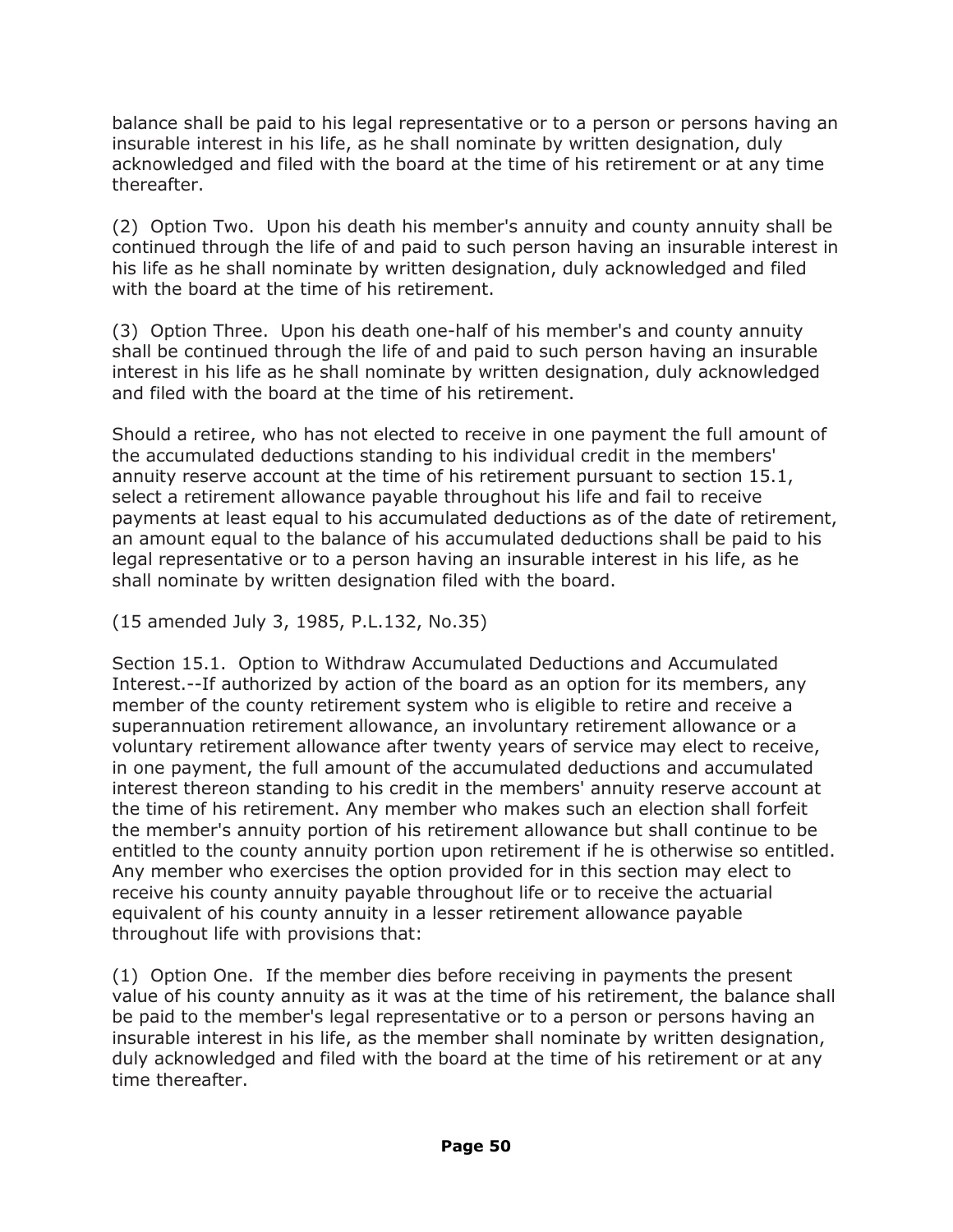balance shall be paid to his legal representative or to a person or persons having an insurable interest in his life, as he shall nominate by written designation, duly acknowledged and filed with the board at the time of his retirement or at any time thereafter.

(2) Option Two. Upon his death his member's annuity and county annuity shall be continued through the life of and paid to such person having an insurable interest in his life as he shall nominate by written designation, duly acknowledged and filed with the board at the time of his retirement.

(3) Option Three. Upon his death one-half of his member's and county annuity shall be continued through the life of and paid to such person having an insurable interest in his life as he shall nominate by written designation, duly acknowledged and filed with the board at the time of his retirement.

Should a retiree, who has not elected to receive in one payment the full amount of the accumulated deductions standing to his individual credit in the members' annuity reserve account at the time of his retirement pursuant to section 15.1, select a retirement allowance payable throughout his life and fail to receive payments at least equal to his accumulated deductions as of the date of retirement, an amount equal to the balance of his accumulated deductions shall be paid to his legal representative or to a person having an insurable interest in his life, as he shall nominate by written designation filed with the board.

(15 amended July 3, 1985, P.L.132, No.35)

Section 15.1. Option to Withdraw Accumulated Deductions and Accumulated Interest.--If authorized by action of the board as an option for its members, any member of the county retirement system who is eligible to retire and receive a superannuation retirement allowance, an involuntary retirement allowance or a voluntary retirement allowance after twenty years of service may elect to receive, in one payment, the full amount of the accumulated deductions and accumulated interest thereon standing to his credit in the members' annuity reserve account at the time of his retirement. Any member who makes such an election shall forfeit the member's annuity portion of his retirement allowance but shall continue to be entitled to the county annuity portion upon retirement if he is otherwise so entitled. Any member who exercises the option provided for in this section may elect to receive his county annuity payable throughout life or to receive the actuarial equivalent of his county annuity in a lesser retirement allowance payable throughout life with provisions that:

(1) Option One. If the member dies before receiving in payments the present value of his county annuity as it was at the time of his retirement, the balance shall be paid to the member's legal representative or to a person or persons having an insurable interest in his life, as the member shall nominate by written designation, duly acknowledged and filed with the board at the time of his retirement or at any time thereafter.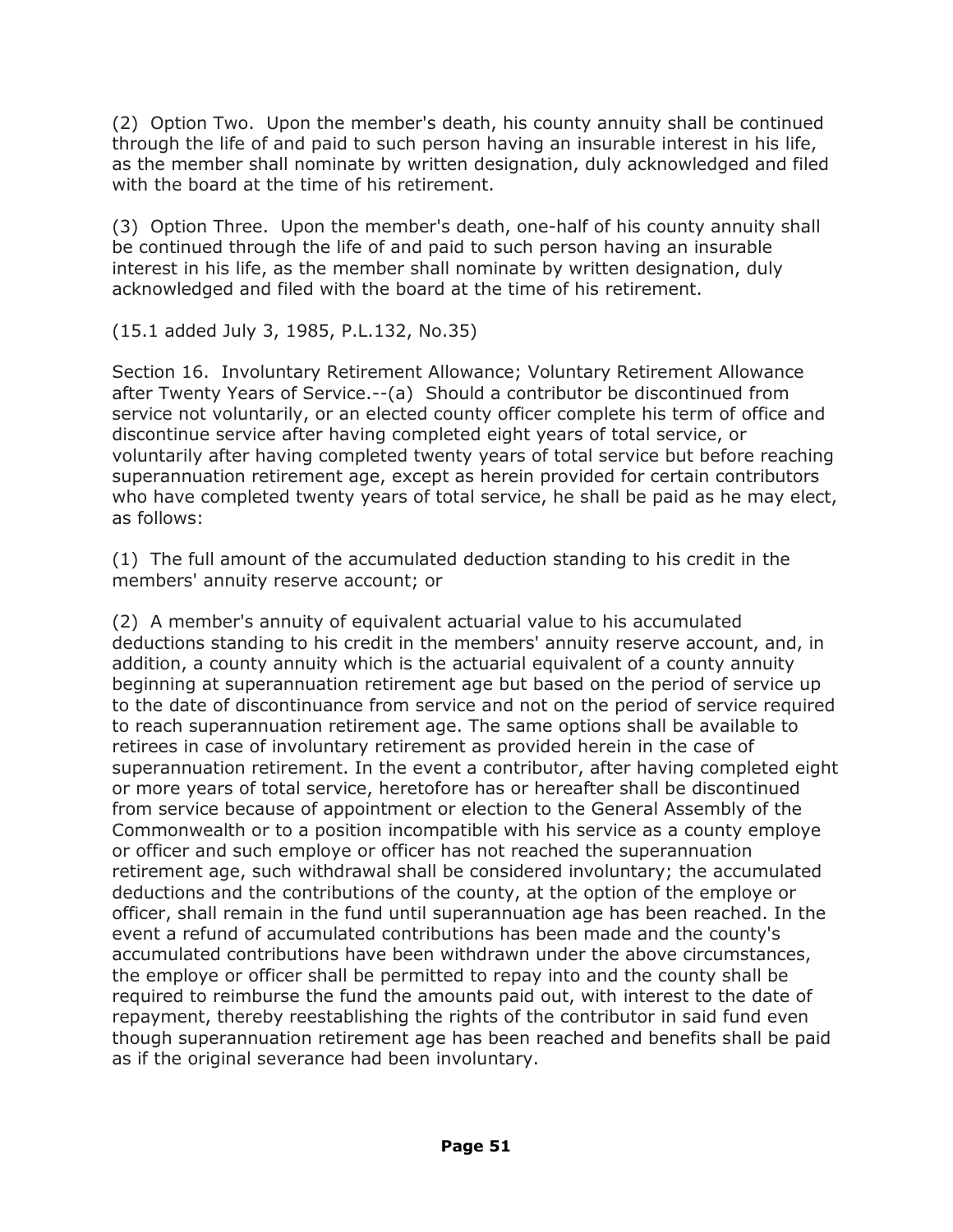(2) Option Two. Upon the member's death, his county annuity shall be continued through the life of and paid to such person having an insurable interest in his life, as the member shall nominate by written designation, duly acknowledged and filed with the board at the time of his retirement.

(3) Option Three. Upon the member's death, one-half of his county annuity shall be continued through the life of and paid to such person having an insurable interest in his life, as the member shall nominate by written designation, duly acknowledged and filed with the board at the time of his retirement.

(15.1 added July 3, 1985, P.L.132, No.35)

Section 16. Involuntary Retirement Allowance; Voluntary Retirement Allowance after Twenty Years of Service.--(a) Should a contributor be discontinued from service not voluntarily, or an elected county officer complete his term of office and discontinue service after having completed eight years of total service, or voluntarily after having completed twenty years of total service but before reaching superannuation retirement age, except as herein provided for certain contributors who have completed twenty years of total service, he shall be paid as he may elect, as follows:

(1) The full amount of the accumulated deduction standing to his credit in the members' annuity reserve account; or

(2) A member's annuity of equivalent actuarial value to his accumulated deductions standing to his credit in the members' annuity reserve account, and, in addition, a county annuity which is the actuarial equivalent of a county annuity beginning at superannuation retirement age but based on the period of service up to the date of discontinuance from service and not on the period of service required to reach superannuation retirement age. The same options shall be available to retirees in case of involuntary retirement as provided herein in the case of superannuation retirement. In the event a contributor, after having completed eight or more years of total service, heretofore has or hereafter shall be discontinued from service because of appointment or election to the General Assembly of the Commonwealth or to a position incompatible with his service as a county employe or officer and such employe or officer has not reached the superannuation retirement age, such withdrawal shall be considered involuntary; the accumulated deductions and the contributions of the county, at the option of the employe or officer, shall remain in the fund until superannuation age has been reached. In the event a refund of accumulated contributions has been made and the county's accumulated contributions have been withdrawn under the above circumstances, the employe or officer shall be permitted to repay into and the county shall be required to reimburse the fund the amounts paid out, with interest to the date of repayment, thereby reestablishing the rights of the contributor in said fund even though superannuation retirement age has been reached and benefits shall be paid as if the original severance had been involuntary.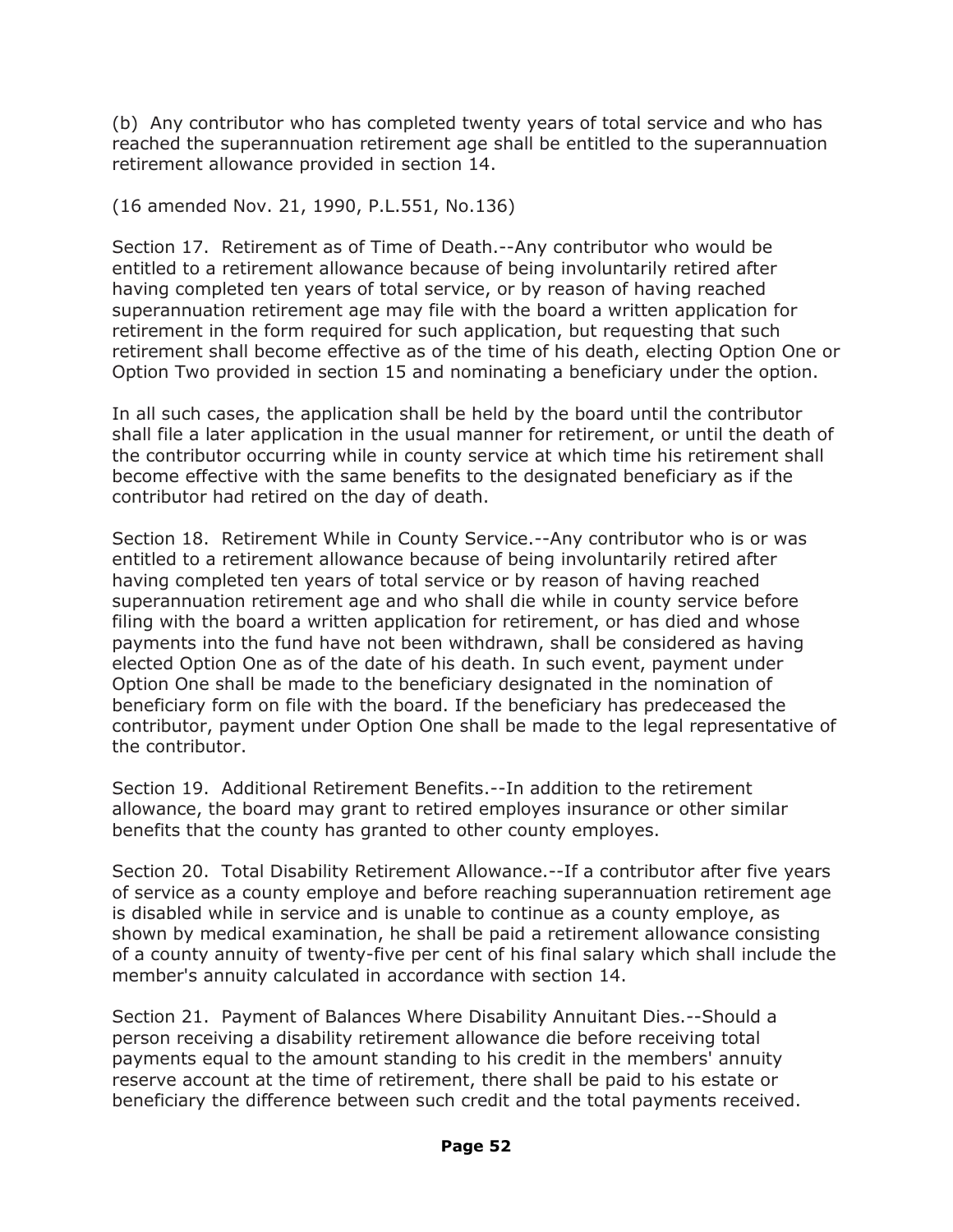(b) Any contributor who has completed twenty years of total service and who has reached the superannuation retirement age shall be entitled to the superannuation retirement allowance provided in section 14.

(16 amended Nov. 21, 1990, P.L.551, No.136)

Section 17. Retirement as of Time of Death.--Any contributor who would be entitled to a retirement allowance because of being involuntarily retired after having completed ten years of total service, or by reason of having reached superannuation retirement age may file with the board a written application for retirement in the form required for such application, but requesting that such retirement shall become effective as of the time of his death, electing Option One or Option Two provided in section 15 and nominating a beneficiary under the option.

In all such cases, the application shall be held by the board until the contributor shall file a later application in the usual manner for retirement, or until the death of the contributor occurring while in county service at which time his retirement shall become effective with the same benefits to the designated beneficiary as if the contributor had retired on the day of death.

Section 18. Retirement While in County Service.--Any contributor who is or was entitled to a retirement allowance because of being involuntarily retired after having completed ten years of total service or by reason of having reached superannuation retirement age and who shall die while in county service before filing with the board a written application for retirement, or has died and whose payments into the fund have not been withdrawn, shall be considered as having elected Option One as of the date of his death. In such event, payment under Option One shall be made to the beneficiary designated in the nomination of beneficiary form on file with the board. If the beneficiary has predeceased the contributor, payment under Option One shall be made to the legal representative of the contributor.

Section 19. Additional Retirement Benefits.--In addition to the retirement allowance, the board may grant to retired employes insurance or other similar benefits that the county has granted to other county employes.

Section 20. Total Disability Retirement Allowance.--If a contributor after five years of service as a county employe and before reaching superannuation retirement age is disabled while in service and is unable to continue as a county employe, as shown by medical examination, he shall be paid a retirement allowance consisting of a county annuity of twenty-five per cent of his final salary which shall include the member's annuity calculated in accordance with section 14.

Section 21. Payment of Balances Where Disability Annuitant Dies.--Should a person receiving a disability retirement allowance die before receiving total payments equal to the amount standing to his credit in the members' annuity reserve account at the time of retirement, there shall be paid to his estate or beneficiary the difference between such credit and the total payments received.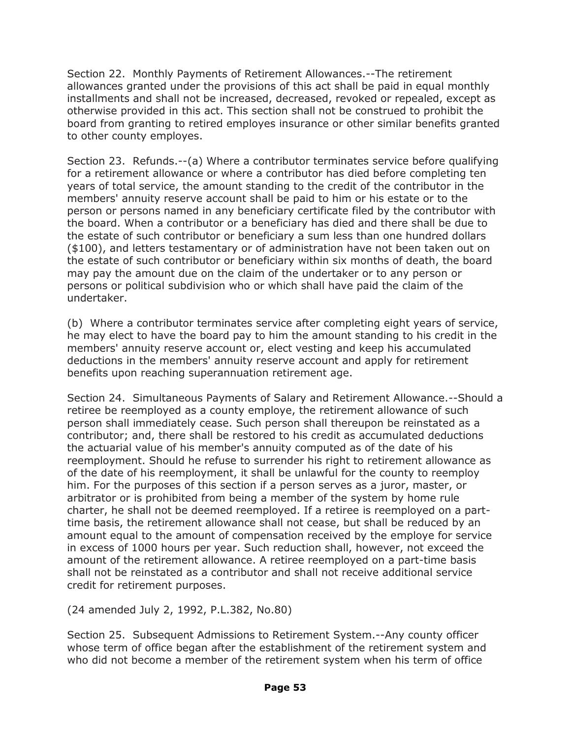Section 22. Monthly Payments of Retirement Allowances.--The retirement allowances granted under the provisions of this act shall be paid in equal monthly installments and shall not be increased, decreased, revoked or repealed, except as otherwise provided in this act. This section shall not be construed to prohibit the board from granting to retired employes insurance or other similar benefits granted to other county employes.

Section 23. Refunds.--(a) Where a contributor terminates service before qualifying for a retirement allowance or where a contributor has died before completing ten years of total service, the amount standing to the credit of the contributor in the members' annuity reserve account shall be paid to him or his estate or to the person or persons named in any beneficiary certificate filed by the contributor with the board. When a contributor or a beneficiary has died and there shall be due to the estate of such contributor or beneficiary a sum less than one hundred dollars ($100), and letters testamentary or of administration have not been taken out on the estate of such contributor or beneficiary within six months of death, the board may pay the amount due on the claim of the undertaker or to any person or persons or political subdivision who or which shall have paid the claim of the undertaker.

(b) Where a contributor terminates service after completing eight years of service, he may elect to have the board pay to him the amount standing to his credit in the members' annuity reserve account or, elect vesting and keep his accumulated deductions in the members' annuity reserve account and apply for retirement benefits upon reaching superannuation retirement age.

Section 24. Simultaneous Payments of Salary and Retirement Allowance.--Should a retiree be reemployed as a county employe, the retirement allowance of such person shall immediately cease. Such person shall thereupon be reinstated as a contributor; and, there shall be restored to his credit as accumulated deductions the actuarial value of his member's annuity computed as of the date of his reemployment. Should he refuse to surrender his right to retirement allowance as of the date of his reemployment, it shall be unlawful for the county to reemploy him. For the purposes of this section if a person serves as a juror, master, or arbitrator or is prohibited from being a member of the system by home rule charter, he shall not be deemed reemployed. If a retiree is reemployed on a part-time basis, the retirement allowance shall not cease, but shall be reduced by an amount equal to the amount of compensation received by the employe for service in excess of 1000 hours per year. Such reduction shall, however, not exceed the amount of the retirement allowance. A retiree reemployed on a part-time basis shall not be reinstated as a contributor and shall not receive additional service credit for retirement purposes.

(24 amended July 2, 1992, P.L.382, No.80)

Section 25. Subsequent Admissions to Retirement System.--Any county officer whose term of office began after the establishment of the retirement system and who did not become a member of the retirement system when his term of office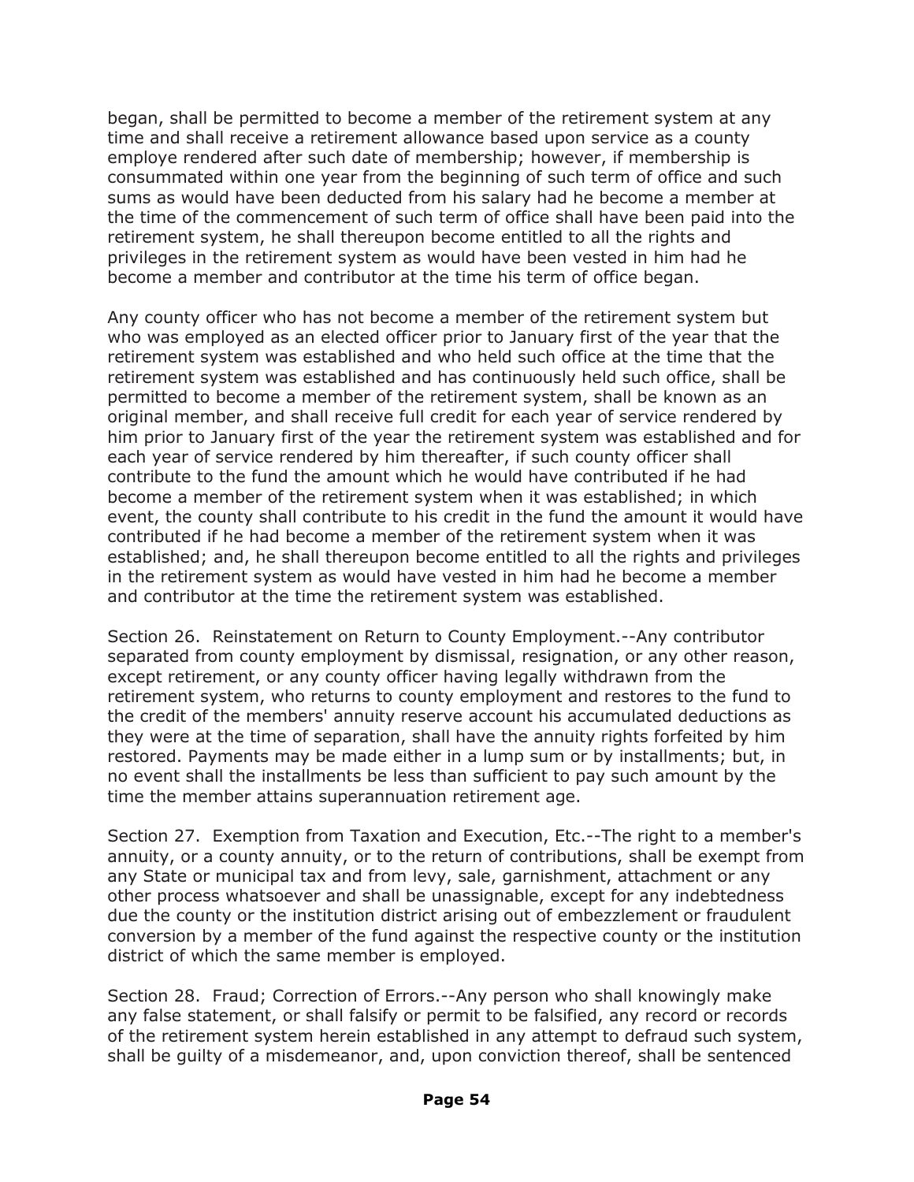began, shall be permitted to become a member of the retirement system at any time and shall receive a retirement allowance based upon service as a county employe rendered after such date of membership; however, if membership is consummated within one year from the beginning of such term of office and such sums as would have been deducted from his salary had he become a member at the time of the commencement of such term of office shall have been paid into the retirement system, he shall thereupon become entitled to all the rights and privileges in the retirement system as would have been vested in him had he become a member and contributor at the time his term of office began.

Any county officer who has not become a member of the retirement system but who was employed as an elected officer prior to January first of the year that the retirement system was established and who held such office at the time that the retirement system was established and has continuously held such office, shall be permitted to become a member of the retirement system, shall be known as an original member, and shall receive full credit for each year of service rendered by him prior to January first of the year the retirement system was established and for each year of service rendered by him thereafter, if such county officer shall contribute to the fund the amount which he would have contributed if he had become a member of the retirement system when it was established; in which event, the county shall contribute to his credit in the fund the amount it would have contributed if he had become a member of the retirement system when it was established; and, he shall thereupon become entitled to all the rights and privileges in the retirement system as would have vested in him had he become a member and contributor at the time the retirement system was established.

Section 26. Reinstatement on Return to County Employment.--Any contributor separated from county employment by dismissal, resignation, or any other reason, except retirement, or any county officer having legally withdrawn from the retirement system, who returns to county employment and restores to the fund to the credit of the members' annuity reserve account his accumulated deductions as they were at the time of separation, shall have the annuity rights forfeited by him restored. Payments may be made either in a lump sum or by installments; but, in no event shall the installments be less than sufficient to pay such amount by the time the member attains superannuation retirement age.

Section 27. Exemption from Taxation and Execution, Etc.--The right to a member's annuity, or a county annuity, or to the return of contributions, shall be exempt from any State or municipal tax and from levy, sale, garnishment, attachment or any other process whatsoever and shall be unassignable, except for any indebtedness due the county or the institution district arising out of embezzlement or fraudulent conversion by a member of the fund against the respective county or the institution district of which the same member is employed.

Section 28. Fraud; Correction of Errors.--Any person who shall knowingly make any false statement, or shall falsify or permit to be falsified, any record or records of the retirement system herein established in any attempt to defraud such system, shall be guilty of a misdemeanor, and, upon conviction thereof, shall be sentenced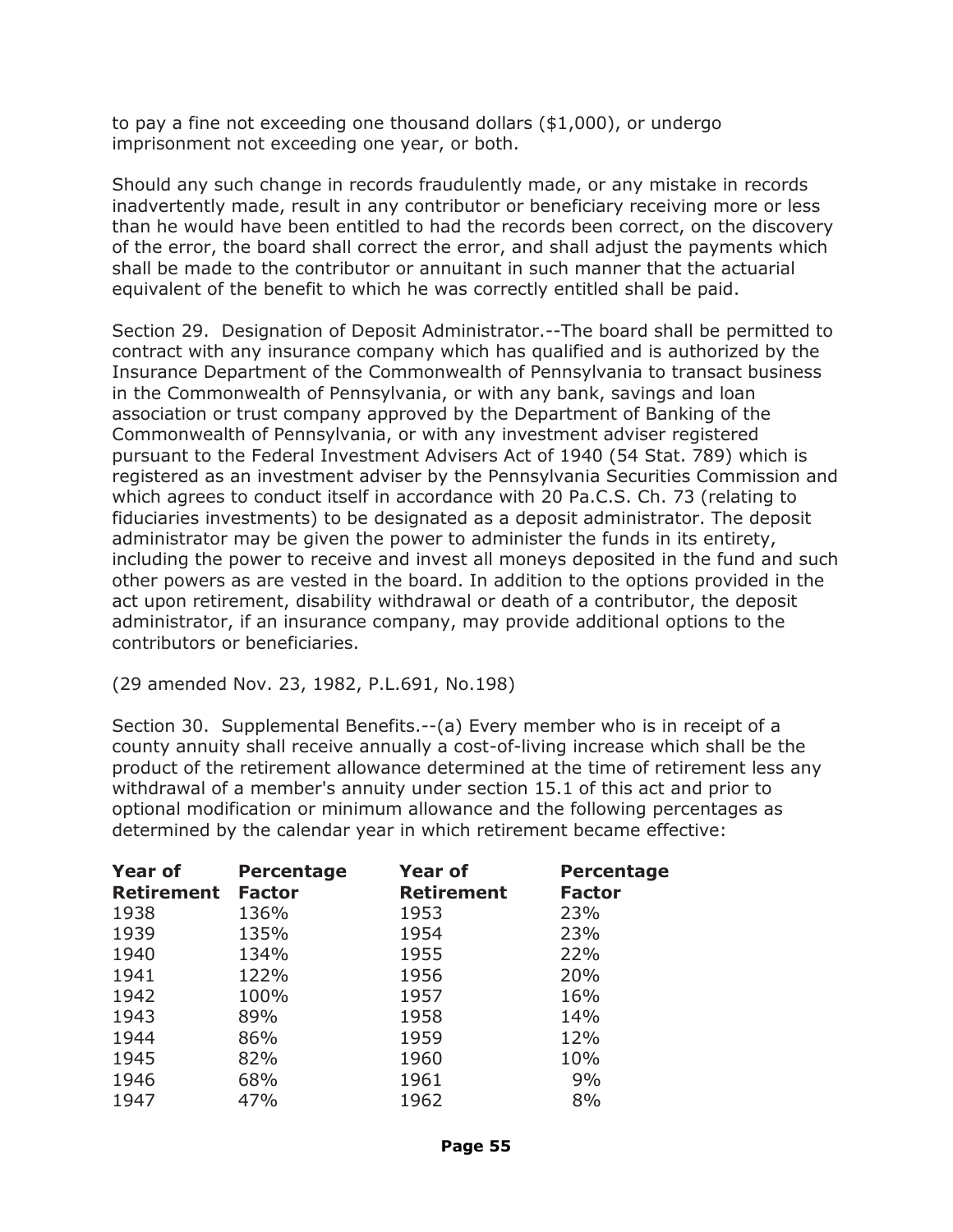to pay a fine not exceeding one thousand dollars ($1,000), or undergo imprisonment not exceeding one year, or both.

Should any such change in records fraudulently made, or any mistake in records inadvertently made, result in any contributor or beneficiary receiving more or less than he would have been entitled to had the records been correct, on the discovery of the error, the board shall correct the error, and shall adjust the payments which shall be made to the contributor or annuitant in such manner that the actuarial equivalent of the benefit to which he was correctly entitled shall be paid.

Section 29. Designation of Deposit Administrator.--The board shall be permitted to contract with any insurance company which has qualified and is authorized by the Insurance Department of the Commonwealth of Pennsylvania to transact business in the Commonwealth of Pennsylvania, or with any bank, savings and loan association or trust company approved by the Department of Banking of the Commonwealth of Pennsylvania, or with any investment adviser registered pursuant to the Federal Investment Advisers Act of 1940 (54 Stat. 789) which is registered as an investment adviser by the Pennsylvania Securities Commission and which agrees to conduct itself in accordance with 20 Pa.C.S. Ch. 73 (relating to fiduciaries investments) to be designated as a deposit administrator. The deposit administrator may be given the power to administer the funds in its entirety, including the power to receive and invest all moneys deposited in the fund and such other powers as are vested in the board. In addition to the options provided in the act upon retirement, disability withdrawal or death of a contributor, the deposit administrator, if an insurance company, may provide additional options to the contributors or beneficiaries.

(29 amended Nov. 23, 1982, P.L.691, No.198)

Section 30. Supplemental Benefits.--(a) Every member who is in receipt of a county annuity shall receive annually a cost-of-living increase which shall be the product of the retirement allowance determined at the time of retirement less any withdrawal of a member's annuity under section 15.1 of this act and prior to optional modification or minimum allowance and the following percentages as determined by the calendar year in which retirement became effective:

| Year of Retirement | Percentage Factor | Year of Retirement | Percentage Factor |
|---|---|---|---|
| 1938 | 136% | 1953 | 23% |
| 1939 | 135% | 1954 | 23% |
| 1940 | 134% | 1955 | 22% |
| 1941 | 122% | 1956 | 20% |
| 1942 | 100% | 1957 | 16% |
| 1943 | 89% | 1958 | 14% |
| 1944 | 86% | 1959 | 12% |
| 1945 | 82% | 1960 | 10% |
| 1946 | 68% | 1961 | 9% |
| 1947 | 47% | 1962 | 8% |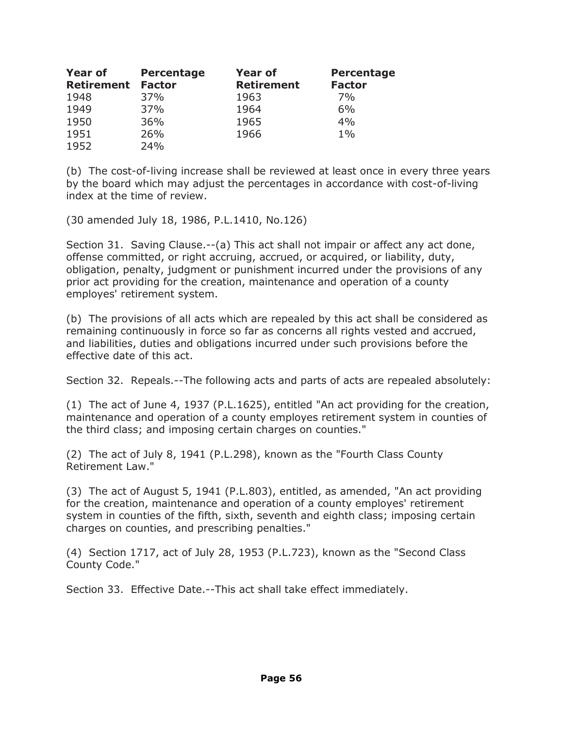| Year of Retirement | Percentage Factor | Year of Retirement | Percentage Factor |
|---|---|---|---|
| 1948 | 37% | 1963 | 7% |
| 1949 | 37% | 1964 | 6% |
| 1950 | 36% | 1965 | 4% |
| 1951 | 26% | 1966 | 1% |
| 1952 | 24% | | |

(b) The cost-of-living increase shall be reviewed at least once in every three years by the board which may adjust the percentages in accordance with cost-of-living index at the time of review.

(30 amended July 18, 1986, P.L.1410, No.126)

Section 31. Saving Clause.--(a) This act shall not impair or affect any act done, offense committed, or right accruing, accrued, or acquired, or liability, duty, obligation, penalty, judgment or punishment incurred under the provisions of any prior act providing for the creation, maintenance and operation of a county employes' retirement system.

(b) The provisions of all acts which are repealed by this act shall be considered as remaining continuously in force so far as concerns all rights vested and accrued, and liabilities, duties and obligations incurred under such provisions before the effective date of this act.

Section 32. Repeals.--The following acts and parts of acts are repealed absolutely:

(1) The act of June 4, 1937 (P.L.1625), entitled "An act providing for the creation, maintenance and operation of a county employes retirement system in counties of the third class; and imposing certain charges on counties."

(2) The act of July 8, 1941 (P.L.298), known as the "Fourth Class County Retirement Law."

(3) The act of August 5, 1941 (P.L.803), entitled, as amended, "An act providing for the creation, maintenance and operation of a county employes' retirement system in counties of the fifth, sixth, seventh and eighth class; imposing certain charges on counties, and prescribing penalties."

(4) Section 1717, act of July 28, 1953 (P.L.723), known as the "Second Class County Code."

Section 33. Effective Date.--This act shall take effect immediately.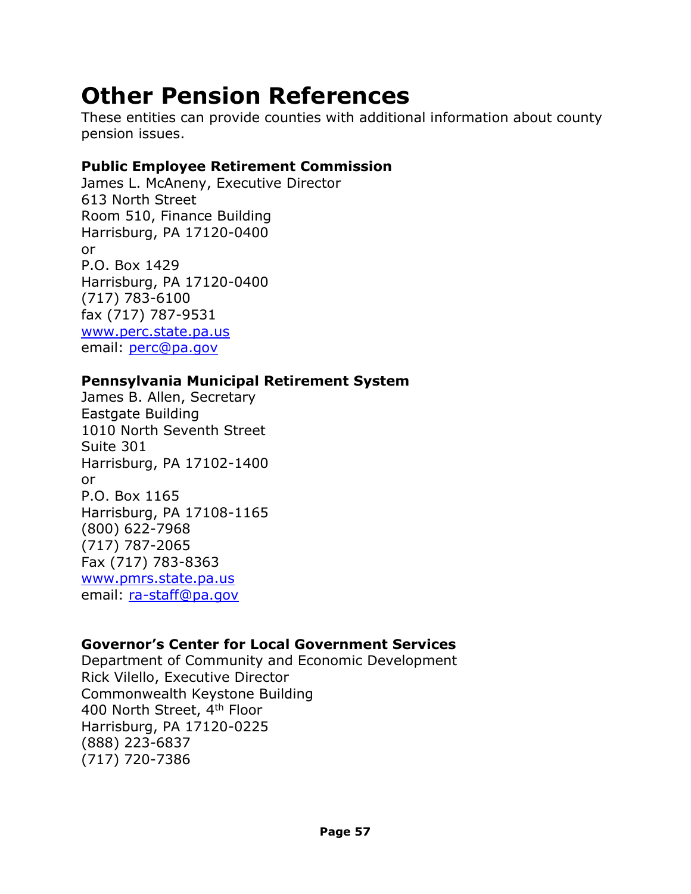# Other Pension References

These entities can provide counties with additional information about county pension issues.

**Public Employee Retirement Commission**
James L. McAneny, Executive Director
613 North Street
Room 510, Finance Building
Harrisburg, PA 17120-0400
or
P.O. Box 1429
Harrisburg, PA 17120-0400
(717) 783-6100
fax (717) 787-9531
www.perc.state.pa.us
email: perc@pa.gov

**Pennsylvania Municipal Retirement System**
James B. Allen, Secretary
Eastgate Building
1010 North Seventh Street
Suite 301
Harrisburg, PA 17102-1400
or
P.O. Box 1165
Harrisburg, PA 17108-1165
(800) 622-7968
(717) 787-2065
Fax (717) 783-8363
www.pmrs.state.pa.us
email: ra-staff@pa.gov

**Governor's Center for Local Government Services**
Department of Community and Economic Development
Rick Vilello, Executive Director
Commonwealth Keystone Building
400 North Street, 4th Floor
Harrisburg, PA 17120-0225
(888) 223-6837
(717) 720-7386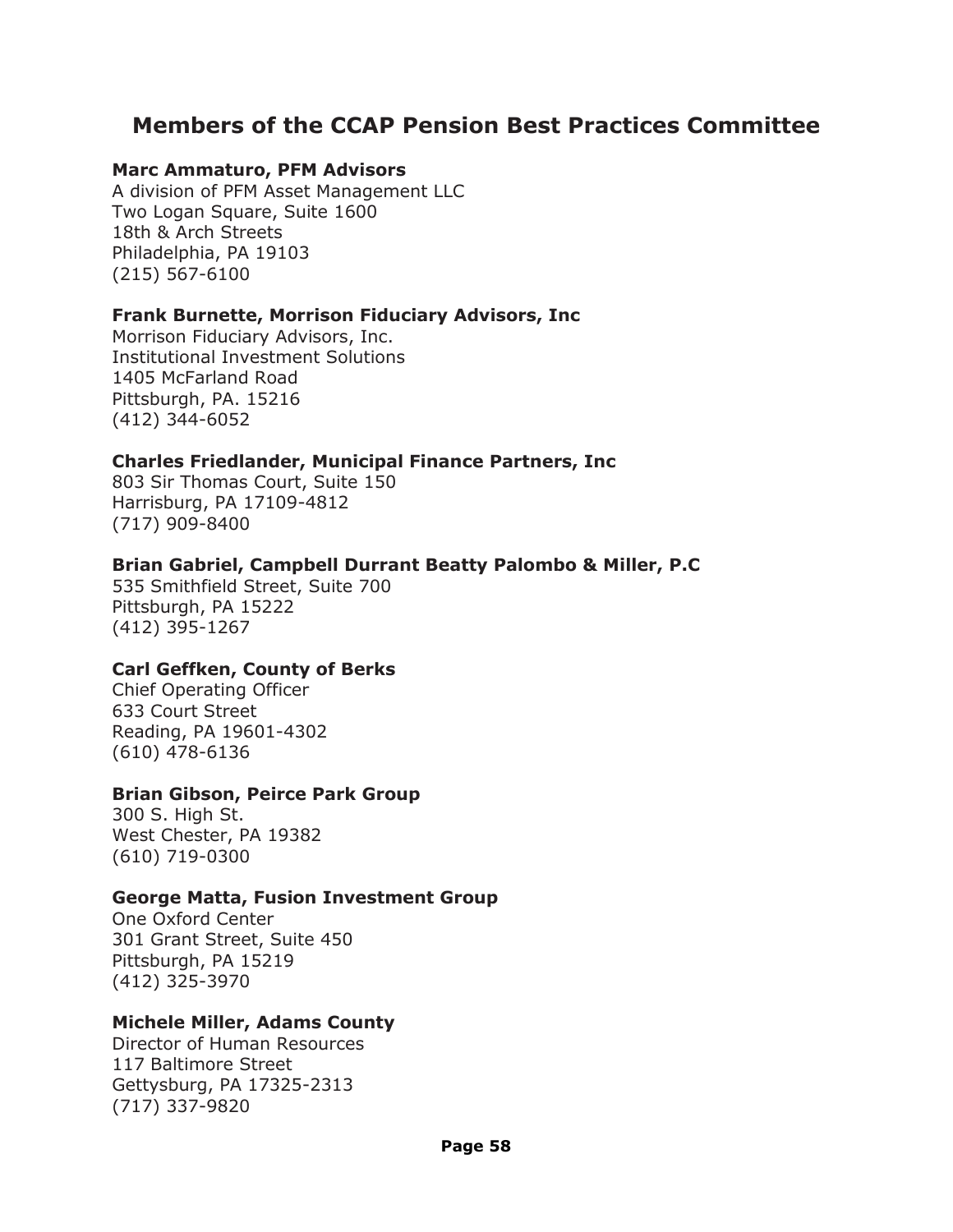## Members of the CCAP Pension Best Practices Committee

**Marc Ammaturo, PFM Advisors**
A division of PFM Asset Management LLC
Two Logan Square, Suite 1600
18th & Arch Streets
Philadelphia, PA 19103
(215) 567-6100

**Frank Burnette, Morrison Fiduciary Advisors, Inc**
Morrison Fiduciary Advisors, Inc.
Institutional Investment Solutions
1405 McFarland Road
Pittsburgh, PA. 15216
(412) 344-6052

**Charles Friedlander, Municipal Finance Partners, Inc**
803 Sir Thomas Court, Suite 150
Harrisburg, PA 17109-4812
(717) 909-8400

**Brian Gabriel, Campbell Durrant Beatty Palombo & Miller, P.C**
535 Smithfield Street, Suite 700
Pittsburgh, PA 15222
(412) 395-1267

**Carl Geffken, County of Berks**
Chief Operating Officer
633 Court Street
Reading, PA 19601-4302
(610) 478-6136

**Brian Gibson, Peirce Park Group**
300 S. High St.
West Chester, PA 19382
(610) 719-0300

**George Matta, Fusion Investment Group**
One Oxford Center
301 Grant Street, Suite 450
Pittsburgh, PA 15219
(412) 325-3970

**Michele Miller, Adams County**
Director of Human Resources
117 Baltimore Street
Gettysburg, PA 17325-2313
(717) 337-9820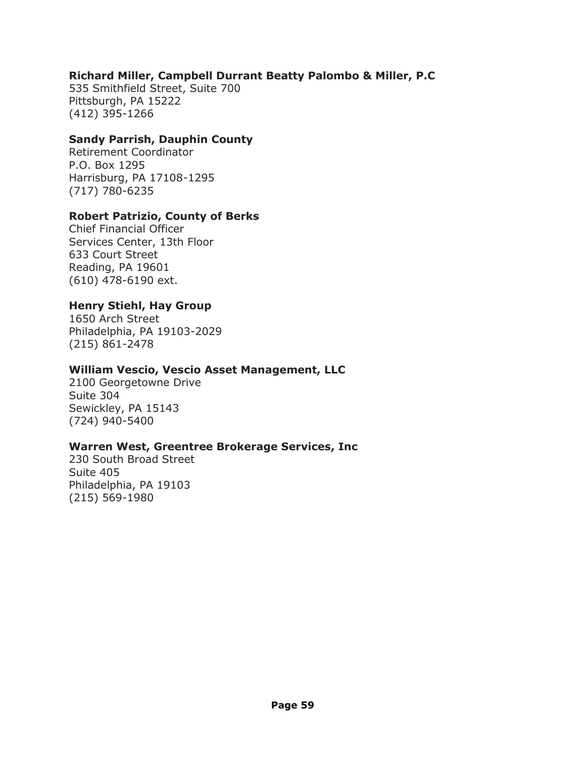**Richard Miller, Campbell Durrant Beatty Palombo & Miller, P.C**
535 Smithfield Street, Suite 700
Pittsburgh, PA 15222
(412) 395-1266

**Sandy Parrish, Dauphin County**
Retirement Coordinator
P.O. Box 1295
Harrisburg, PA 17108-1295
(717) 780-6235

**Robert Patrizio, County of Berks**
Chief Financial Officer
Services Center, 13th Floor
633 Court Street
Reading, PA 19601
(610) 478-6190 ext.

**Henry Stiehl, Hay Group**
1650 Arch Street
Philadelphia, PA 19103-2029
(215) 861-2478

**William Vescio, Vescio Asset Management, LLC**
2100 Georgetowne Drive
Suite 304
Sewickley, PA 15143
(724) 940-5400

**Warren West, Greentree Brokerage Services, Inc**
230 South Broad Street
Suite 405
Philadelphia, PA 19103
(215) 569-1980